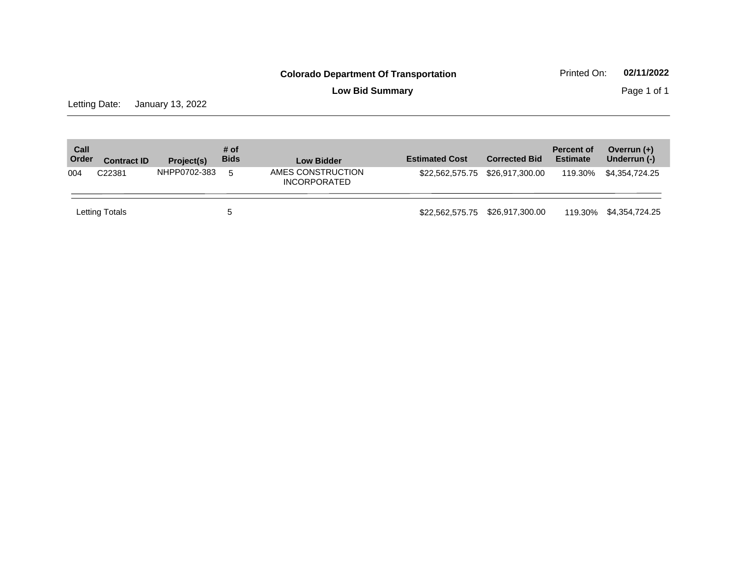**Colorado Department Of Transportation**

**Low Bid Summary**

Printed On: **02/11/2022**

Letting Date: January 13, 2022

| Call Order | Contract ID | Project(s) | # of Bids | Low Bidder | Estimated Cost | Corrected Bid | Percent of Estimate | Overrun (+) Underrun (-) |
|---|---|---|---|---|---|---|---|---|
| 004 | C22381 | NHPP0702-383 | 5 | AMES CONSTRUCTION INCORPORATED | $22,562,575.75 | $26,917,300.00 | 119.30% | $4,354,724.25 |
| Letting Totals | | | 5 | | $22,562,575.75 | $26,917,300.00 | 119.30% | $4,354,724.25 |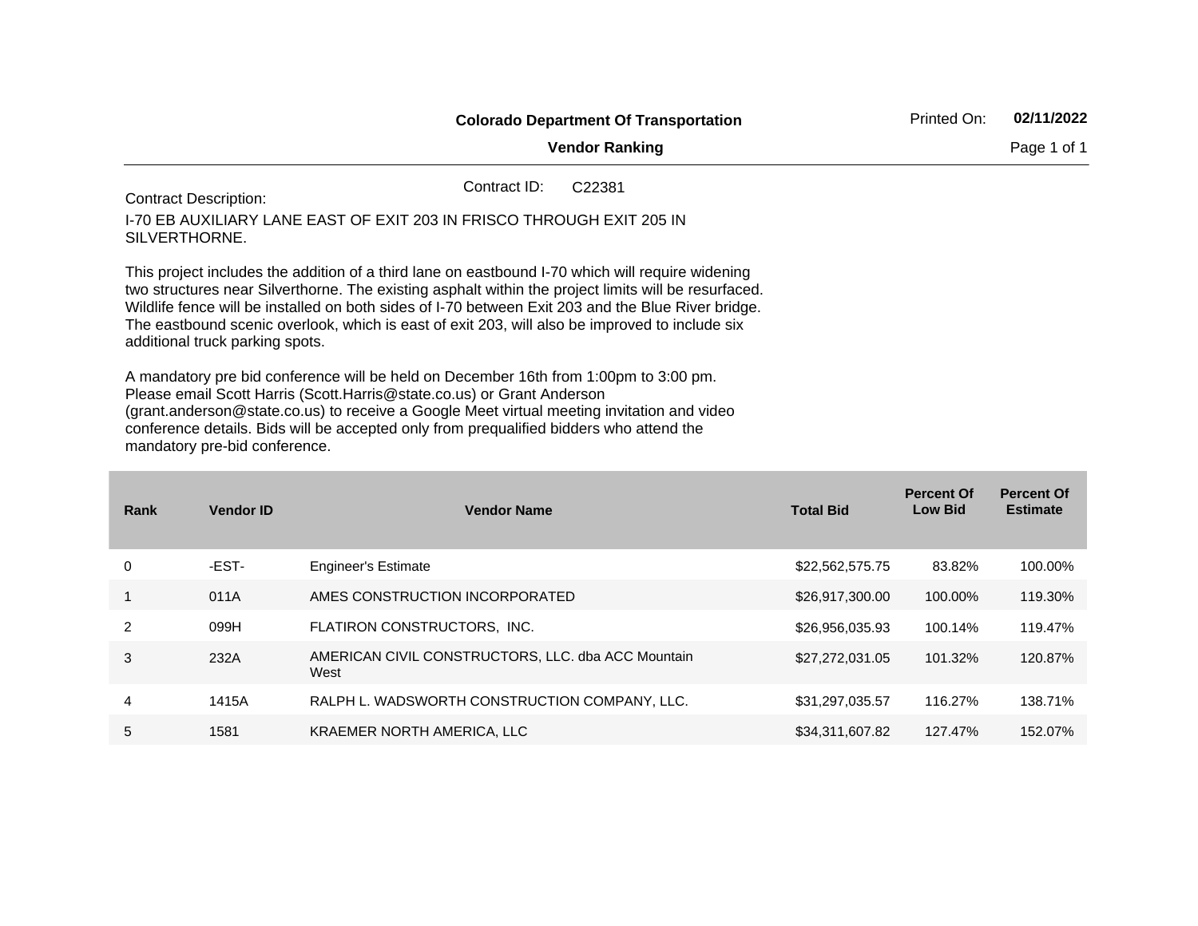**Colorado Department Of Transportation**

**Vendor Ranking**

Printed On: **02/11/2022**

Contract ID: C22381

Contract Description:

I-70 EB AUXILIARY LANE EAST OF EXIT 203 IN FRISCO THROUGH EXIT 205 IN SILVERTHORNE.

This project includes the addition of a third lane on eastbound I-70 which will require widening two structures near Silverthorne. The existing asphalt within the project limits will be resurfaced. Wildlife fence will be installed on both sides of I-70 between Exit 203 and the Blue River bridge. The eastbound scenic overlook, which is east of exit 203, will also be improved to include six additional truck parking spots.

A mandatory pre bid conference will be held on December 16th from 1:00pm to 3:00 pm. Please email Scott Harris (Scott.Harris@state.co.us) or Grant Anderson (grant.anderson@state.co.us) to receive a Google Meet virtual meeting invitation and video conference details. Bids will be accepted only from prequalified bidders who attend the mandatory pre-bid conference.

| Rank | Vendor ID | Vendor Name | Total Bid | Percent Of Low Bid | Percent Of Estimate |
|---|---|---|---|---|---|
| 0 | -EST- | Engineer's Estimate | $22,562,575.75 | 83.82% | 100.00% |
| 1 | 011A | AMES CONSTRUCTION INCORPORATED | $26,917,300.00 | 100.00% | 119.30% |
| 2 | 099H | FLATIRON CONSTRUCTORS, INC. | $26,956,035.93 | 100.14% | 119.47% |
| 3 | 232A | AMERICAN CIVIL CONSTRUCTORS, LLC. dba ACC Mountain West | $27,272,031.05 | 101.32% | 120.87% |
| 4 | 1415A | RALPH L. WADSWORTH CONSTRUCTION COMPANY, LLC. | $31,297,035.57 | 116.27% | 138.71% |
| 5 | 1581 | KRAEMER NORTH AMERICA, LLC | $34,311,607.82 | 127.47% | 152.07% |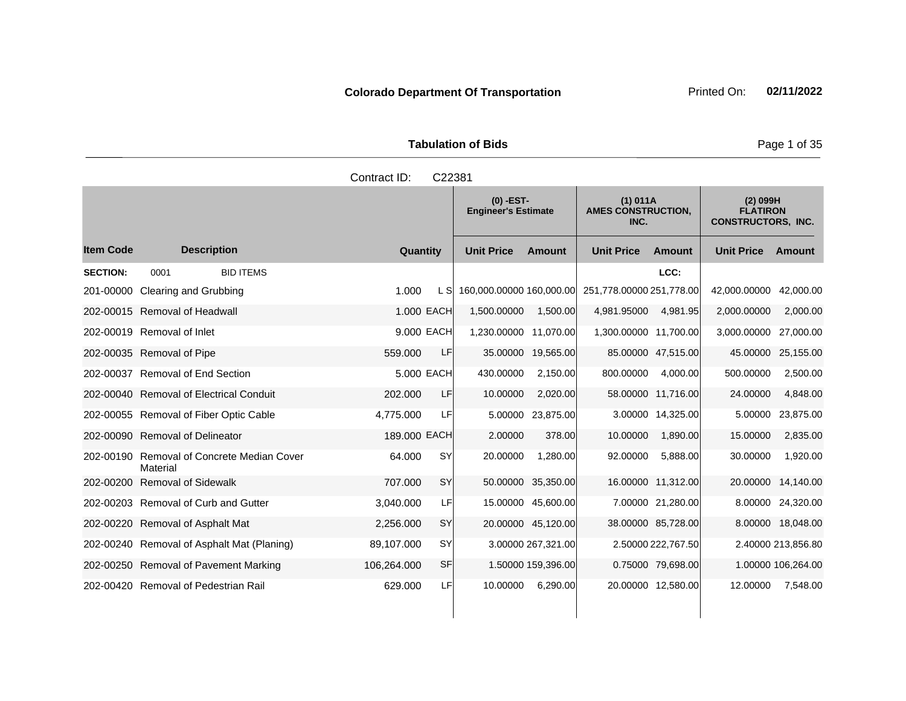**Colorado Department Of Transportation** Printed On: **02/11/2022**

**Tabulation of Bids**

Contract ID: C22381

| Item Code | Description | Quantity | | (0) -EST- Engineer's Estimate Unit Price | Amount | (1) 011A AMES CONSTRUCTION, INC. Unit Price | Amount | (2) 099H FLATIRON CONSTRUCTORS, INC. Unit Price | Amount |
|---|---|---|---|---|---|---|---|---|---|
| **SECTION:** | 0001 BID ITEMS | | | | | | LCC: | | |
| 201-00000 | Clearing and Grubbing | 1.000 | L S | 160,000.00000 | 160,000.00 | 251,778.00000 | 251,778.00 | 42,000.00000 | 42,000.00 |
| 202-00015 | Removal of Headwall | 1.000 | EACH | 1,500.00000 | 1,500.00 | 4,981.95000 | 4,981.95 | 2,000.00000 | 2,000.00 |
| 202-00019 | Removal of Inlet | 9.000 | EACH | 1,230.00000 | 11,070.00 | 1,300.00000 | 11,700.00 | 3,000.00000 | 27,000.00 |
| 202-00035 | Removal of Pipe | 559.000 | LF | 35.00000 | 19,565.00 | 85.00000 | 47,515.00 | 45.00000 | 25,155.00 |
| 202-00037 | Removal of End Section | 5.000 | EACH | 430.00000 | 2,150.00 | 800.00000 | 4,000.00 | 500.00000 | 2,500.00 |
| 202-00040 | Removal of Electrical Conduit | 202.000 | LF | 10.00000 | 2,020.00 | 58.00000 | 11,716.00 | 24.00000 | 4,848.00 |
| 202-00055 | Removal of Fiber Optic Cable | 4,775.000 | LF | 5.00000 | 23,875.00 | 3.00000 | 14,325.00 | 5.00000 | 23,875.00 |
| 202-00090 | Removal of Delineator | 189.000 | EACH | 2.00000 | 378.00 | 10.00000 | 1,890.00 | 15.00000 | 2,835.00 |
| 202-00190 | Removal of Concrete Median Cover Material | 64.000 | SY | 20.00000 | 1,280.00 | 92.00000 | 5,888.00 | 30.00000 | 1,920.00 |
| 202-00200 | Removal of Sidewalk | 707.000 | SY | 50.00000 | 35,350.00 | 16.00000 | 11,312.00 | 20.00000 | 14,140.00 |
| 202-00203 | Removal of Curb and Gutter | 3,040.000 | LF | 15.00000 | 45,600.00 | 7.00000 | 21,280.00 | 8.00000 | 24,320.00 |
| 202-00220 | Removal of Asphalt Mat | 2,256.000 | SY | 20.00000 | 45,120.00 | 38.00000 | 85,728.00 | 8.00000 | 18,048.00 |
| 202-00240 | Removal of Asphalt Mat (Planing) | 89,107.000 | SY | 3.00000 | 267,321.00 | 2.50000 | 222,767.50 | 2.40000 | 213,856.80 |
| 202-00250 | Removal of Pavement Marking | 106,264.000 | SF | 1.50000 | 159,396.00 | 0.75000 | 79,698.00 | 1.00000 | 106,264.00 |
| 202-00420 | Removal of Pedestrian Rail | 629.000 | LF | 10.00000 | 6,290.00 | 20.00000 | 12,580.00 | 12.00000 | 7,548.00 |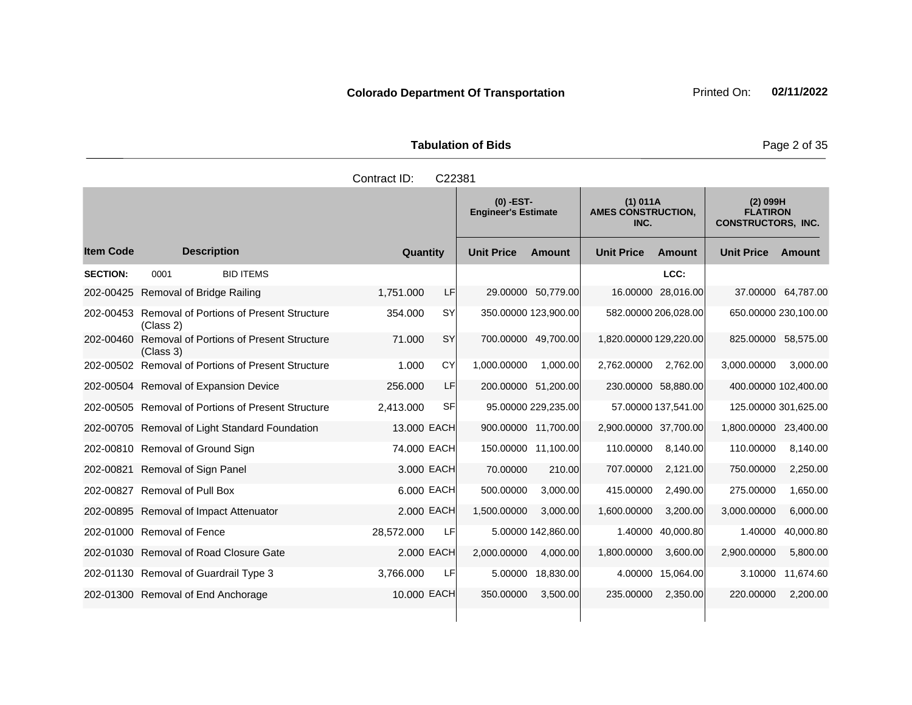**Colorado Department Of Transportation**

Printed On: **02/11/2022**

**Tabulation of Bids**

Contract ID: C22381

| | | | | (0) -EST- Engineer's Estimate | | (1) 011A AMES CONSTRUCTION, INC. | | (2) 099H FLATIRON CONSTRUCTORS, INC. | |
|---|---|---|---|---|---|---|---|---|---|
| **Item Code** | **Description** | **Quantity** | | **Unit Price** | **Amount** | **Unit Price** | **Amount** | **Unit Price** | **Amount** |
| **SECTION:** | 0001 BID ITEMS | | | | | | LCC: | | |
| 202-00425 | Removal of Bridge Railing | 1,751.000 | LF | 29.00000 | 50,779.00 | 16.00000 | 28,016.00 | 37.00000 | 64,787.00 |
| 202-00453 | Removal of Portions of Present Structure (Class 2) | 354.000 | SY | 350.00000 | 123,900.00 | 582.00000 | 206,028.00 | 650.00000 | 230,100.00 |
| 202-00460 | Removal of Portions of Present Structure (Class 3) | 71.000 | SY | 700.00000 | 49,700.00 | 1,820.00000 | 129,220.00 | 825.00000 | 58,575.00 |
| 202-00502 | Removal of Portions of Present Structure | 1.000 | CY | 1,000.00000 | 1,000.00 | 2,762.00000 | 2,762.00 | 3,000.00000 | 3,000.00 |
| 202-00504 | Removal of Expansion Device | 256.000 | LF | 200.00000 | 51,200.00 | 230.00000 | 58,880.00 | 400.00000 | 102,400.00 |
| 202-00505 | Removal of Portions of Present Structure | 2,413.000 | SF | 95.00000 | 229,235.00 | 57.00000 | 137,541.00 | 125.00000 | 301,625.00 |
| 202-00705 | Removal of Light Standard Foundation | 13.000 | EACH | 900.00000 | 11,700.00 | 2,900.00000 | 37,700.00 | 1,800.00000 | 23,400.00 |
| 202-00810 | Removal of Ground Sign | 74.000 | EACH | 150.00000 | 11,100.00 | 110.00000 | 8,140.00 | 110.00000 | 8,140.00 |
| 202-00821 | Removal of Sign Panel | 3.000 | EACH | 70.00000 | 210.00 | 707.00000 | 2,121.00 | 750.00000 | 2,250.00 |
| 202-00827 | Removal of Pull Box | 6.000 | EACH | 500.00000 | 3,000.00 | 415.00000 | 2,490.00 | 275.00000 | 1,650.00 |
| 202-00895 | Removal of Impact Attenuator | 2.000 | EACH | 1,500.00000 | 3,000.00 | 1,600.00000 | 3,200.00 | 3,000.00000 | 6,000.00 |
| 202-01000 | Removal of Fence | 28,572.000 | LF | 5.00000 | 142,860.00 | 1.40000 | 40,000.80 | 1.40000 | 40,000.80 |
| 202-01030 | Removal of Road Closure Gate | 2.000 | EACH | 2,000.00000 | 4,000.00 | 1,800.00000 | 3,600.00 | 2,900.00000 | 5,800.00 |
| 202-01130 | Removal of Guardrail Type 3 | 3,766.000 | LF | 5.00000 | 18,830.00 | 4.00000 | 15,064.00 | 3.10000 | 11,674.60 |
| 202-01300 | Removal of End Anchorage | 10.000 | EACH | 350.00000 | 3,500.00 | 235.00000 | 2,350.00 | 220.00000 | 2,200.00 |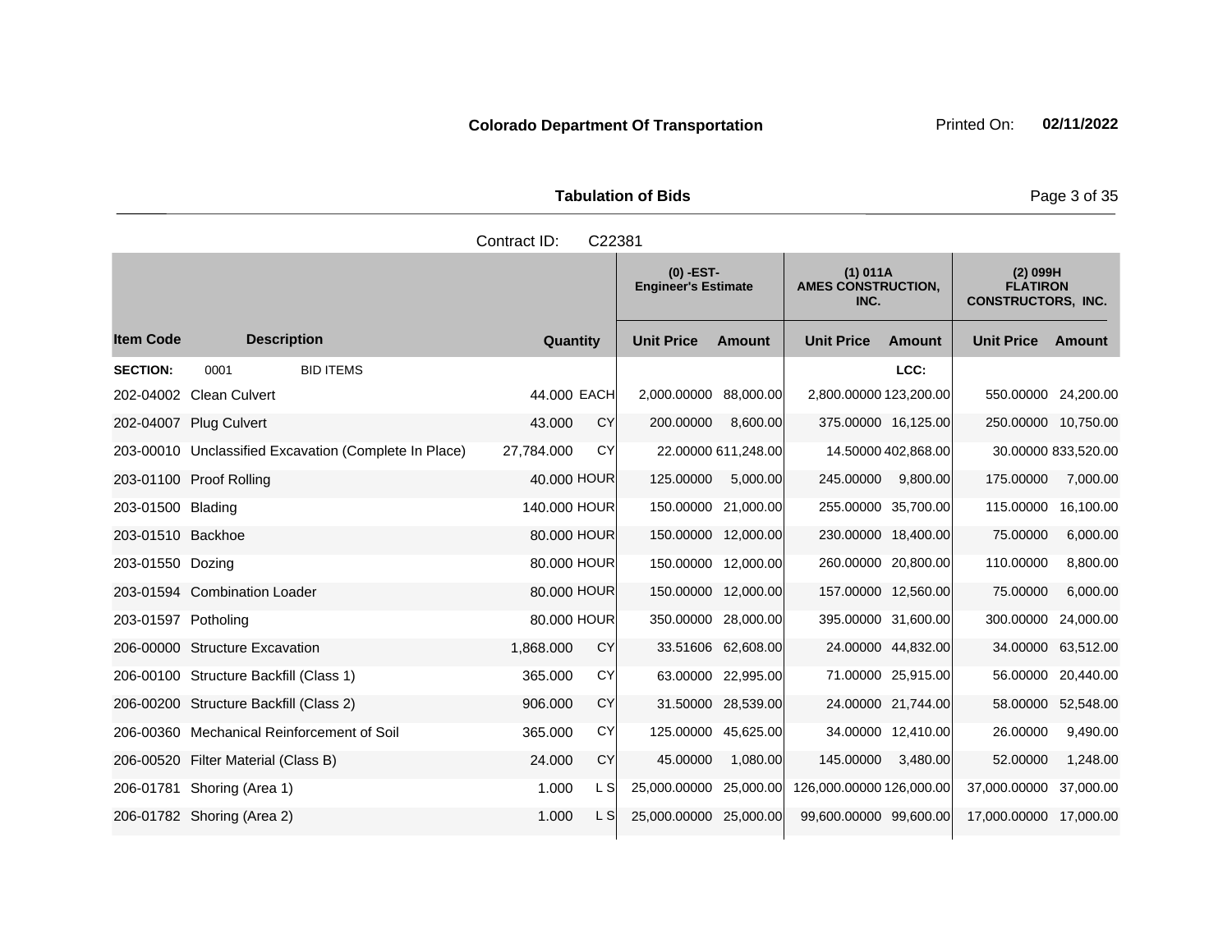**Colorado Department Of Transportation** Printed On: **02/11/2022**

**Tabulation of Bids**

Contract ID: C22381

| | | | | (0) -EST- Engineer's Estimate | | (1) 011A AMES CONSTRUCTION, INC. | | (2) 099H FLATIRON CONSTRUCTORS, INC. | |
|---|---|---|---|---|---|---|---|---|---|
| **Item Code** | **Description** | **Quantity** | | **Unit Price** | **Amount** | **Unit Price** | **Amount** | **Unit Price** | **Amount** |
| **SECTION:** | 0001 BID ITEMS | | | | | | **LCC:** | | |
| 202-04002 | Clean Culvert | 44.000 | EACH | 2,000.00000 | 88,000.00 | 2,800.00000 | 123,200.00 | 550.00000 | 24,200.00 |
| 202-04007 | Plug Culvert | 43.000 | CY | 200.00000 | 8,600.00 | 375.00000 | 16,125.00 | 250.00000 | 10,750.00 |
| 203-00010 | Unclassified Excavation (Complete In Place) | 27,784.000 | CY | 22.00000 | 611,248.00 | 14.50000 | 402,868.00 | 30.00000 | 833,520.00 |
| 203-01100 | Proof Rolling | 40.000 | HOUR | 125.00000 | 5,000.00 | 245.00000 | 9,800.00 | 175.00000 | 7,000.00 |
| 203-01500 | Blading | 140.000 | HOUR | 150.00000 | 21,000.00 | 255.00000 | 35,700.00 | 115.00000 | 16,100.00 |
| 203-01510 | Backhoe | 80.000 | HOUR | 150.00000 | 12,000.00 | 230.00000 | 18,400.00 | 75.00000 | 6,000.00 |
| 203-01550 | Dozing | 80.000 | HOUR | 150.00000 | 12,000.00 | 260.00000 | 20,800.00 | 110.00000 | 8,800.00 |
| 203-01594 | Combination Loader | 80.000 | HOUR | 150.00000 | 12,000.00 | 157.00000 | 12,560.00 | 75.00000 | 6,000.00 |
| 203-01597 | Potholing | 80.000 | HOUR | 350.00000 | 28,000.00 | 395.00000 | 31,600.00 | 300.00000 | 24,000.00 |
| 206-00000 | Structure Excavation | 1,868.000 | CY | 33.51606 | 62,608.00 | 24.00000 | 44,832.00 | 34.00000 | 63,512.00 |
| 206-00100 | Structure Backfill (Class 1) | 365.000 | CY | 63.00000 | 22,995.00 | 71.00000 | 25,915.00 | 56.00000 | 20,440.00 |
| 206-00200 | Structure Backfill (Class 2) | 906.000 | CY | 31.50000 | 28,539.00 | 24.00000 | 21,744.00 | 58.00000 | 52,548.00 |
| 206-00360 | Mechanical Reinforcement of Soil | 365.000 | CY | 125.00000 | 45,625.00 | 34.00000 | 12,410.00 | 26.00000 | 9,490.00 |
| 206-00520 | Filter Material (Class B) | 24.000 | CY | 45.00000 | 1,080.00 | 145.00000 | 3,480.00 | 52.00000 | 1,248.00 |
| 206-01781 | Shoring (Area 1) | 1.000 | L S | 25,000.00000 | 25,000.00 | 126,000.00000 | 126,000.00 | 37,000.00000 | 37,000.00 |
| 206-01782 | Shoring (Area 2) | 1.000 | L S | 25,000.00000 | 25,000.00 | 99,600.00000 | 99,600.00 | 17,000.00000 | 17,000.00 |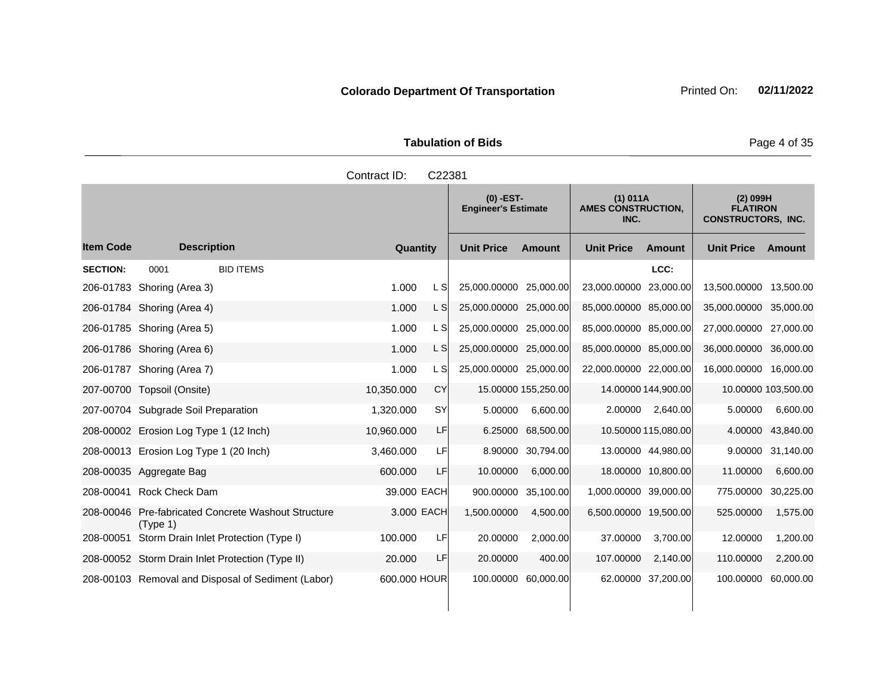**Colorado Department Of Transportation**

Printed On: **02/11/2022**

**Tabulation of Bids**

Contract ID: C22381

| Item Code | Description | Quantity | | (0) -EST- Engineer's Estimate | | (1) 011A AMES CONSTRUCTION, INC. | | (2) 099H FLATIRON CONSTRUCTORS, INC. | |
|---|---|---|---|---|---|---|---|---|---|
| | | | | Unit Price | Amount | Unit Price | Amount | Unit Price | Amount |
| **SECTION:** | 0001 BID ITEMS | | | | | | LCC: | | |
| 206-01783 | Shoring (Area 3) | 1.000 | L S | 25,000.00000 | 25,000.00 | 23,000.00000 | 23,000.00 | 13,500.00000 | 13,500.00 |
| 206-01784 | Shoring (Area 4) | 1.000 | L S | 25,000.00000 | 25,000.00 | 85,000.00000 | 85,000.00 | 35,000.00000 | 35,000.00 |
| 206-01785 | Shoring (Area 5) | 1.000 | L S | 25,000.00000 | 25,000.00 | 85,000.00000 | 85,000.00 | 27,000.00000 | 27,000.00 |
| 206-01786 | Shoring (Area 6) | 1.000 | L S | 25,000.00000 | 25,000.00 | 85,000.00000 | 85,000.00 | 36,000.00000 | 36,000.00 |
| 206-01787 | Shoring (Area 7) | 1.000 | L S | 25,000.00000 | 25,000.00 | 22,000.00000 | 22,000.00 | 16,000.00000 | 16,000.00 |
| 207-00700 | Topsoil (Onsite) | 10,350.000 | CY | 15.00000 | 155,250.00 | 14.00000 | 144,900.00 | 10.00000 | 103,500.00 |
| 207-00704 | Subgrade Soil Preparation | 1,320.000 | SY | 5.00000 | 6,600.00 | 2.00000 | 2,640.00 | 5.00000 | 6,600.00 |
| 208-00002 | Erosion Log Type 1 (12 Inch) | 10,960.000 | LF | 6.25000 | 68,500.00 | 10.50000 | 115,080.00 | 4.00000 | 43,840.00 |
| 208-00013 | Erosion Log Type 1 (20 Inch) | 3,460.000 | LF | 8.90000 | 30,794.00 | 13.00000 | 44,980.00 | 9.00000 | 31,140.00 |
| 208-00035 | Aggregate Bag | 600.000 | LF | 10.00000 | 6,000.00 | 18.00000 | 10,800.00 | 11.00000 | 6,600.00 |
| 208-00041 | Rock Check Dam | 39.000 | EACH | 900.00000 | 35,100.00 | 1,000.00000 | 39,000.00 | 775.00000 | 30,225.00 |
| 208-00046 | Pre-fabricated Concrete Washout Structure (Type 1) | 3.000 | EACH | 1,500.00000 | 4,500.00 | 6,500.00000 | 19,500.00 | 525.00000 | 1,575.00 |
| 208-00051 | Storm Drain Inlet Protection (Type I) | 100.000 | LF | 20.00000 | 2,000.00 | 37.00000 | 3,700.00 | 12.00000 | 1,200.00 |
| 208-00052 | Storm Drain Inlet Protection (Type II) | 20.000 | LF | 20.00000 | 400.00 | 107.00000 | 2,140.00 | 110.00000 | 2,200.00 |
| 208-00103 | Removal and Disposal of Sediment (Labor) | 600.000 | HOUR | 100.00000 | 60,000.00 | 62.00000 | 37,200.00 | 100.00000 | 60,000.00 |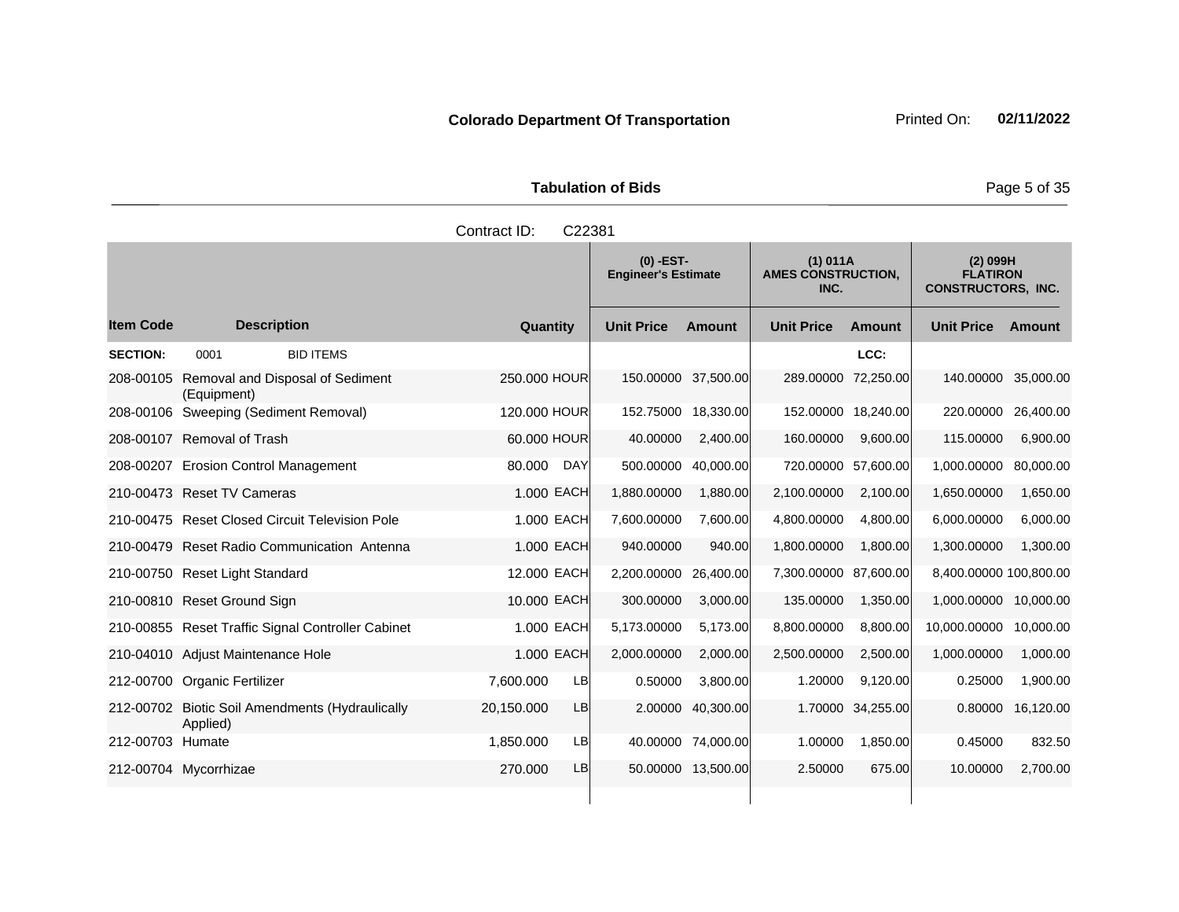**Colorado Department Of Transportation**

Printed On: **02/11/2022**

**Tabulation of Bids**

Contract ID: C22381

| Item Code | Description | Quantity | | (0) -EST- Engineer's Estimate | | (1) 011A AMES CONSTRUCTION, INC. | | (2) 099H FLATIRON CONSTRUCTORS, INC. | |
|---|---|---|---|---|---|---|---|---|---|
| | | | | Unit Price | Amount | Unit Price | Amount | Unit Price | Amount |
| **SECTION:** | 0001 BID ITEMS | | | | | | LCC: | | |
| 208-00105 | Removal and Disposal of Sediment (Equipment) | 250.000 | HOUR | 150.00000 | 37,500.00 | 289.00000 | 72,250.00 | 140.00000 | 35,000.00 |
| 208-00106 | Sweeping (Sediment Removal) | 120.000 | HOUR | 152.75000 | 18,330.00 | 152.00000 | 18,240.00 | 220.00000 | 26,400.00 |
| 208-00107 | Removal of Trash | 60.000 | HOUR | 40.00000 | 2,400.00 | 160.00000 | 9,600.00 | 115.00000 | 6,900.00 |
| 208-00207 | Erosion Control Management | 80.000 | DAY | 500.00000 | 40,000.00 | 720.00000 | 57,600.00 | 1,000.00000 | 80,000.00 |
| 210-00473 | Reset TV Cameras | 1.000 | EACH | 1,880.00000 | 1,880.00 | 2,100.00000 | 2,100.00 | 1,650.00000 | 1,650.00 |
| 210-00475 | Reset Closed Circuit Television Pole | 1.000 | EACH | 7,600.00000 | 7,600.00 | 4,800.00000 | 4,800.00 | 6,000.00000 | 6,000.00 |
| 210-00479 | Reset Radio Communication Antenna | 1.000 | EACH | 940.00000 | 940.00 | 1,800.00000 | 1,800.00 | 1,300.00000 | 1,300.00 |
| 210-00750 | Reset Light Standard | 12.000 | EACH | 2,200.00000 | 26,400.00 | 7,300.00000 | 87,600.00 | 8,400.00000 | 100,800.00 |
| 210-00810 | Reset Ground Sign | 10.000 | EACH | 300.00000 | 3,000.00 | 135.00000 | 1,350.00 | 1,000.00000 | 10,000.00 |
| 210-00855 | Reset Traffic Signal Controller Cabinet | 1.000 | EACH | 5,173.00000 | 5,173.00 | 8,800.00000 | 8,800.00 | 10,000.00000 | 10,000.00 |
| 210-04010 | Adjust Maintenance Hole | 1.000 | EACH | 2,000.00000 | 2,000.00 | 2,500.00000 | 2,500.00 | 1,000.00000 | 1,000.00 |
| 212-00700 | Organic Fertilizer | 7,600.000 | LB | 0.50000 | 3,800.00 | 1.20000 | 9,120.00 | 0.25000 | 1,900.00 |
| 212-00702 | Biotic Soil Amendments (Hydraulically Applied) | 20,150.000 | LB | 2.00000 | 40,300.00 | 1.70000 | 34,255.00 | 0.80000 | 16,120.00 |
| 212-00703 | Humate | 1,850.000 | LB | 40.00000 | 74,000.00 | 1.00000 | 1,850.00 | 0.45000 | 832.50 |
| 212-00704 | Mycorrhizae | 270.000 | LB | 50.00000 | 13,500.00 | 2.50000 | 675.00 | 10.00000 | 2,700.00 |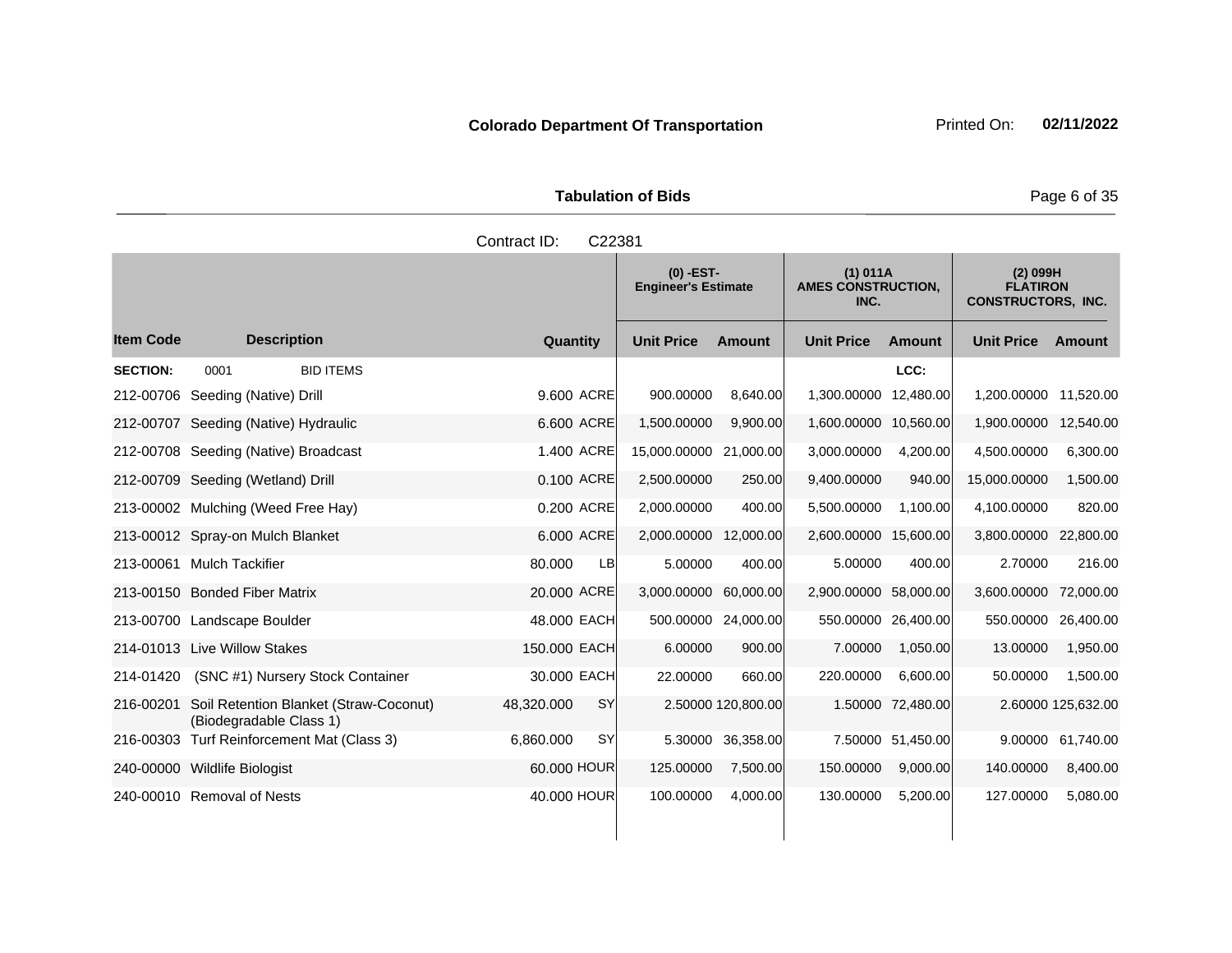**Colorado Department Of Transportation** Printed On: **02/11/2022**

**Tabulation of Bids**

Contract ID: C22381

| | | | | (0) -EST- Engineer's Estimate | | (1) 011A AMES CONSTRUCTION, INC. | | (2) 099H FLATIRON CONSTRUCTORS, INC. | |
|---|---|---|---|---|---|---|---|---|---|
| **Item Code** | **Description** | **Quantity** | | **Unit Price** | **Amount** | **Unit Price** | **Amount** | **Unit Price** | **Amount** |
| **SECTION:** | 0001 BID ITEMS | | | | | | LCC: | | |
| 212-00706 | Seeding (Native) Drill | 9.600 | ACRE | 900.00000 | 8,640.00 | 1,300.00000 | 12,480.00 | 1,200.00000 | 11,520.00 |
| 212-00707 | Seeding (Native) Hydraulic | 6.600 | ACRE | 1,500.00000 | 9,900.00 | 1,600.00000 | 10,560.00 | 1,900.00000 | 12,540.00 |
| 212-00708 | Seeding (Native) Broadcast | 1.400 | ACRE | 15,000.00000 | 21,000.00 | 3,000.00000 | 4,200.00 | 4,500.00000 | 6,300.00 |
| 212-00709 | Seeding (Wetland) Drill | 0.100 | ACRE | 2,500.00000 | 250.00 | 9,400.00000 | 940.00 | 15,000.00000 | 1,500.00 |
| 213-00002 | Mulching (Weed Free Hay) | 0.200 | ACRE | 2,000.00000 | 400.00 | 5,500.00000 | 1,100.00 | 4,100.00000 | 820.00 |
| 213-00012 | Spray-on Mulch Blanket | 6.000 | ACRE | 2,000.00000 | 12,000.00 | 2,600.00000 | 15,600.00 | 3,800.00000 | 22,800.00 |
| 213-00061 | Mulch Tackifier | 80.000 | LB | 5.00000 | 400.00 | 5.00000 | 400.00 | 2.70000 | 216.00 |
| 213-00150 | Bonded Fiber Matrix | 20.000 | ACRE | 3,000.00000 | 60,000.00 | 2,900.00000 | 58,000.00 | 3,600.00000 | 72,000.00 |
| 213-00700 | Landscape Boulder | 48.000 | EACH | 500.00000 | 24,000.00 | 550.00000 | 26,400.00 | 550.00000 | 26,400.00 |
| 214-01013 | Live Willow Stakes | 150.000 | EACH | 6.00000 | 900.00 | 7.00000 | 1,050.00 | 13.00000 | 1,950.00 |
| 214-01420 | (SNC #1) Nursery Stock Container | 30.000 | EACH | 22.00000 | 660.00 | 220.00000 | 6,600.00 | 50.00000 | 1,500.00 |
| 216-00201 | Soil Retention Blanket (Straw-Coconut) (Biodegradable Class 1) | 48,320.000 | SY | 2.50000 | 120,800.00 | 1.50000 | 72,480.00 | 2.60000 | 125,632.00 |
| 216-00303 | Turf Reinforcement Mat (Class 3) | 6,860.000 | SY | 5.30000 | 36,358.00 | 7.50000 | 51,450.00 | 9.00000 | 61,740.00 |
| 240-00000 | Wildlife Biologist | 60.000 | HOUR | 125.00000 | 7,500.00 | 150.00000 | 9,000.00 | 140.00000 | 8,400.00 |
| 240-00010 | Removal of Nests | 40.000 | HOUR | 100.00000 | 4,000.00 | 130.00000 | 5,200.00 | 127.00000 | 5,080.00 |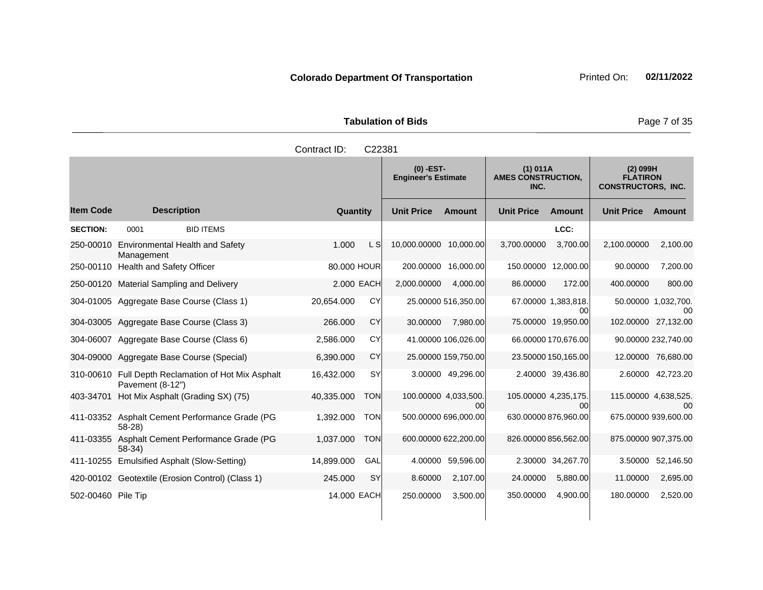**Colorado Department Of Transportation**

Printed On: **02/11/2022**

**Tabulation of Bids**

Contract ID: C22381

| Item Code | Description | Quantity | | (0) -EST- Engineer's Estimate Unit Price | Amount | (1) 011A AMES CONSTRUCTION, INC. Unit Price | Amount | (2) 099H FLATIRON CONSTRUCTORS, INC. Unit Price | Amount |
|---|---|---|---|---|---|---|---|---|---|
| **SECTION:** | 0001 BID ITEMS | | | | | | LCC: | | |
| 250-00010 | Environmental Health and Safety Management | 1.000 | L S | 10,000.00000 | 10,000.00 | 3,700.00000 | 3,700.00 | 2,100.00000 | 2,100.00 |
| 250-00110 | Health and Safety Officer | 80.000 | HOUR | 200.00000 | 16,000.00 | 150.00000 | 12,000.00 | 90.00000 | 7,200.00 |
| 250-00120 | Material Sampling and Delivery | 2.000 | EACH | 2,000.00000 | 4,000.00 | 86.00000 | 172.00 | 400.00000 | 800.00 |
| 304-01005 | Aggregate Base Course (Class 1) | 20,654.000 | CY | 25.00000 | 516,350.00 | 67.00000 | 1,383,818.00 | 50.00000 | 1,032,700.00 |
| 304-03005 | Aggregate Base Course (Class 3) | 266.000 | CY | 30.00000 | 7,980.00 | 75.00000 | 19,950.00 | 102.00000 | 27,132.00 |
| 304-06007 | Aggregate Base Course (Class 6) | 2,586.000 | CY | 41.00000 | 106,026.00 | 66.00000 | 170,676.00 | 90.00000 | 232,740.00 |
| 304-09000 | Aggregate Base Course (Special) | 6,390.000 | CY | 25.00000 | 159,750.00 | 23.50000 | 150,165.00 | 12.00000 | 76,680.00 |
| 310-00610 | Full Depth Reclamation of Hot Mix Asphalt Pavement (8-12") | 16,432.000 | SY | 3.00000 | 49,296.00 | 2.40000 | 39,436.80 | 2.60000 | 42,723.20 |
| 403-34701 | Hot Mix Asphalt (Grading SX) (75) | 40,335.000 | TON | 100.00000 | 4,033,500.00 | 105.00000 | 4,235,175.00 | 115.00000 | 4,638,525.00 |
| 411-03352 | Asphalt Cement Performance Grade (PG 58-28) | 1,392.000 | TON | 500.00000 | 696,000.00 | 630.00000 | 876,960.00 | 675.00000 | 939,600.00 |
| 411-03355 | Asphalt Cement Performance Grade (PG 58-34) | 1,037.000 | TON | 600.00000 | 622,200.00 | 826.00000 | 856,562.00 | 875.00000 | 907,375.00 |
| 411-10255 | Emulsified Asphalt (Slow-Setting) | 14,899.000 | GAL | 4.00000 | 59,596.00 | 2.30000 | 34,267.70 | 3.50000 | 52,146.50 |
| 420-00102 | Geotextile (Erosion Control) (Class 1) | 245.000 | SY | 8.60000 | 2,107.00 | 24.00000 | 5,880.00 | 11.00000 | 2,695.00 |
| 502-00460 | Pile Tip | 14.000 | EACH | 250.00000 | 3,500.00 | 350.00000 | 4,900.00 | 180.00000 | 2,520.00 |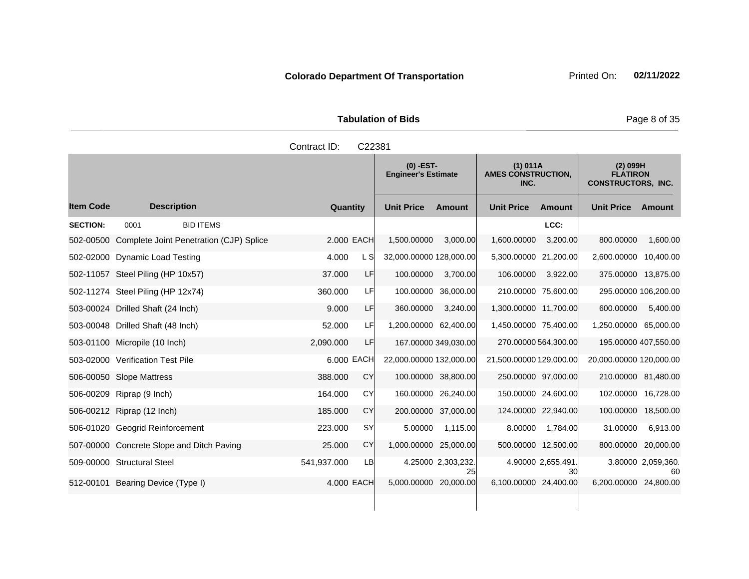**Colorado Department Of Transportation** Printed On: **02/11/2022**

**Tabulation of Bids**

Contract ID: C22381

| Item Code | Description | Quantity | | (0) -EST- Engineer's Estimate | | (1) 011A AMES CONSTRUCTION, INC. | | (2) 099H FLATIRON CONSTRUCTORS, INC. | |
|---|---|---|---|---|---|---|---|---|---|
| | | | | Unit Price | Amount | Unit Price | Amount | Unit Price | Amount |
| **SECTION:** | 0001 BID ITEMS | | | | | | LCC: | | |
| 502-00500 | Complete Joint Penetration (CJP) Splice | 2.000 | EACH | 1,500.00000 | 3,000.00 | 1,600.00000 | 3,200.00 | 800.00000 | 1,600.00 |
| 502-02000 | Dynamic Load Testing | 4.000 | L S | 32,000.00000 | 128,000.00 | 5,300.00000 | 21,200.00 | 2,600.00000 | 10,400.00 |
| 502-11057 | Steel Piling (HP 10x57) | 37.000 | LF | 100.00000 | 3,700.00 | 106.00000 | 3,922.00 | 375.00000 | 13,875.00 |
| 502-11274 | Steel Piling (HP 12x74) | 360.000 | LF | 100.00000 | 36,000.00 | 210.00000 | 75,600.00 | 295.00000 | 106,200.00 |
| 503-00024 | Drilled Shaft (24 Inch) | 9.000 | LF | 360.00000 | 3,240.00 | 1,300.00000 | 11,700.00 | 600.00000 | 5,400.00 |
| 503-00048 | Drilled Shaft (48 Inch) | 52.000 | LF | 1,200.00000 | 62,400.00 | 1,450.00000 | 75,400.00 | 1,250.00000 | 65,000.00 |
| 503-01100 | Micropile (10 Inch) | 2,090.000 | LF | 167.00000 | 349,030.00 | 270.00000 | 564,300.00 | 195.00000 | 407,550.00 |
| 503-02000 | Verification Test Pile | 6.000 | EACH | 22,000.00000 | 132,000.00 | 21,500.00000 | 129,000.00 | 20,000.00000 | 120,000.00 |
| 506-00050 | Slope Mattress | 388.000 | CY | 100.00000 | 38,800.00 | 250.00000 | 97,000.00 | 210.00000 | 81,480.00 |
| 506-00209 | Riprap (9 Inch) | 164.000 | CY | 160.00000 | 26,240.00 | 150.00000 | 24,600.00 | 102.00000 | 16,728.00 |
| 506-00212 | Riprap (12 Inch) | 185.000 | CY | 200.00000 | 37,000.00 | 124.00000 | 22,940.00 | 100.00000 | 18,500.00 |
| 506-01020 | Geogrid Reinforcement | 223.000 | SY | 5.00000 | 1,115.00 | 8.00000 | 1,784.00 | 31.00000 | 6,913.00 |
| 507-00000 | Concrete Slope and Ditch Paving | 25.000 | CY | 1,000.00000 | 25,000.00 | 500.00000 | 12,500.00 | 800.00000 | 20,000.00 |
| 509-00000 | Structural Steel | 541,937.000 | LB | 4.25000 | 2,303,232.25 | 4.90000 | 2,655,491.30 | 3.80000 | 2,059,360.60 |
| 512-00101 | Bearing Device (Type I) | 4.000 | EACH | 5,000.00000 | 20,000.00 | 6,100.00000 | 24,400.00 | 6,200.00000 | 24,800.00 |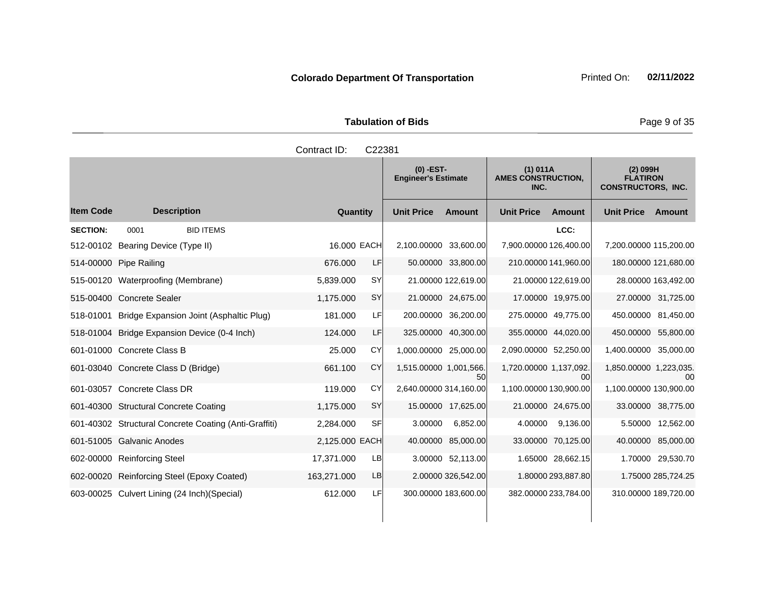**Colorado Department Of Transportation** Printed On: **02/11/2022**

**Tabulation of Bids**

Contract ID: C22381

| Item Code | Description | Quantity | | (0) -EST- Engineer's Estimate | | (1) 011A AMES CONSTRUCTION, INC. | | (2) 099H FLATIRON CONSTRUCTORS, INC. | |
|---|---|---|---|---|---|---|---|---|---|
| | | | | Unit Price | Amount | Unit Price | Amount | Unit Price | Amount |
| **SECTION:** | 0001 BID ITEMS | | | | | | LCC: | | |
| 512-00102 | Bearing Device (Type II) | 16.000 | EACH | 2,100.00000 | 33,600.00 | 7,900.00000 | 126,400.00 | 7,200.00000 | 115,200.00 |
| 514-00000 | Pipe Railing | 676.000 | LF | 50.00000 | 33,800.00 | 210.00000 | 141,960.00 | 180.00000 | 121,680.00 |
| 515-00120 | Waterproofing (Membrane) | 5,839.000 | SY | 21.00000 | 122,619.00 | 21.00000 | 122,619.00 | 28.00000 | 163,492.00 |
| 515-00400 | Concrete Sealer | 1,175.000 | SY | 21.00000 | 24,675.00 | 17.00000 | 19,975.00 | 27.00000 | 31,725.00 |
| 518-01001 | Bridge Expansion Joint (Asphaltic Plug) | 181.000 | LF | 200.00000 | 36,200.00 | 275.00000 | 49,775.00 | 450.00000 | 81,450.00 |
| 518-01004 | Bridge Expansion Device (0-4 Inch) | 124.000 | LF | 325.00000 | 40,300.00 | 355.00000 | 44,020.00 | 450.00000 | 55,800.00 |
| 601-01000 | Concrete Class B | 25.000 | CY | 1,000.00000 | 25,000.00 | 2,090.00000 | 52,250.00 | 1,400.00000 | 35,000.00 |
| 601-03040 | Concrete Class D (Bridge) | 661.100 | CY | 1,515.00000 | 1,001,566.50 | 1,720.00000 | 1,137,092.00 | 1,850.00000 | 1,223,035.00 |
| 601-03057 | Concrete Class DR | 119.000 | CY | 2,640.00000 | 314,160.00 | 1,100.00000 | 130,900.00 | 1,100.00000 | 130,900.00 |
| 601-40300 | Structural Concrete Coating | 1,175.000 | SY | 15.00000 | 17,625.00 | 21.00000 | 24,675.00 | 33.00000 | 38,775.00 |
| 601-40302 | Structural Concrete Coating (Anti-Graffiti) | 2,284.000 | SF | 3.00000 | 6,852.00 | 4.00000 | 9,136.00 | 5.50000 | 12,562.00 |
| 601-51005 | Galvanic Anodes | 2,125.000 | EACH | 40.00000 | 85,000.00 | 33.00000 | 70,125.00 | 40.00000 | 85,000.00 |
| 602-00000 | Reinforcing Steel | 17,371.000 | LB | 3.00000 | 52,113.00 | 1.65000 | 28,662.15 | 1.70000 | 29,530.70 |
| 602-00020 | Reinforcing Steel (Epoxy Coated) | 163,271.000 | LB | 2.00000 | 326,542.00 | 1.80000 | 293,887.80 | 1.75000 | 285,724.25 |
| 603-00025 | Culvert Lining (24 Inch)(Special) | 612.000 | LF | 300.00000 | 183,600.00 | 382.00000 | 233,784.00 | 310.00000 | 189,720.00 |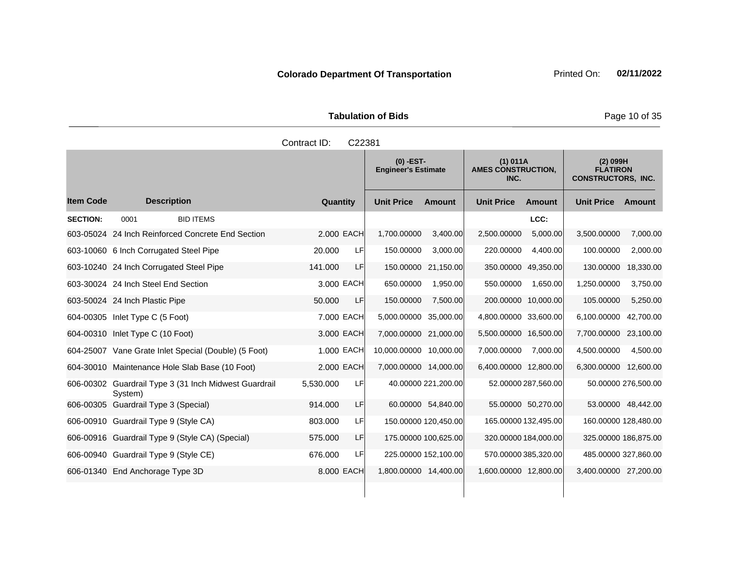**Colorado Department Of Transportation**

Printed On: **02/11/2022**

**Tabulation of Bids**

Contract ID: C22381

| | | | | (0) -EST- Engineer's Estimate | | (1) 011A AMES CONSTRUCTION, INC. | | (2) 099H FLATIRON CONSTRUCTORS, INC. | |
|---|---|---|---|---|---|---|---|---|---|
| **Item Code** | **Description** | **Quantity** | | **Unit Price** | **Amount** | **Unit Price** | **Amount** | **Unit Price** | **Amount** |
| **SECTION:** | 0001 BID ITEMS | | | | | | LCC: | | |
| 603-05024 | 24 Inch Reinforced Concrete End Section | 2.000 | EACH | 1,700.00000 | 3,400.00 | 2,500.00000 | 5,000.00 | 3,500.00000 | 7,000.00 |
| 603-10060 | 6 Inch Corrugated Steel Pipe | 20.000 | LF | 150.00000 | 3,000.00 | 220.00000 | 4,400.00 | 100.00000 | 2,000.00 |
| 603-10240 | 24 Inch Corrugated Steel Pipe | 141.000 | LF | 150.00000 | 21,150.00 | 350.00000 | 49,350.00 | 130.00000 | 18,330.00 |
| 603-30024 | 24 Inch Steel End Section | 3.000 | EACH | 650.00000 | 1,950.00 | 550.00000 | 1,650.00 | 1,250.00000 | 3,750.00 |
| 603-50024 | 24 Inch Plastic Pipe | 50.000 | LF | 150.00000 | 7,500.00 | 200.00000 | 10,000.00 | 105.00000 | 5,250.00 |
| 604-00305 | Inlet Type C (5 Foot) | 7.000 | EACH | 5,000.00000 | 35,000.00 | 4,800.00000 | 33,600.00 | 6,100.00000 | 42,700.00 |
| 604-00310 | Inlet Type C (10 Foot) | 3.000 | EACH | 7,000.00000 | 21,000.00 | 5,500.00000 | 16,500.00 | 7,700.00000 | 23,100.00 |
| 604-25007 | Vane Grate Inlet Special (Double) (5 Foot) | 1.000 | EACH | 10,000.00000 | 10,000.00 | 7,000.00000 | 7,000.00 | 4,500.00000 | 4,500.00 |
| 604-30010 | Maintenance Hole Slab Base (10 Foot) | 2.000 | EACH | 7,000.00000 | 14,000.00 | 6,400.00000 | 12,800.00 | 6,300.00000 | 12,600.00 |
| 606-00302 | Guardrail Type 3 (31 Inch Midwest Guardrail System) | 5,530.000 | LF | 40.00000 | 221,200.00 | 52.00000 | 287,560.00 | 50.00000 | 276,500.00 |
| 606-00305 | Guardrail Type 3 (Special) | 914.000 | LF | 60.00000 | 54,840.00 | 55.00000 | 50,270.00 | 53.00000 | 48,442.00 |
| 606-00910 | Guardrail Type 9 (Style CA) | 803.000 | LF | 150.00000 | 120,450.00 | 165.00000 | 132,495.00 | 160.00000 | 128,480.00 |
| 606-00916 | Guardrail Type 9 (Style CA) (Special) | 575.000 | LF | 175.00000 | 100,625.00 | 320.00000 | 184,000.00 | 325.00000 | 186,875.00 |
| 606-00940 | Guardrail Type 9 (Style CE) | 676.000 | LF | 225.00000 | 152,100.00 | 570.00000 | 385,320.00 | 485.00000 | 327,860.00 |
| 606-01340 | End Anchorage Type 3D | 8.000 | EACH | 1,800.00000 | 14,400.00 | 1,600.00000 | 12,800.00 | 3,400.00000 | 27,200.00 |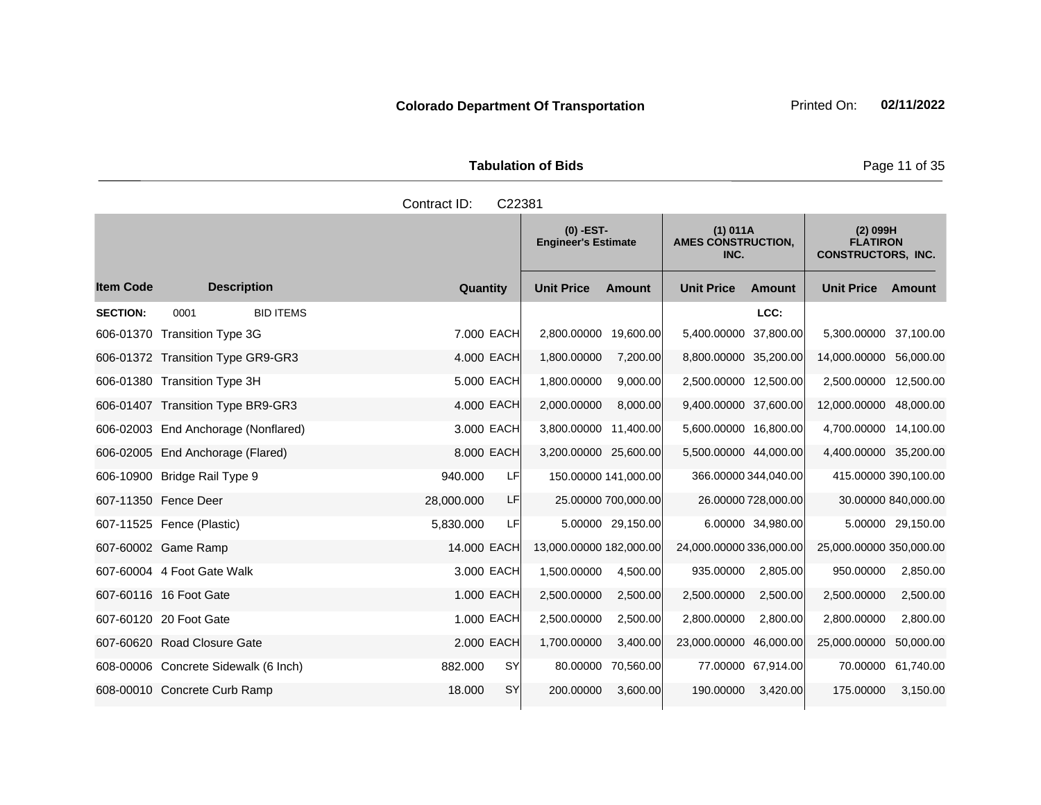**Colorado Department Of Transportation**

Printed On: **02/11/2022**

**Tabulation of Bids**

Contract ID: C22381

| | | | | (0) -EST- Engineer's Estimate | | (1) 011A AMES CONSTRUCTION, INC. | | (2) 099H FLATIRON CONSTRUCTORS, INC. | |
|---|---|---|---|---|---|---|---|---|---|
| **Item Code** | **Description** | **Quantity** | | **Unit Price** | **Amount** | **Unit Price** | **Amount** | **Unit Price** | **Amount** |
| **SECTION:** | 0001 BID ITEMS | | | | | | LCC: | | |
| 606-01370 | Transition Type 3G | 7.000 | EACH | 2,800.00000 | 19,600.00 | 5,400.00000 | 37,800.00 | 5,300.00000 | 37,100.00 |
| 606-01372 | Transition Type GR9-GR3 | 4.000 | EACH | 1,800.00000 | 7,200.00 | 8,800.00000 | 35,200.00 | 14,000.00000 | 56,000.00 |
| 606-01380 | Transition Type 3H | 5.000 | EACH | 1,800.00000 | 9,000.00 | 2,500.00000 | 12,500.00 | 2,500.00000 | 12,500.00 |
| 606-01407 | Transition Type BR9-GR3 | 4.000 | EACH | 2,000.00000 | 8,000.00 | 9,400.00000 | 37,600.00 | 12,000.00000 | 48,000.00 |
| 606-02003 | End Anchorage (Nonflared) | 3.000 | EACH | 3,800.00000 | 11,400.00 | 5,600.00000 | 16,800.00 | 4,700.00000 | 14,100.00 |
| 606-02005 | End Anchorage (Flared) | 8.000 | EACH | 3,200.00000 | 25,600.00 | 5,500.00000 | 44,000.00 | 4,400.00000 | 35,200.00 |
| 606-10900 | Bridge Rail Type 9 | 940.000 | LF | 150.00000 | 141,000.00 | 366.00000 | 344,040.00 | 415.00000 | 390,100.00 |
| 607-11350 | Fence Deer | 28,000.000 | LF | 25.00000 | 700,000.00 | 26.00000 | 728,000.00 | 30.00000 | 840,000.00 |
| 607-11525 | Fence (Plastic) | 5,830.000 | LF | 5.00000 | 29,150.00 | 6.00000 | 34,980.00 | 5.00000 | 29,150.00 |
| 607-60002 | Game Ramp | 14.000 | EACH | 13,000.00000 | 182,000.00 | 24,000.00000 | 336,000.00 | 25,000.00000 | 350,000.00 |
| 607-60004 | 4 Foot Gate Walk | 3.000 | EACH | 1,500.00000 | 4,500.00 | 935.00000 | 2,805.00 | 950.00000 | 2,850.00 |
| 607-60116 | 16 Foot Gate | 1.000 | EACH | 2,500.00000 | 2,500.00 | 2,500.00000 | 2,500.00 | 2,500.00000 | 2,500.00 |
| 607-60120 | 20 Foot Gate | 1.000 | EACH | 2,500.00000 | 2,500.00 | 2,800.00000 | 2,800.00 | 2,800.00000 | 2,800.00 |
| 607-60620 | Road Closure Gate | 2.000 | EACH | 1,700.00000 | 3,400.00 | 23,000.00000 | 46,000.00 | 25,000.00000 | 50,000.00 |
| 608-00006 | Concrete Sidewalk (6 Inch) | 882.000 | SY | 80.00000 | 70,560.00 | 77.00000 | 67,914.00 | 70.00000 | 61,740.00 |
| 608-00010 | Concrete Curb Ramp | 18.000 | SY | 200.00000 | 3,600.00 | 190.00000 | 3,420.00 | 175.00000 | 3,150.00 |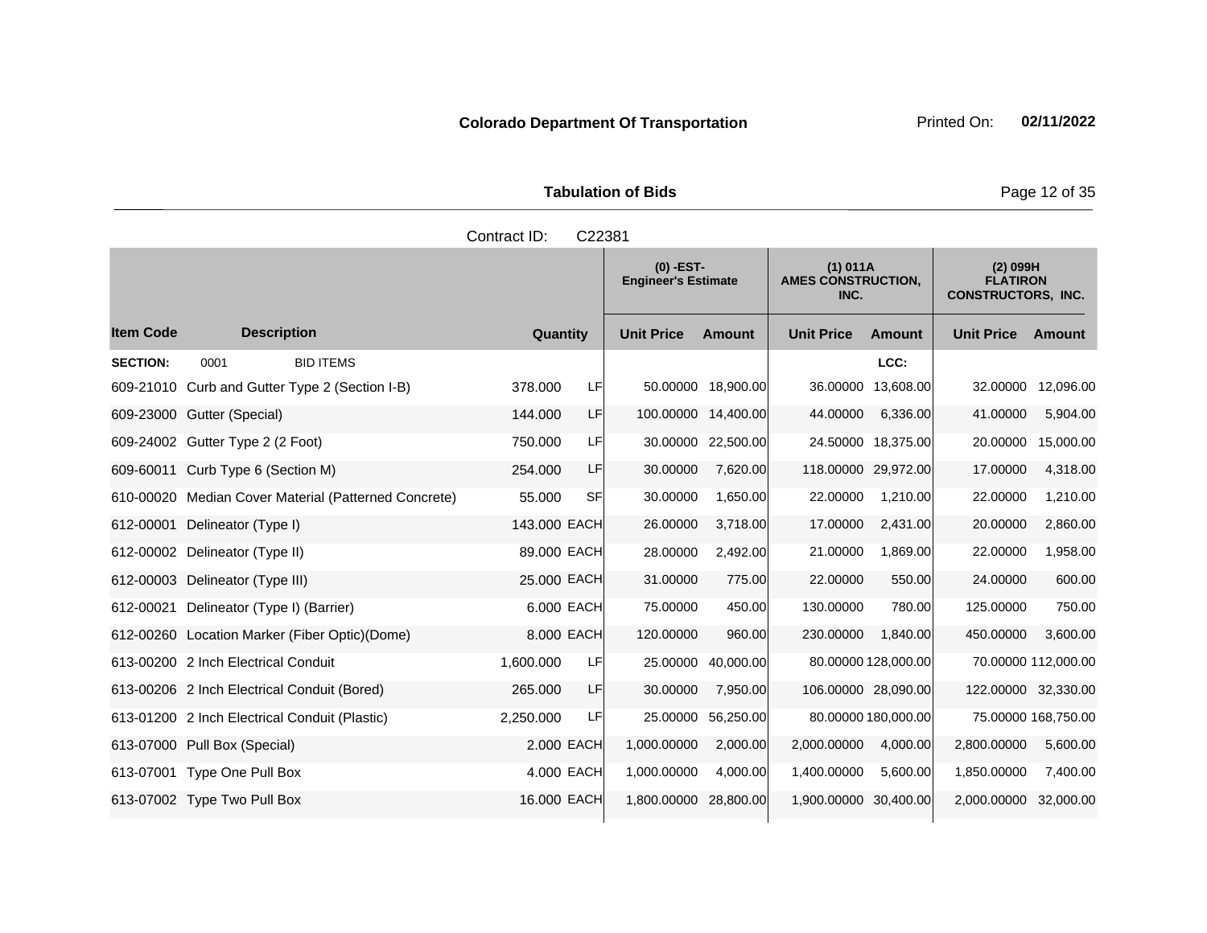**Colorado Department Of Transportation** Printed On: **02/11/2022**

**Tabulation of Bids**

Contract ID: C22381

| | | | | (0) -EST- Engineer's Estimate | | (1) 011A AMES CONSTRUCTION, INC. | | (2) 099H FLATIRON CONSTRUCTORS, INC. | |
|---|---|---|---|---|---|---|---|---|---|
| **Item Code** | **Description** | **Quantity** | | **Unit Price** | **Amount** | **Unit Price** | **Amount** | **Unit Price** | **Amount** |
| **SECTION:** | 0001 BID ITEMS | | | | | | LCC: | | |
| 609-21010 | Curb and Gutter Type 2 (Section I-B) | 378.000 | LF | 50.00000 | 18,900.00 | 36.00000 | 13,608.00 | 32.00000 | 12,096.00 |
| 609-23000 | Gutter (Special) | 144.000 | LF | 100.00000 | 14,400.00 | 44.00000 | 6,336.00 | 41.00000 | 5,904.00 |
| 609-24002 | Gutter Type 2 (2 Foot) | 750.000 | LF | 30.00000 | 22,500.00 | 24.50000 | 18,375.00 | 20.00000 | 15,000.00 |
| 609-60011 | Curb Type 6 (Section M) | 254.000 | LF | 30.00000 | 7,620.00 | 118.00000 | 29,972.00 | 17.00000 | 4,318.00 |
| 610-00020 | Median Cover Material (Patterned Concrete) | 55.000 | SF | 30.00000 | 1,650.00 | 22.00000 | 1,210.00 | 22.00000 | 1,210.00 |
| 612-00001 | Delineator (Type I) | 143.000 | EACH | 26.00000 | 3,718.00 | 17.00000 | 2,431.00 | 20.00000 | 2,860.00 |
| 612-00002 | Delineator (Type II) | 89.000 | EACH | 28.00000 | 2,492.00 | 21.00000 | 1,869.00 | 22.00000 | 1,958.00 |
| 612-00003 | Delineator (Type III) | 25.000 | EACH | 31.00000 | 775.00 | 22.00000 | 550.00 | 24.00000 | 600.00 |
| 612-00021 | Delineator (Type I) (Barrier) | 6.000 | EACH | 75.00000 | 450.00 | 130.00000 | 780.00 | 125.00000 | 750.00 |
| 612-00260 | Location Marker (Fiber Optic)(Dome) | 8.000 | EACH | 120.00000 | 960.00 | 230.00000 | 1,840.00 | 450.00000 | 3,600.00 |
| 613-00200 | 2 Inch Electrical Conduit | 1,600.000 | LF | 25.00000 | 40,000.00 | 80.00000 | 128,000.00 | 70.00000 | 112,000.00 |
| 613-00206 | 2 Inch Electrical Conduit (Bored) | 265.000 | LF | 30.00000 | 7,950.00 | 106.00000 | 28,090.00 | 122.00000 | 32,330.00 |
| 613-01200 | 2 Inch Electrical Conduit (Plastic) | 2,250.000 | LF | 25.00000 | 56,250.00 | 80.00000 | 180,000.00 | 75.00000 | 168,750.00 |
| 613-07000 | Pull Box (Special) | 2.000 | EACH | 1,000.00000 | 2,000.00 | 2,000.00000 | 4,000.00 | 2,800.00000 | 5,600.00 |
| 613-07001 | Type One Pull Box | 4.000 | EACH | 1,000.00000 | 4,000.00 | 1,400.00000 | 5,600.00 | 1,850.00000 | 7,400.00 |
| 613-07002 | Type Two Pull Box | 16.000 | EACH | 1,800.00000 | 28,800.00 | 1,900.00000 | 30,400.00 | 2,000.00000 | 32,000.00 |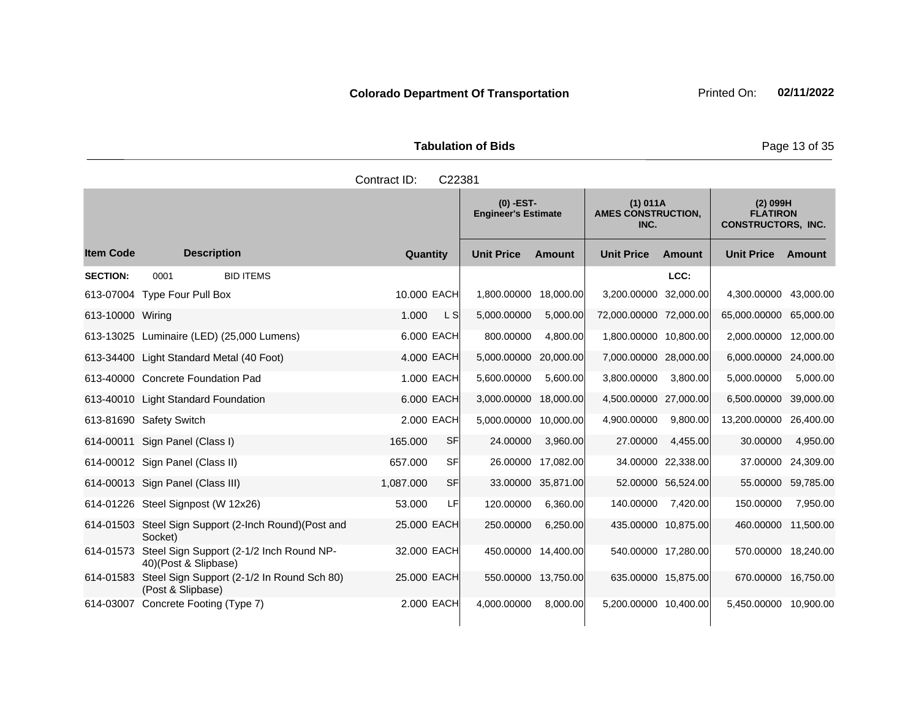**Colorado Department Of Transportation** Printed On: **02/11/2022**

**Tabulation of Bids**

Contract ID: C22381

| Item Code | Description | Quantity | | (0) -EST- Engineer's Estimate Unit Price | Amount | (1) 011A AMES CONSTRUCTION, INC. Unit Price | Amount | (2) 099H FLATIRON CONSTRUCTORS, INC. Unit Price | Amount |
|---|---|---|---|---|---|---|---|---|---|
| **SECTION:** | 0001 BID ITEMS | | | | | | LCC: | | |
| 613-07004 | Type Four Pull Box | 10.000 | EACH | 1,800.00000 | 18,000.00 | 3,200.00000 | 32,000.00 | 4,300.00000 | 43,000.00 |
| 613-10000 | Wiring | 1.000 | L S | 5,000.00000 | 5,000.00 | 72,000.00000 | 72,000.00 | 65,000.00000 | 65,000.00 |
| 613-13025 | Luminaire (LED) (25,000 Lumens) | 6.000 | EACH | 800.00000 | 4,800.00 | 1,800.00000 | 10,800.00 | 2,000.00000 | 12,000.00 |
| 613-34400 | Light Standard Metal (40 Foot) | 4.000 | EACH | 5,000.00000 | 20,000.00 | 7,000.00000 | 28,000.00 | 6,000.00000 | 24,000.00 |
| 613-40000 | Concrete Foundation Pad | 1.000 | EACH | 5,600.00000 | 5,600.00 | 3,800.00000 | 3,800.00 | 5,000.00000 | 5,000.00 |
| 613-40010 | Light Standard Foundation | 6.000 | EACH | 3,000.00000 | 18,000.00 | 4,500.00000 | 27,000.00 | 6,500.00000 | 39,000.00 |
| 613-81690 | Safety Switch | 2.000 | EACH | 5,000.00000 | 10,000.00 | 4,900.00000 | 9,800.00 | 13,200.00000 | 26,400.00 |
| 614-00011 | Sign Panel (Class I) | 165.000 | SF | 24.00000 | 3,960.00 | 27.00000 | 4,455.00 | 30.00000 | 4,950.00 |
| 614-00012 | Sign Panel (Class II) | 657.000 | SF | 26.00000 | 17,082.00 | 34.00000 | 22,338.00 | 37.00000 | 24,309.00 |
| 614-00013 | Sign Panel (Class III) | 1,087.000 | SF | 33.00000 | 35,871.00 | 52.00000 | 56,524.00 | 55.00000 | 59,785.00 |
| 614-01226 | Steel Signpost (W 12x26) | 53.000 | LF | 120.00000 | 6,360.00 | 140.00000 | 7,420.00 | 150.00000 | 7,950.00 |
| 614-01503 | Steel Sign Support (2-Inch Round)(Post and Socket) | 25.000 | EACH | 250.00000 | 6,250.00 | 435.00000 | 10,875.00 | 460.00000 | 11,500.00 |
| 614-01573 | Steel Sign Support (2-1/2 Inch Round NP-40)(Post & Slipbase) | 32.000 | EACH | 450.00000 | 14,400.00 | 540.00000 | 17,280.00 | 570.00000 | 18,240.00 |
| 614-01583 | Steel Sign Support (2-1/2 In Round Sch 80) (Post & Slipbase) | 25.000 | EACH | 550.00000 | 13,750.00 | 635.00000 | 15,875.00 | 670.00000 | 16,750.00 |
| 614-03007 | Concrete Footing (Type 7) | 2.000 | EACH | 4,000.00000 | 8,000.00 | 5,200.00000 | 10,400.00 | 5,450.00000 | 10,900.00 |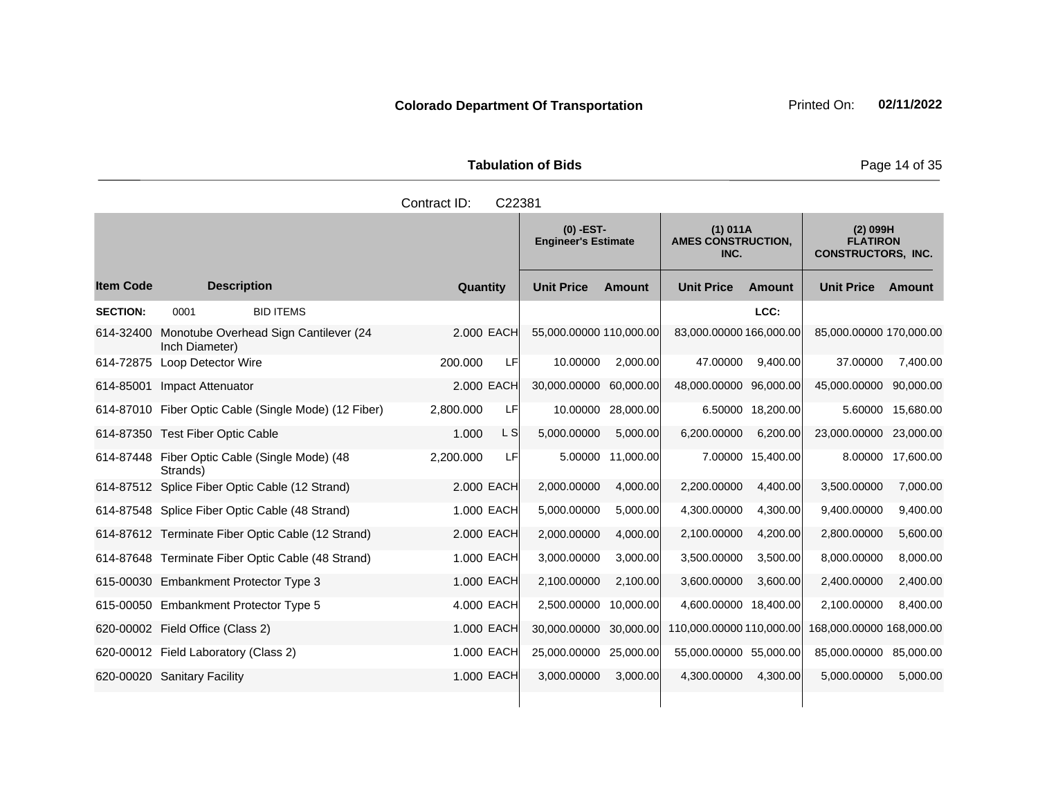**Colorado Department Of Transportation** Printed On: **02/11/2022**

**Tabulation of Bids**

Contract ID: C22381

| | | | | (0) -EST- Engineer's Estimate | | (1) 011A AMES CONSTRUCTION, INC. | | (2) 099H FLATIRON CONSTRUCTORS, INC. | |
|---|---|---|---|---|---|---|---|---|---|
| **Item Code** | **Description** | **Quantity** | | **Unit Price** | **Amount** | **Unit Price** | **Amount** | **Unit Price** | **Amount** |
| **SECTION:** | 0001 BID ITEMS | | | | | | LCC: | | |
| 614-32400 | Monotube Overhead Sign Cantilever (24 Inch Diameter) | 2.000 | EACH | 55,000.00000 | 110,000.00 | 83,000.00000 | 166,000.00 | 85,000.00000 | 170,000.00 |
| 614-72875 | Loop Detector Wire | 200.000 | LF | 10.00000 | 2,000.00 | 47.00000 | 9,400.00 | 37.00000 | 7,400.00 |
| 614-85001 | Impact Attenuator | 2.000 | EACH | 30,000.00000 | 60,000.00 | 48,000.00000 | 96,000.00 | 45,000.00000 | 90,000.00 |
| 614-87010 | Fiber Optic Cable (Single Mode) (12 Fiber) | 2,800.000 | LF | 10.00000 | 28,000.00 | 6.50000 | 18,200.00 | 5.60000 | 15,680.00 |
| 614-87350 | Test Fiber Optic Cable | 1.000 | L S | 5,000.00000 | 5,000.00 | 6,200.00000 | 6,200.00 | 23,000.00000 | 23,000.00 |
| 614-87448 | Fiber Optic Cable (Single Mode) (48 Strands) | 2,200.000 | LF | 5.00000 | 11,000.00 | 7.00000 | 15,400.00 | 8.00000 | 17,600.00 |
| 614-87512 | Splice Fiber Optic Cable (12 Strand) | 2.000 | EACH | 2,000.00000 | 4,000.00 | 2,200.00000 | 4,400.00 | 3,500.00000 | 7,000.00 |
| 614-87548 | Splice Fiber Optic Cable (48 Strand) | 1.000 | EACH | 5,000.00000 | 5,000.00 | 4,300.00000 | 4,300.00 | 9,400.00000 | 9,400.00 |
| 614-87612 | Terminate Fiber Optic Cable (12 Strand) | 2.000 | EACH | 2,000.00000 | 4,000.00 | 2,100.00000 | 4,200.00 | 2,800.00000 | 5,600.00 |
| 614-87648 | Terminate Fiber Optic Cable (48 Strand) | 1.000 | EACH | 3,000.00000 | 3,000.00 | 3,500.00000 | 3,500.00 | 8,000.00000 | 8,000.00 |
| 615-00030 | Embankment Protector Type 3 | 1.000 | EACH | 2,100.00000 | 2,100.00 | 3,600.00000 | 3,600.00 | 2,400.00000 | 2,400.00 |
| 615-00050 | Embankment Protector Type 5 | 4.000 | EACH | 2,500.00000 | 10,000.00 | 4,600.00000 | 18,400.00 | 2,100.00000 | 8,400.00 |
| 620-00002 | Field Office (Class 2) | 1.000 | EACH | 30,000.00000 | 30,000.00 | 110,000.00000 | 110,000.00 | 168,000.00000 | 168,000.00 |
| 620-00012 | Field Laboratory (Class 2) | 1.000 | EACH | 25,000.00000 | 25,000.00 | 55,000.00000 | 55,000.00 | 85,000.00000 | 85,000.00 |
| 620-00020 | Sanitary Facility | 1.000 | EACH | 3,000.00000 | 3,000.00 | 4,300.00000 | 4,300.00 | 5,000.00000 | 5,000.00 |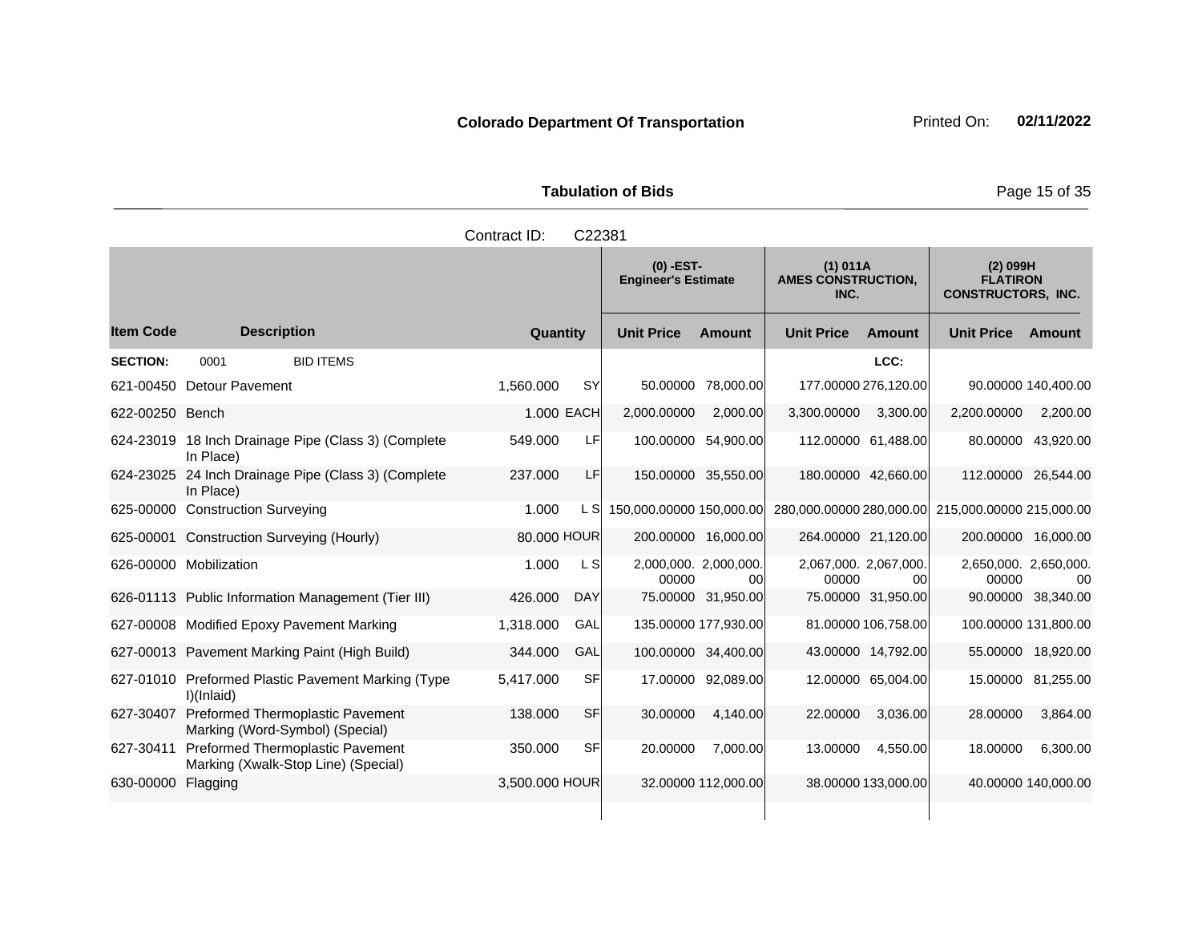**Colorado Department Of Transportation** Printed On: **02/11/2022**

**Tabulation of Bids**

Contract ID: C22381

| | | | | (0) -EST- Engineer's Estimate | | (1) 011A AMES CONSTRUCTION, INC. | | (2) 099H FLATIRON CONSTRUCTORS, INC. | |
|---|---|---|---|---|---|---|---|---|---|
| **Item Code** | **Description** | **Quantity** | | **Unit Price** | **Amount** | **Unit Price** | **Amount** | **Unit Price** | **Amount** |
| **SECTION:** | 0001 BID ITEMS | | | | | | LCC: | | |
| 621-00450 | Detour Pavement | 1,560.000 | SY | 50.00000 | 78,000.00 | 177.00000 | 276,120.00 | 90.00000 | 140,400.00 |
| 622-00250 | Bench | 1.000 | EACH | 2,000.00000 | 2,000.00 | 3,300.00000 | 3,300.00 | 2,200.00000 | 2,200.00 |
| 624-23019 | 18 Inch Drainage Pipe (Class 3) (Complete In Place) | 549.000 | LF | 100.00000 | 54,900.00 | 112.00000 | 61,488.00 | 80.00000 | 43,920.00 |
| 624-23025 | 24 Inch Drainage Pipe (Class 3) (Complete In Place) | 237.000 | LF | 150.00000 | 35,550.00 | 180.00000 | 42,660.00 | 112.00000 | 26,544.00 |
| 625-00000 | Construction Surveying | 1.000 | L S | 150,000.00000 | 150,000.00 | 280,000.00000 | 280,000.00 | 215,000.00000 | 215,000.00 |
| 625-00001 | Construction Surveying (Hourly) | 80.000 | HOUR | 200.00000 | 16,000.00 | 264.00000 | 21,120.00 | 200.00000 | 16,000.00 |
| 626-00000 | Mobilization | 1.000 | L S | 2,000,000.00000 | 2,000,000.00 | 2,067,000.00000 | 2,067,000.00 | 2,650,000.00000 | 2,650,000.00 |
| 626-01113 | Public Information Management (Tier III) | 426.000 | DAY | 75.00000 | 31,950.00 | 75.00000 | 31,950.00 | 90.00000 | 38,340.00 |
| 627-00008 | Modified Epoxy Pavement Marking | 1,318.000 | GAL | 135.00000 | 177,930.00 | 81.00000 | 106,758.00 | 100.00000 | 131,800.00 |
| 627-00013 | Pavement Marking Paint (High Build) | 344.000 | GAL | 100.00000 | 34,400.00 | 43.00000 | 14,792.00 | 55.00000 | 18,920.00 |
| 627-01010 | Preformed Plastic Pavement Marking (Type I)(Inlaid) | 5,417.000 | SF | 17.00000 | 92,089.00 | 12.00000 | 65,004.00 | 15.00000 | 81,255.00 |
| 627-30407 | Preformed Thermoplastic Pavement Marking (Word-Symbol) (Special) | 138.000 | SF | 30.00000 | 4,140.00 | 22.00000 | 3,036.00 | 28.00000 | 3,864.00 |
| 627-30411 | Preformed Thermoplastic Pavement Marking (Xwalk-Stop Line) (Special) | 350.000 | SF | 20.00000 | 7,000.00 | 13.00000 | 4,550.00 | 18.00000 | 6,300.00 |
| 630-00000 | Flagging | 3,500.000 | HOUR | 32.00000 | 112,000.00 | 38.00000 | 133,000.00 | 40.00000 | 140,000.00 |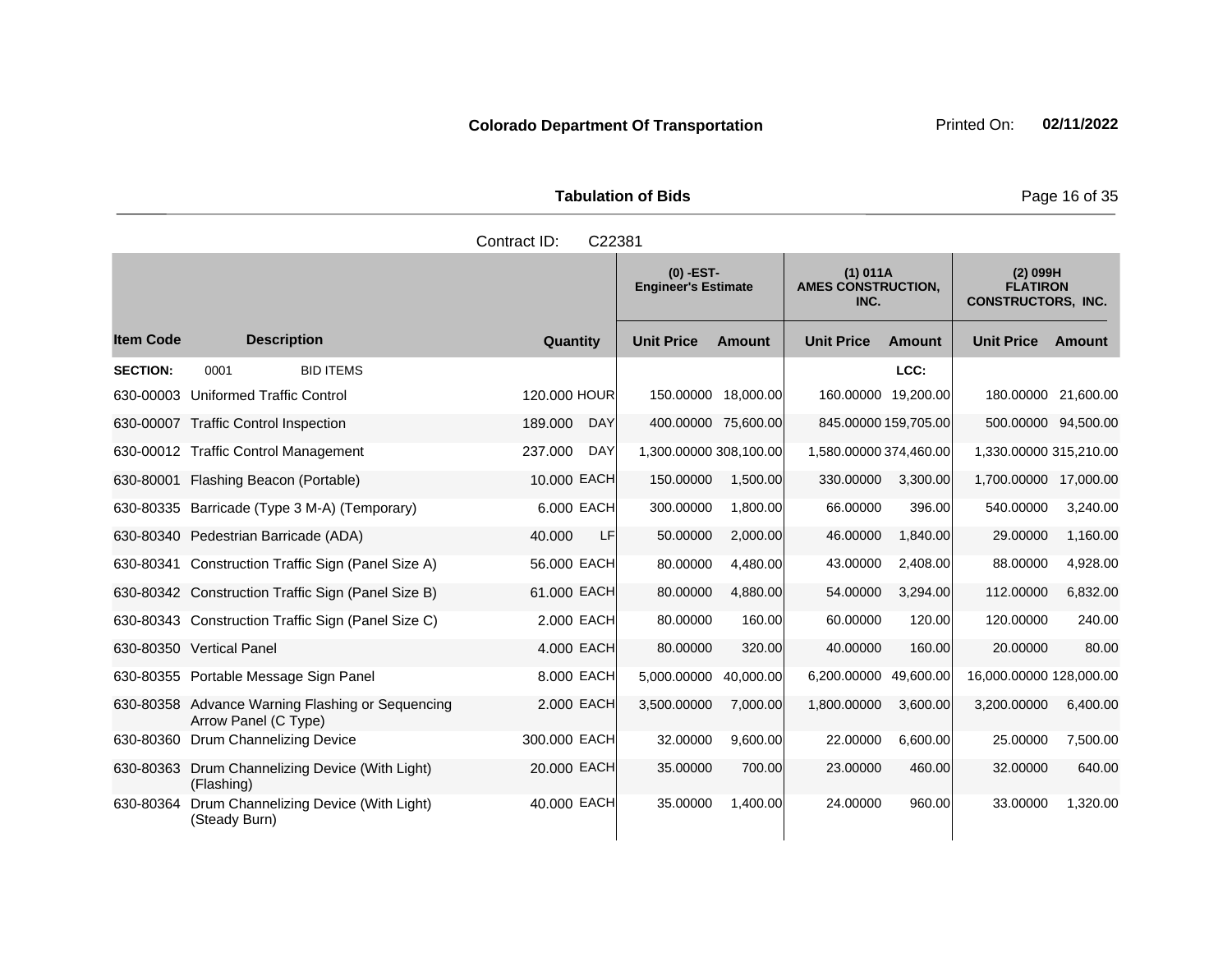**Colorado Department Of Transportation**

Printed On: **02/11/2022**

**Tabulation of Bids**

Contract ID: C22381

| Item Code | Description | Quantity | | (0) -EST- Engineer's Estimate | | (1) 011A AMES CONSTRUCTION, INC. | | (2) 099H FLATIRON CONSTRUCTORS, INC. | |
|---|---|---|---|---|---|---|---|---|---|
| | | | | Unit Price | Amount | Unit Price | Amount | Unit Price | Amount |
| **SECTION:** | 0001 BID ITEMS | | | | | | LCC: | | |
| 630-00003 | Uniformed Traffic Control | 120.000 | HOUR | 150.00000 | 18,000.00 | 160.00000 | 19,200.00 | 180.00000 | 21,600.00 |
| 630-00007 | Traffic Control Inspection | 189.000 | DAY | 400.00000 | 75,600.00 | 845.00000 | 159,705.00 | 500.00000 | 94,500.00 |
| 630-00012 | Traffic Control Management | 237.000 | DAY | 1,300.00000 | 308,100.00 | 1,580.00000 | 374,460.00 | 1,330.00000 | 315,210.00 |
| 630-80001 | Flashing Beacon (Portable) | 10.000 | EACH | 150.00000 | 1,500.00 | 330.00000 | 3,300.00 | 1,700.00000 | 17,000.00 |
| 630-80335 | Barricade (Type 3 M-A) (Temporary) | 6.000 | EACH | 300.00000 | 1,800.00 | 66.00000 | 396.00 | 540.00000 | 3,240.00 |
| 630-80340 | Pedestrian Barricade (ADA) | 40.000 | LF | 50.00000 | 2,000.00 | 46.00000 | 1,840.00 | 29.00000 | 1,160.00 |
| 630-80341 | Construction Traffic Sign (Panel Size A) | 56.000 | EACH | 80.00000 | 4,480.00 | 43.00000 | 2,408.00 | 88.00000 | 4,928.00 |
| 630-80342 | Construction Traffic Sign (Panel Size B) | 61.000 | EACH | 80.00000 | 4,880.00 | 54.00000 | 3,294.00 | 112.00000 | 6,832.00 |
| 630-80343 | Construction Traffic Sign (Panel Size C) | 2.000 | EACH | 80.00000 | 160.00 | 60.00000 | 120.00 | 120.00000 | 240.00 |
| 630-80350 | Vertical Panel | 4.000 | EACH | 80.00000 | 320.00 | 40.00000 | 160.00 | 20.00000 | 80.00 |
| 630-80355 | Portable Message Sign Panel | 8.000 | EACH | 5,000.00000 | 40,000.00 | 6,200.00000 | 49,600.00 | 16,000.00000 | 128,000.00 |
| 630-80358 | Advance Warning Flashing or Sequencing Arrow Panel (C Type) | 2.000 | EACH | 3,500.00000 | 7,000.00 | 1,800.00000 | 3,600.00 | 3,200.00000 | 6,400.00 |
| 630-80360 | Drum Channelizing Device | 300.000 | EACH | 32.00000 | 9,600.00 | 22.00000 | 6,600.00 | 25.00000 | 7,500.00 |
| 630-80363 | Drum Channelizing Device (With Light) (Flashing) | 20.000 | EACH | 35.00000 | 700.00 | 23.00000 | 460.00 | 32.00000 | 640.00 |
| 630-80364 | Drum Channelizing Device (With Light) (Steady Burn) | 40.000 | EACH | 35.00000 | 1,400.00 | 24.00000 | 960.00 | 33.00000 | 1,320.00 |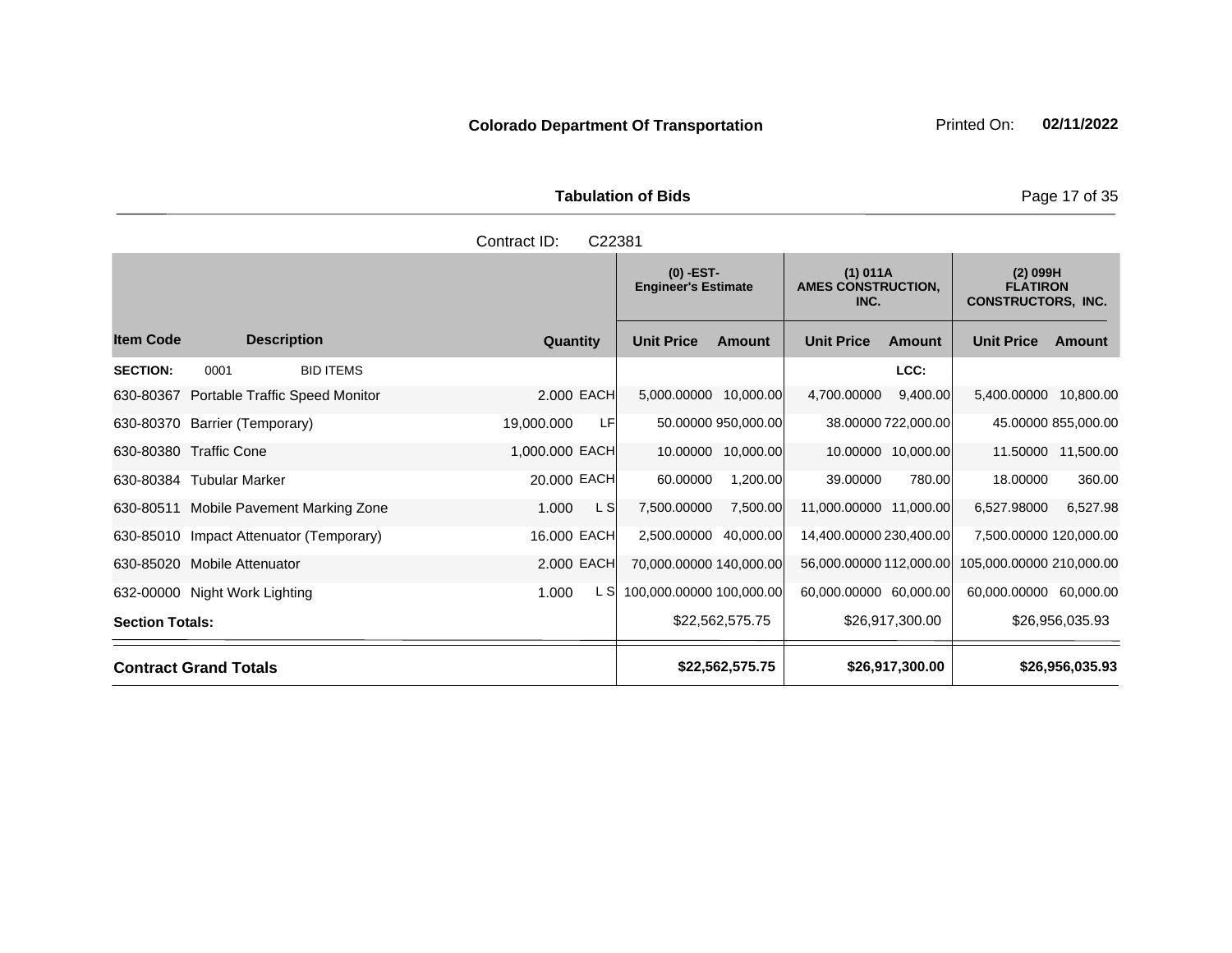**Colorado Department Of Transportation** Printed On: **02/11/2022**

**Tabulation of Bids**

Contract ID: C22381

| | | | | (0) -EST- Engineer's Estimate | | (1) 011A AMES CONSTRUCTION, INC. | | (2) 099H FLATIRON CONSTRUCTORS, INC. | |
|---|---|---|---|---|---|---|---|---|---|
| **Item Code** | **Description** | **Quantity** | | **Unit Price** | **Amount** | **Unit Price** | **Amount** | **Unit Price** | **Amount** |
| **SECTION:** | 0001 BID ITEMS | | | | | | LCC: | | |
| 630-80367 | Portable Traffic Speed Monitor | 2.000 | EACH | 5,000.00000 | 10,000.00 | 4,700.00000 | 9,400.00 | 5,400.00000 | 10,800.00 |
| 630-80370 | Barrier (Temporary) | 19,000.000 | LF | 50.00000 | 950,000.00 | 38.00000 | 722,000.00 | 45.00000 | 855,000.00 |
| 630-80380 | Traffic Cone | 1,000.000 | EACH | 10.00000 | 10,000.00 | 10.00000 | 10,000.00 | 11.50000 | 11,500.00 |
| 630-80384 | Tubular Marker | 20.000 | EACH | 60.00000 | 1,200.00 | 39.00000 | 780.00 | 18.00000 | 360.00 |
| 630-80511 | Mobile Pavement Marking Zone | 1.000 | L S | 7,500.00000 | 7,500.00 | 11,000.00000 | 11,000.00 | 6,527.98000 | 6,527.98 |
| 630-85010 | Impact Attenuator (Temporary) | 16.000 | EACH | 2,500.00000 | 40,000.00 | 14,400.00000 | 230,400.00 | 7,500.00000 | 120,000.00 |
| 630-85020 | Mobile Attenuator | 2.000 | EACH | 70,000.00000 | 140,000.00 | 56,000.00000 | 112,000.00 | 105,000.00000 | 210,000.00 |
| 632-00000 | Night Work Lighting | 1.000 | L S | 100,000.00000 | 100,000.00 | 60,000.00000 | 60,000.00 | 60,000.00000 | 60,000.00 |
| **Section Totals:** | | | | | $22,562,575.75 | | $26,917,300.00 | | $26,956,035.93 |
| **Contract Grand Totals** | | | | | **$22,562,575.75** | | **$26,917,300.00** | | **$26,956,035.93** |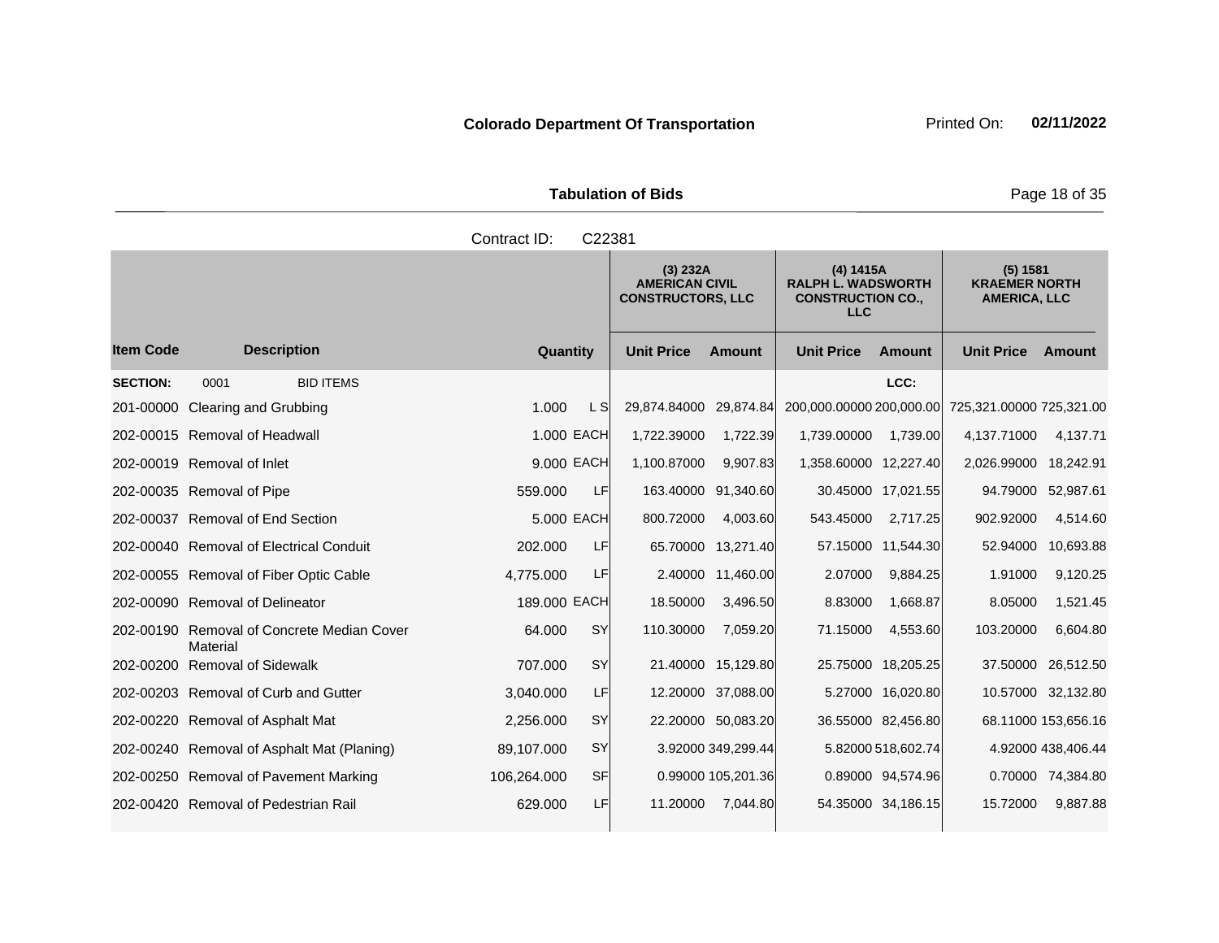**Colorado Department Of Transportation** Printed On: **02/11/2022**

**Tabulation of Bids**

Contract ID: C22381

| | | | | (3) 232A AMERICAN CIVIL CONSTRUCTORS, LLC | | (4) 1415A RALPH L. WADSWORTH CONSTRUCTION CO., LLC | | (5) 1581 KRAEMER NORTH AMERICA, LLC | |
|---|---|---|---|---|---|---|---|---|---|
| **Item Code** | **Description** | **Quantity** | | **Unit Price** | **Amount** | **Unit Price** | **Amount** | **Unit Price** | **Amount** |
| **SECTION:** | 0001 BID ITEMS | | | | | | LCC: | | |
| 201-00000 | Clearing and Grubbing | 1.000 | L S | 29,874.84000 | 29,874.84 | 200,000.00000 | 200,000.00 | 725,321.00000 | 725,321.00 |
| 202-00015 | Removal of Headwall | 1.000 | EACH | 1,722.39000 | 1,722.39 | 1,739.00000 | 1,739.00 | 4,137.71000 | 4,137.71 |
| 202-00019 | Removal of Inlet | 9.000 | EACH | 1,100.87000 | 9,907.83 | 1,358.60000 | 12,227.40 | 2,026.99000 | 18,242.91 |
| 202-00035 | Removal of Pipe | 559.000 | LF | 163.40000 | 91,340.60 | 30.45000 | 17,021.55 | 94.79000 | 52,987.61 |
| 202-00037 | Removal of End Section | 5.000 | EACH | 800.72000 | 4,003.60 | 543.45000 | 2,717.25 | 902.92000 | 4,514.60 |
| 202-00040 | Removal of Electrical Conduit | 202.000 | LF | 65.70000 | 13,271.40 | 57.15000 | 11,544.30 | 52.94000 | 10,693.88 |
| 202-00055 | Removal of Fiber Optic Cable | 4,775.000 | LF | 2.40000 | 11,460.00 | 2.07000 | 9,884.25 | 1.91000 | 9,120.25 |
| 202-00090 | Removal of Delineator | 189.000 | EACH | 18.50000 | 3,496.50 | 8.83000 | 1,668.87 | 8.05000 | 1,521.45 |
| 202-00190 | Removal of Concrete Median Cover Material | 64.000 | SY | 110.30000 | 7,059.20 | 71.15000 | 4,553.60 | 103.20000 | 6,604.80 |
| 202-00200 | Removal of Sidewalk | 707.000 | SY | 21.40000 | 15,129.80 | 25.75000 | 18,205.25 | 37.50000 | 26,512.50 |
| 202-00203 | Removal of Curb and Gutter | 3,040.000 | LF | 12.20000 | 37,088.00 | 5.27000 | 16,020.80 | 10.57000 | 32,132.80 |
| 202-00220 | Removal of Asphalt Mat | 2,256.000 | SY | 22.20000 | 50,083.20 | 36.55000 | 82,456.80 | 68.11000 | 153,656.16 |
| 202-00240 | Removal of Asphalt Mat (Planing) | 89,107.000 | SY | 3.92000 | 349,299.44 | 5.82000 | 518,602.74 | 4.92000 | 438,406.44 |
| 202-00250 | Removal of Pavement Marking | 106,264.000 | SF | 0.99000 | 105,201.36 | 0.89000 | 94,574.96 | 0.70000 | 74,384.80 |
| 202-00420 | Removal of Pedestrian Rail | 629.000 | LF | 11.20000 | 7,044.80 | 54.35000 | 34,186.15 | 15.72000 | 9,887.88 |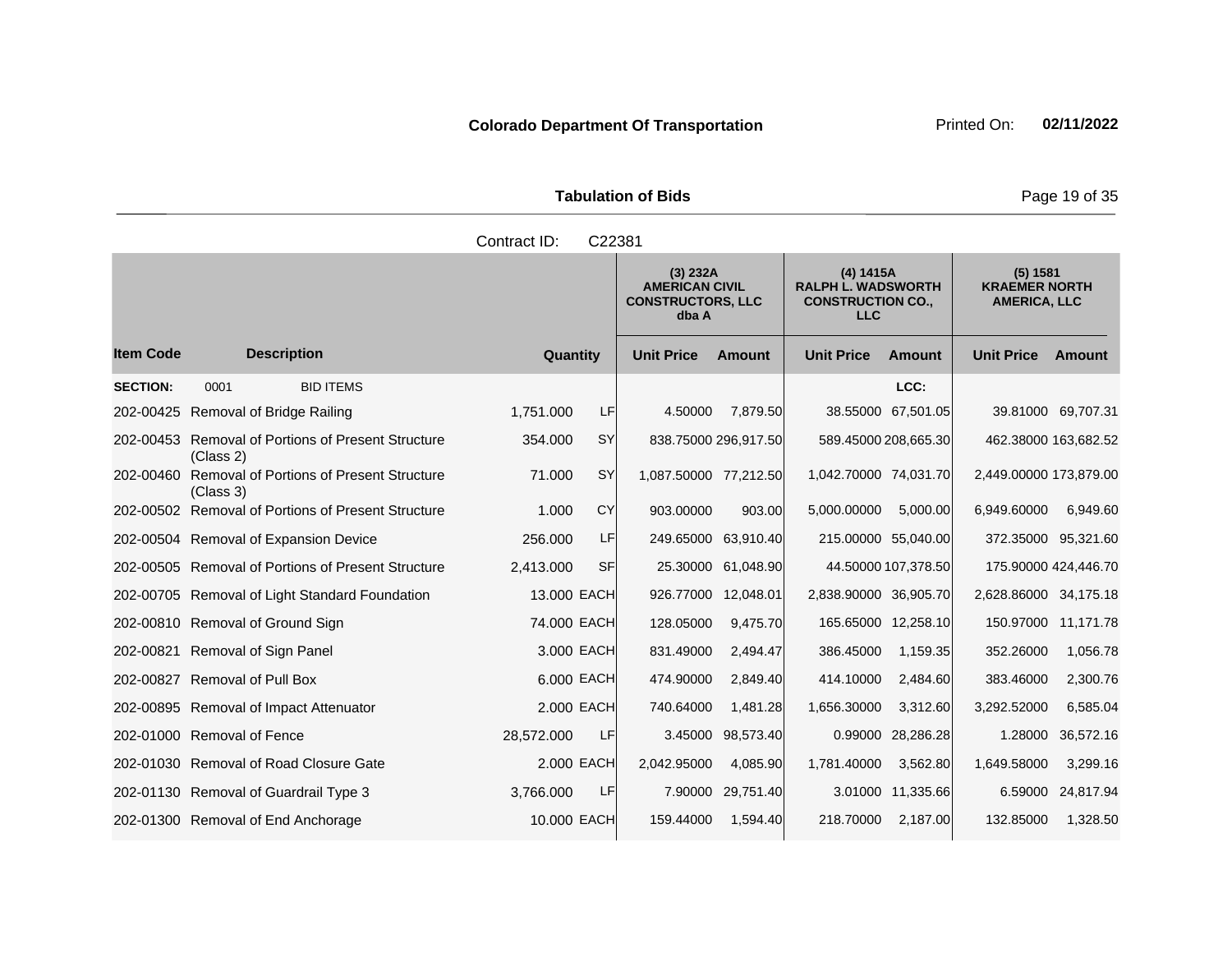**Colorado Department Of Transportation** Printed On: **02/11/2022**

**Tabulation of Bids**

Contract ID: C22381

| Item Code | Description | Quantity | | (3) 232A AMERICAN CIVIL CONSTRUCTORS, LLC dba A Unit Price | Amount | (4) 1415A RALPH L. WADSWORTH CONSTRUCTION CO., LLC Unit Price | Amount | (5) 1581 KRAEMER NORTH AMERICA, LLC Unit Price | Amount |
|---|---|---|---|---|---|---|---|---|---|
| **SECTION:** | 0001 BID ITEMS | | | | | | LCC: | | |
| 202-00425 | Removal of Bridge Railing | 1,751.000 | LF | 4.50000 | 7,879.50 | 38.55000 | 67,501.05 | 39.81000 | 69,707.31 |
| 202-00453 | Removal of Portions of Present Structure (Class 2) | 354.000 | SY | 838.75000 | 296,917.50 | 589.45000 | 208,665.30 | 462.38000 | 163,682.52 |
| 202-00460 | Removal of Portions of Present Structure (Class 3) | 71.000 | SY | 1,087.50000 | 77,212.50 | 1,042.70000 | 74,031.70 | 2,449.00000 | 173,879.00 |
| 202-00502 | Removal of Portions of Present Structure | 1.000 | CY | 903.00000 | 903.00 | 5,000.00000 | 5,000.00 | 6,949.60000 | 6,949.60 |
| 202-00504 | Removal of Expansion Device | 256.000 | LF | 249.65000 | 63,910.40 | 215.00000 | 55,040.00 | 372.35000 | 95,321.60 |
| 202-00505 | Removal of Portions of Present Structure | 2,413.000 | SF | 25.30000 | 61,048.90 | 44.50000 | 107,378.50 | 175.90000 | 424,446.70 |
| 202-00705 | Removal of Light Standard Foundation | 13.000 | EACH | 926.77000 | 12,048.01 | 2,838.90000 | 36,905.70 | 2,628.86000 | 34,175.18 |
| 202-00810 | Removal of Ground Sign | 74.000 | EACH | 128.05000 | 9,475.70 | 165.65000 | 12,258.10 | 150.97000 | 11,171.78 |
| 202-00821 | Removal of Sign Panel | 3.000 | EACH | 831.49000 | 2,494.47 | 386.45000 | 1,159.35 | 352.26000 | 1,056.78 |
| 202-00827 | Removal of Pull Box | 6.000 | EACH | 474.90000 | 2,849.40 | 414.10000 | 2,484.60 | 383.46000 | 2,300.76 |
| 202-00895 | Removal of Impact Attenuator | 2.000 | EACH | 740.64000 | 1,481.28 | 1,656.30000 | 3,312.60 | 3,292.52000 | 6,585.04 |
| 202-01000 | Removal of Fence | 28,572.000 | LF | 3.45000 | 98,573.40 | 0.99000 | 28,286.28 | 1.28000 | 36,572.16 |
| 202-01030 | Removal of Road Closure Gate | 2.000 | EACH | 2,042.95000 | 4,085.90 | 1,781.40000 | 3,562.80 | 1,649.58000 | 3,299.16 |
| 202-01130 | Removal of Guardrail Type 3 | 3,766.000 | LF | 7.90000 | 29,751.40 | 3.01000 | 11,335.66 | 6.59000 | 24,817.94 |
| 202-01300 | Removal of End Anchorage | 10.000 | EACH | 159.44000 | 1,594.40 | 218.70000 | 2,187.00 | 132.85000 | 1,328.50 |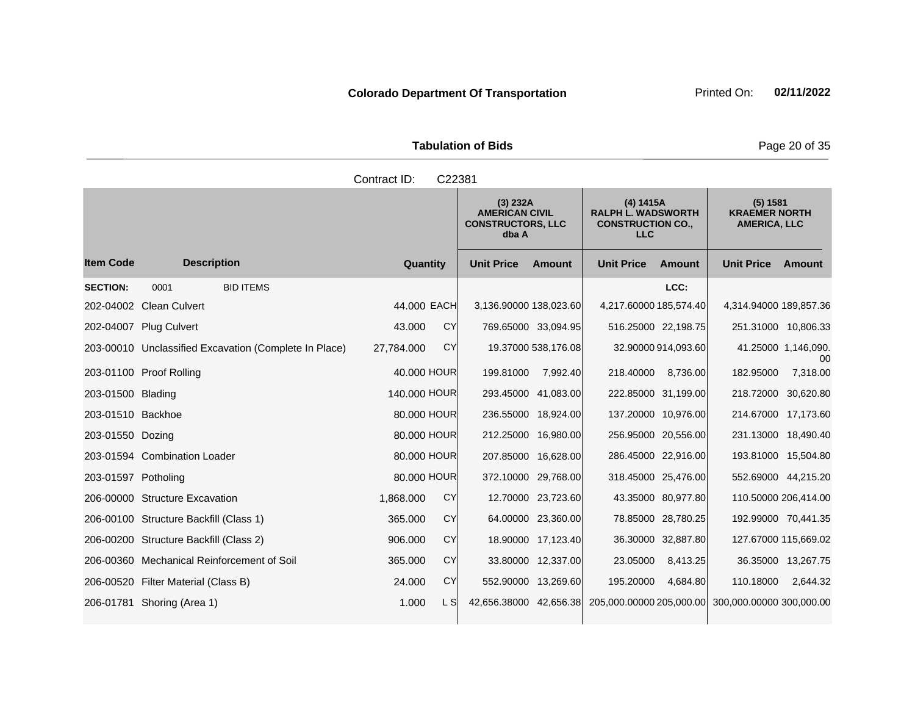**Colorado Department Of Transportation**

Printed On: **02/11/2022**

**Tabulation of Bids**

Contract ID: C22381

| | | | | (3) 232A AMERICAN CIVIL CONSTRUCTORS, LLC dba A | | (4) 1415A RALPH L. WADSWORTH CONSTRUCTION CO., LLC | | (5) 1581 KRAEMER NORTH AMERICA, LLC | |
|---|---|---|---|---|---|---|---|---|---|
| **Item Code** | **Description** | **Quantity** | | **Unit Price** | **Amount** | **Unit Price** | **Amount** | **Unit Price** | **Amount** |
| **SECTION:** | 0001 BID ITEMS | | | | | | LCC: | | |
| 202-04002 | Clean Culvert | 44.000 | EACH | 3,136.90000 | 138,023.60 | 4,217.60000 | 185,574.40 | 4,314.94000 | 189,857.36 |
| 202-04007 | Plug Culvert | 43.000 | CY | 769.65000 | 33,094.95 | 516.25000 | 22,198.75 | 251.31000 | 10,806.33 |
| 203-00010 | Unclassified Excavation (Complete In Place) | 27,784.000 | CY | 19.37000 | 538,176.08 | 32.90000 | 914,093.60 | 41.25000 | 1,146,090.00 |
| 203-01100 | Proof Rolling | 40.000 | HOUR | 199.81000 | 7,992.40 | 218.40000 | 8,736.00 | 182.95000 | 7,318.00 |
| 203-01500 | Blading | 140.000 | HOUR | 293.45000 | 41,083.00 | 222.85000 | 31,199.00 | 218.72000 | 30,620.80 |
| 203-01510 | Backhoe | 80.000 | HOUR | 236.55000 | 18,924.00 | 137.20000 | 10,976.00 | 214.67000 | 17,173.60 |
| 203-01550 | Dozing | 80.000 | HOUR | 212.25000 | 16,980.00 | 256.95000 | 20,556.00 | 231.13000 | 18,490.40 |
| 203-01594 | Combination Loader | 80.000 | HOUR | 207.85000 | 16,628.00 | 286.45000 | 22,916.00 | 193.81000 | 15,504.80 |
| 203-01597 | Potholing | 80.000 | HOUR | 372.10000 | 29,768.00 | 318.45000 | 25,476.00 | 552.69000 | 44,215.20 |
| 206-00000 | Structure Excavation | 1,868.000 | CY | 12.70000 | 23,723.60 | 43.35000 | 80,977.80 | 110.50000 | 206,414.00 |
| 206-00100 | Structure Backfill (Class 1) | 365.000 | CY | 64.00000 | 23,360.00 | 78.85000 | 28,780.25 | 192.99000 | 70,441.35 |
| 206-00200 | Structure Backfill (Class 2) | 906.000 | CY | 18.90000 | 17,123.40 | 36.30000 | 32,887.80 | 127.67000 | 115,669.02 |
| 206-00360 | Mechanical Reinforcement of Soil | 365.000 | CY | 33.80000 | 12,337.00 | 23.05000 | 8,413.25 | 36.35000 | 13,267.75 |
| 206-00520 | Filter Material (Class B) | 24.000 | CY | 552.90000 | 13,269.60 | 195.20000 | 4,684.80 | 110.18000 | 2,644.32 |
| 206-01781 | Shoring (Area 1) | 1.000 | L S | 42,656.38000 | 42,656.38 | 205,000.00000 | 205,000.00 | 300,000.00000 | 300,000.00 |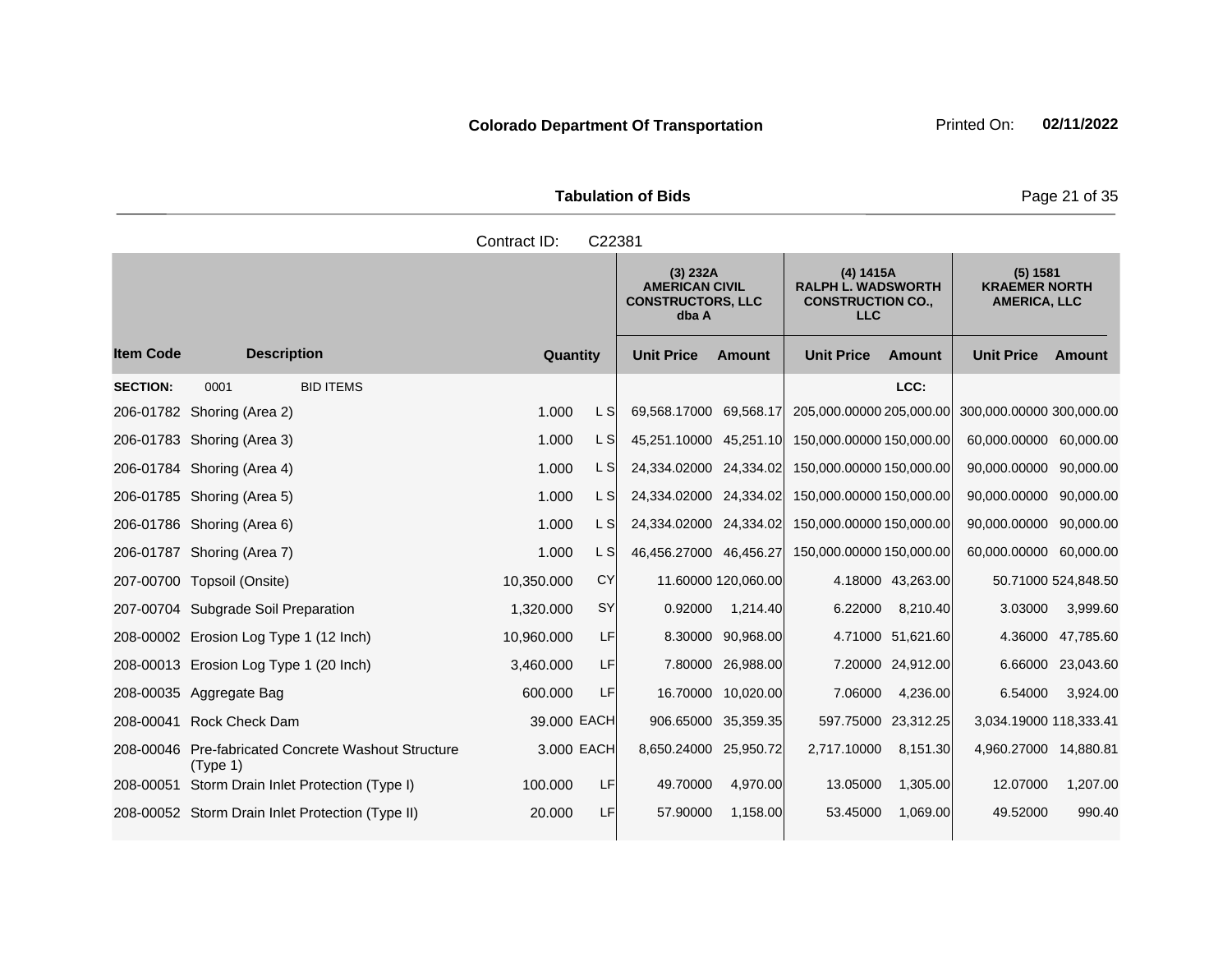**Colorado Department Of Transportation** Printed On: **02/11/2022**

**Tabulation of Bids**

Contract ID: C22381

| Item Code | Description | Quantity | | (3) 232A AMERICAN CIVIL CONSTRUCTORS, LLC dba A | | (4) 1415A RALPH L. WADSWORTH CONSTRUCTION CO., LLC | | (5) 1581 KRAEMER NORTH AMERICA, LLC | |
|---|---|---|---|---|---|---|---|---|---|
| | | | | Unit Price | Amount | Unit Price | Amount | Unit Price | Amount |
| **SECTION:** | 0001 BID ITEMS | | | | | | LCC: | | |
| 206-01782 | Shoring (Area 2) | 1.000 | L S | 69,568.17000 | 69,568.17 | 205,000.00000 | 205,000.00 | 300,000.00000 | 300,000.00 |
| 206-01783 | Shoring (Area 3) | 1.000 | L S | 45,251.10000 | 45,251.10 | 150,000.00000 | 150,000.00 | 60,000.00000 | 60,000.00 |
| 206-01784 | Shoring (Area 4) | 1.000 | L S | 24,334.02000 | 24,334.02 | 150,000.00000 | 150,000.00 | 90,000.00000 | 90,000.00 |
| 206-01785 | Shoring (Area 5) | 1.000 | L S | 24,334.02000 | 24,334.02 | 150,000.00000 | 150,000.00 | 90,000.00000 | 90,000.00 |
| 206-01786 | Shoring (Area 6) | 1.000 | L S | 24,334.02000 | 24,334.02 | 150,000.00000 | 150,000.00 | 90,000.00000 | 90,000.00 |
| 206-01787 | Shoring (Area 7) | 1.000 | L S | 46,456.27000 | 46,456.27 | 150,000.00000 | 150,000.00 | 60,000.00000 | 60,000.00 |
| 207-00700 | Topsoil (Onsite) | 10,350.000 | CY | 11.60000 | 120,060.00 | 4.18000 | 43,263.00 | 50.71000 | 524,848.50 |
| 207-00704 | Subgrade Soil Preparation | 1,320.000 | SY | 0.92000 | 1,214.40 | 6.22000 | 8,210.40 | 3.03000 | 3,999.60 |
| 208-00002 | Erosion Log Type 1 (12 Inch) | 10,960.000 | LF | 8.30000 | 90,968.00 | 4.71000 | 51,621.60 | 4.36000 | 47,785.60 |
| 208-00013 | Erosion Log Type 1 (20 Inch) | 3,460.000 | LF | 7.80000 | 26,988.00 | 7.20000 | 24,912.00 | 6.66000 | 23,043.60 |
| 208-00035 | Aggregate Bag | 600.000 | LF | 16.70000 | 10,020.00 | 7.06000 | 4,236.00 | 6.54000 | 3,924.00 |
| 208-00041 | Rock Check Dam | 39.000 | EACH | 906.65000 | 35,359.35 | 597.75000 | 23,312.25 | 3,034.19000 | 118,333.41 |
| 208-00046 | Pre-fabricated Concrete Washout Structure (Type 1) | 3.000 | EACH | 8,650.24000 | 25,950.72 | 2,717.10000 | 8,151.30 | 4,960.27000 | 14,880.81 |
| 208-00051 | Storm Drain Inlet Protection (Type I) | 100.000 | LF | 49.70000 | 4,970.00 | 13.05000 | 1,305.00 | 12.07000 | 1,207.00 |
| 208-00052 | Storm Drain Inlet Protection (Type II) | 20.000 | LF | 57.90000 | 1,158.00 | 53.45000 | 1,069.00 | 49.52000 | 990.40 |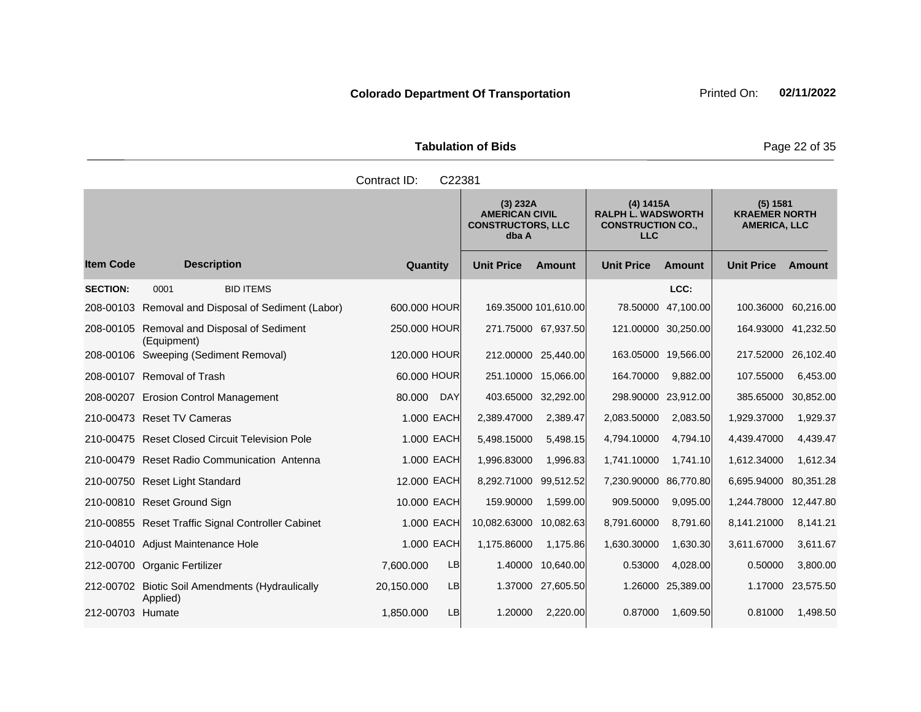**Colorado Department Of Transportation** Printed On: **02/11/2022**

**Tabulation of Bids**

Contract ID: C22381

| Item Code | Description | Quantity | | (3) 232A AMERICAN CIVIL CONSTRUCTORS, LLC dba A | | (4) 1415A RALPH L. WADSWORTH CONSTRUCTION CO., LLC | | (5) 1581 KRAEMER NORTH AMERICA, LLC | |
|---|---|---|---|---|---|---|---|---|---|
| | | | | Unit Price | Amount | Unit Price | Amount | Unit Price | Amount |
| **SECTION:** | 0001 BID ITEMS | | | | | | LCC: | | |
| 208-00103 | Removal and Disposal of Sediment (Labor) | 600.000 | HOUR | 169.35000 | 101,610.00 | 78.50000 | 47,100.00 | 100.36000 | 60,216.00 |
| 208-00105 | Removal and Disposal of Sediment (Equipment) | 250.000 | HOUR | 271.75000 | 67,937.50 | 121.00000 | 30,250.00 | 164.93000 | 41,232.50 |
| 208-00106 | Sweeping (Sediment Removal) | 120.000 | HOUR | 212.00000 | 25,440.00 | 163.05000 | 19,566.00 | 217.52000 | 26,102.40 |
| 208-00107 | Removal of Trash | 60.000 | HOUR | 251.10000 | 15,066.00 | 164.70000 | 9,882.00 | 107.55000 | 6,453.00 |
| 208-00207 | Erosion Control Management | 80.000 | DAY | 403.65000 | 32,292.00 | 298.90000 | 23,912.00 | 385.65000 | 30,852.00 |
| 210-00473 | Reset TV Cameras | 1.000 | EACH | 2,389.47000 | 2,389.47 | 2,083.50000 | 2,083.50 | 1,929.37000 | 1,929.37 |
| 210-00475 | Reset Closed Circuit Television Pole | 1.000 | EACH | 5,498.15000 | 5,498.15 | 4,794.10000 | 4,794.10 | 4,439.47000 | 4,439.47 |
| 210-00479 | Reset Radio Communication Antenna | 1.000 | EACH | 1,996.83000 | 1,996.83 | 1,741.10000 | 1,741.10 | 1,612.34000 | 1,612.34 |
| 210-00750 | Reset Light Standard | 12.000 | EACH | 8,292.71000 | 99,512.52 | 7,230.90000 | 86,770.80 | 6,695.94000 | 80,351.28 |
| 210-00810 | Reset Ground Sign | 10.000 | EACH | 159.90000 | 1,599.00 | 909.50000 | 9,095.00 | 1,244.78000 | 12,447.80 |
| 210-00855 | Reset Traffic Signal Controller Cabinet | 1.000 | EACH | 10,082.63000 | 10,082.63 | 8,791.60000 | 8,791.60 | 8,141.21000 | 8,141.21 |
| 210-04010 | Adjust Maintenance Hole | 1.000 | EACH | 1,175.86000 | 1,175.86 | 1,630.30000 | 1,630.30 | 3,611.67000 | 3,611.67 |
| 212-00700 | Organic Fertilizer | 7,600.000 | LB | 1.40000 | 10,640.00 | 0.53000 | 4,028.00 | 0.50000 | 3,800.00 |
| 212-00702 | Biotic Soil Amendments (Hydraulically Applied) | 20,150.000 | LB | 1.37000 | 27,605.50 | 1.26000 | 25,389.00 | 1.17000 | 23,575.50 |
| 212-00703 | Humate | 1,850.000 | LB | 1.20000 | 2,220.00 | 0.87000 | 1,609.50 | 0.81000 | 1,498.50 |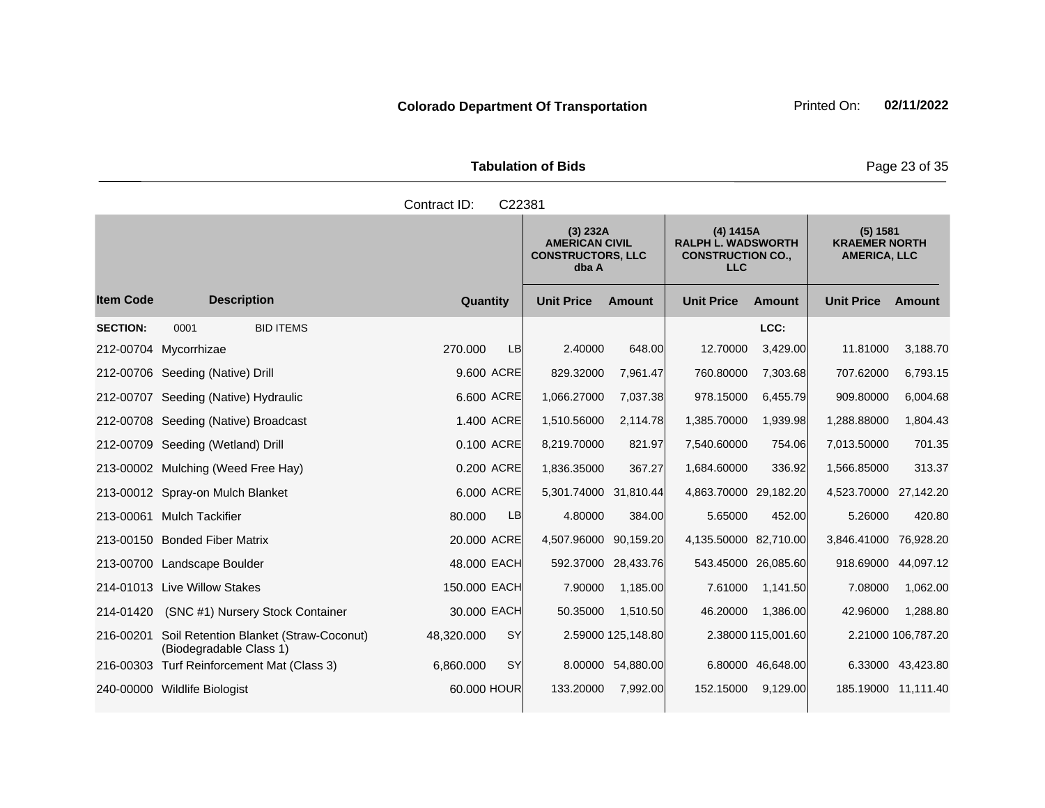**Colorado Department Of Transportation** Printed On: **02/11/2022**

**Tabulation of Bids**

Contract ID: C22381

| Item Code | Description | Quantity | | (3) 232A AMERICAN CIVIL CONSTRUCTORS, LLC dba A | | (4) 1415A RALPH L. WADSWORTH CONSTRUCTION CO., LLC | | (5) 1581 KRAEMER NORTH AMERICA, LLC | |
|---|---|---|---|---|---|---|---|---|---|
| | | | | Unit Price | Amount | Unit Price | Amount | Unit Price | Amount |
| **SECTION:** | 0001 BID ITEMS | | | | | | LCC: | | |
| 212-00704 | Mycorrhizae | 270.000 | LB | 2.40000 | 648.00 | 12.70000 | 3,429.00 | 11.81000 | 3,188.70 |
| 212-00706 | Seeding (Native) Drill | 9.600 | ACRE | 829.32000 | 7,961.47 | 760.80000 | 7,303.68 | 707.62000 | 6,793.15 |
| 212-00707 | Seeding (Native) Hydraulic | 6.600 | ACRE | 1,066.27000 | 7,037.38 | 978.15000 | 6,455.79 | 909.80000 | 6,004.68 |
| 212-00708 | Seeding (Native) Broadcast | 1.400 | ACRE | 1,510.56000 | 2,114.78 | 1,385.70000 | 1,939.98 | 1,288.88000 | 1,804.43 |
| 212-00709 | Seeding (Wetland) Drill | 0.100 | ACRE | 8,219.70000 | 821.97 | 7,540.60000 | 754.06 | 7,013.50000 | 701.35 |
| 213-00002 | Mulching (Weed Free Hay) | 0.200 | ACRE | 1,836.35000 | 367.27 | 1,684.60000 | 336.92 | 1,566.85000 | 313.37 |
| 213-00012 | Spray-on Mulch Blanket | 6.000 | ACRE | 5,301.74000 | 31,810.44 | 4,863.70000 | 29,182.20 | 4,523.70000 | 27,142.20 |
| 213-00061 | Mulch Tackifier | 80.000 | LB | 4.80000 | 384.00 | 5.65000 | 452.00 | 5.26000 | 420.80 |
| 213-00150 | Bonded Fiber Matrix | 20.000 | ACRE | 4,507.96000 | 90,159.20 | 4,135.50000 | 82,710.00 | 3,846.41000 | 76,928.20 |
| 213-00700 | Landscape Boulder | 48.000 | EACH | 592.37000 | 28,433.76 | 543.45000 | 26,085.60 | 918.69000 | 44,097.12 |
| 214-01013 | Live Willow Stakes | 150.000 | EACH | 7.90000 | 1,185.00 | 7.61000 | 1,141.50 | 7.08000 | 1,062.00 |
| 214-01420 | (SNC #1) Nursery Stock Container | 30.000 | EACH | 50.35000 | 1,510.50 | 46.20000 | 1,386.00 | 42.96000 | 1,288.80 |
| 216-00201 | Soil Retention Blanket (Straw-Coconut) (Biodegradable Class 1) | 48,320.000 | SY | 2.59000 | 125,148.80 | 2.38000 | 115,001.60 | 2.21000 | 106,787.20 |
| 216-00303 | Turf Reinforcement Mat (Class 3) | 6,860.000 | SY | 8.00000 | 54,880.00 | 6.80000 | 46,648.00 | 6.33000 | 43,423.80 |
| 240-00000 | Wildlife Biologist | 60.000 | HOUR | 133.20000 | 7,992.00 | 152.15000 | 9,129.00 | 185.19000 | 11,111.40 |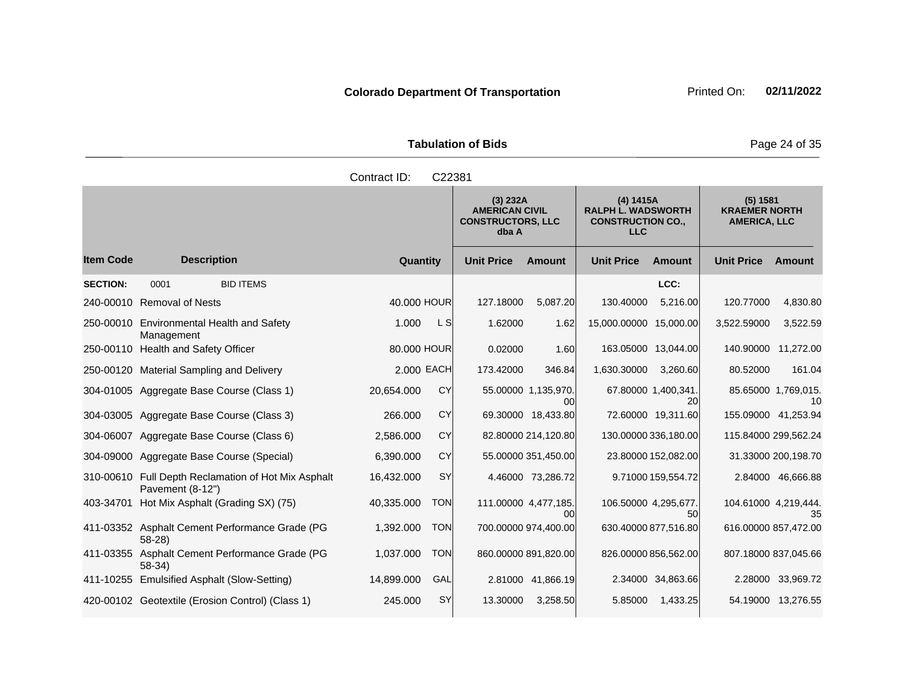**Colorado Department Of Transportation** Printed On: **02/11/2022**

**Tabulation of Bids**

Contract ID: C22381

| Item Code | Description | Quantity | | (3) 232A AMERICAN CIVIL CONSTRUCTORS, LLC dba A Unit Price | Amount | (4) 1415A RALPH L. WADSWORTH CONSTRUCTION CO., LLC Unit Price | Amount | (5) 1581 KRAEMER NORTH AMERICA, LLC Unit Price | Amount |
|---|---|---|---|---|---|---|---|---|---|
| **SECTION:** | 0001 BID ITEMS | | | | | | LCC: | | |
| 240-00010 | Removal of Nests | 40.000 | HOUR | 127.18000 | 5,087.20 | 130.40000 | 5,216.00 | 120.77000 | 4,830.80 |
| 250-00010 | Environmental Health and Safety Management | 1.000 | L S | 1.62000 | 1.62 | 15,000.00000 | 15,000.00 | 3,522.59000 | 3,522.59 |
| 250-00110 | Health and Safety Officer | 80.000 | HOUR | 0.02000 | 1.60 | 163.05000 | 13,044.00 | 140.90000 | 11,272.00 |
| 250-00120 | Material Sampling and Delivery | 2.000 | EACH | 173.42000 | 346.84 | 1,630.30000 | 3,260.60 | 80.52000 | 161.04 |
| 304-01005 | Aggregate Base Course (Class 1) | 20,654.000 | CY | 55.00000 | 1,135,970.00 | 67.80000 | 1,400,341.20 | 85.65000 | 1,769,015.10 |
| 304-03005 | Aggregate Base Course (Class 3) | 266.000 | CY | 69.30000 | 18,433.80 | 72.60000 | 19,311.60 | 155.09000 | 41,253.94 |
| 304-06007 | Aggregate Base Course (Class 6) | 2,586.000 | CY | 82.80000 | 214,120.80 | 130.00000 | 336,180.00 | 115.84000 | 299,562.24 |
| 304-09000 | Aggregate Base Course (Special) | 6,390.000 | CY | 55.00000 | 351,450.00 | 23.80000 | 152,082.00 | 31.33000 | 200,198.70 |
| 310-00610 | Full Depth Reclamation of Hot Mix Asphalt Pavement (8-12") | 16,432.000 | SY | 4.46000 | 73,286.72 | 9.71000 | 159,554.72 | 2.84000 | 46,666.88 |
| 403-34701 | Hot Mix Asphalt (Grading SX) (75) | 40,335.000 | TON | 111.00000 | 4,477,185.00 | 106.50000 | 4,295,677.50 | 104.61000 | 4,219,444.35 |
| 411-03352 | Asphalt Cement Performance Grade (PG 58-28) | 1,392.000 | TON | 700.00000 | 974,400.00 | 630.40000 | 877,516.80 | 616.00000 | 857,472.00 |
| 411-03355 | Asphalt Cement Performance Grade (PG 58-34) | 1,037.000 | TON | 860.00000 | 891,820.00 | 826.00000 | 856,562.00 | 807.18000 | 837,045.66 |
| 411-10255 | Emulsified Asphalt (Slow-Setting) | 14,899.000 | GAL | 2.81000 | 41,866.19 | 2.34000 | 34,863.66 | 2.28000 | 33,969.72 |
| 420-00102 | Geotextile (Erosion Control) (Class 1) | 245.000 | SY | 13.30000 | 3,258.50 | 5.85000 | 1,433.25 | 54.19000 | 13,276.55 |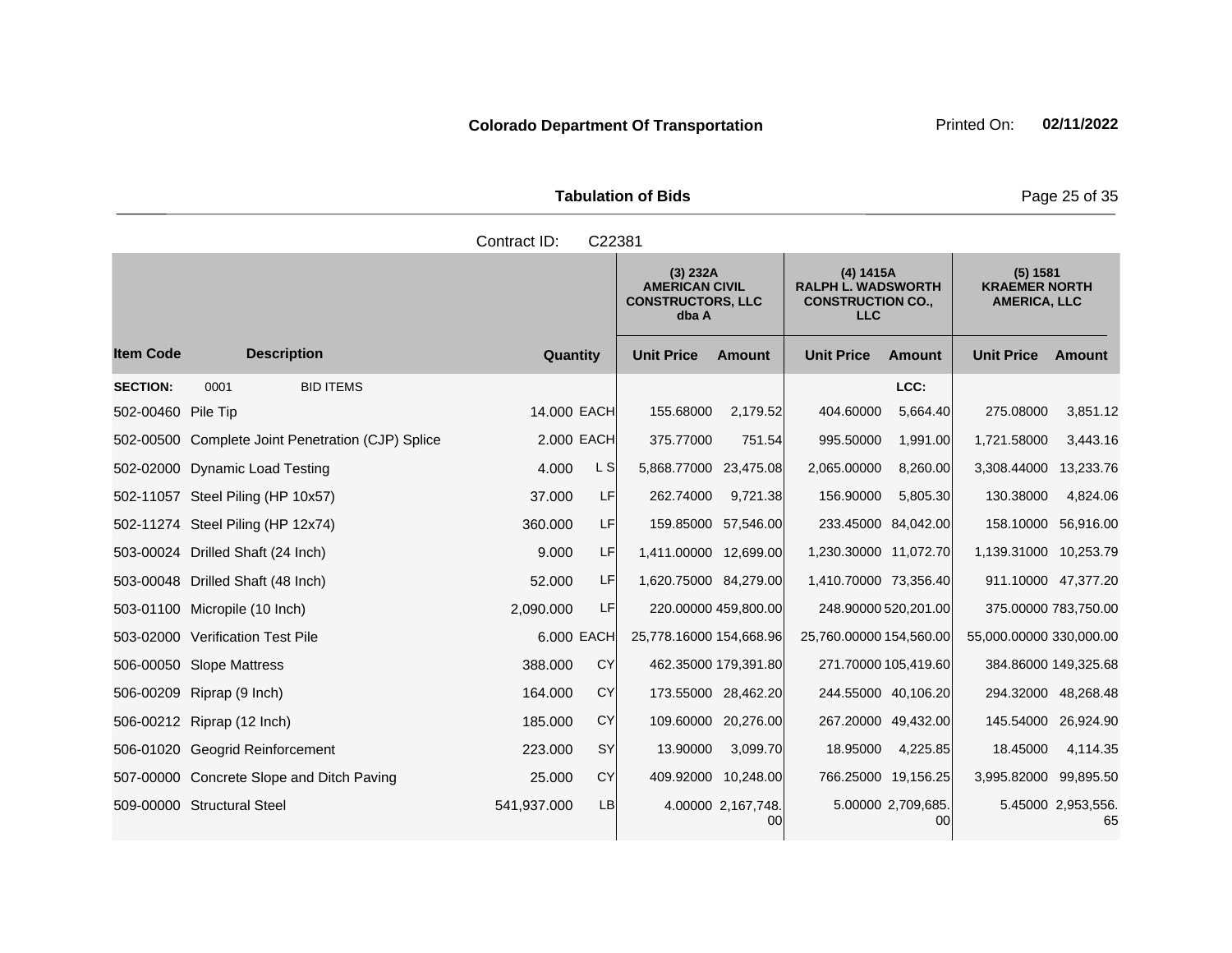**Colorado Department Of Transportation** Printed On: **02/11/2022**

**Tabulation of Bids**

Contract ID: C22381

| Item Code | Description | Quantity | | (3) 232A AMERICAN CIVIL CONSTRUCTORS, LLC dba A | | (4) 1415A RALPH L. WADSWORTH CONSTRUCTION CO., LLC | | (5) 1581 KRAEMER NORTH AMERICA, LLC | |
|---|---|---|---|---|---|---|---|---|---|
| | | | | Unit Price | Amount | Unit Price | Amount | Unit Price | Amount |
| **SECTION:** | 0001 BID ITEMS | | | | | | LCC: | | |
| 502-00460 | Pile Tip | 14.000 | EACH | 155.68000 | 2,179.52 | 404.60000 | 5,664.40 | 275.08000 | 3,851.12 |
| 502-00500 | Complete Joint Penetration (CJP) Splice | 2.000 | EACH | 375.77000 | 751.54 | 995.50000 | 1,991.00 | 1,721.58000 | 3,443.16 |
| 502-02000 | Dynamic Load Testing | 4.000 | L S | 5,868.77000 | 23,475.08 | 2,065.00000 | 8,260.00 | 3,308.44000 | 13,233.76 |
| 502-11057 | Steel Piling (HP 10x57) | 37.000 | LF | 262.74000 | 9,721.38 | 156.90000 | 5,805.30 | 130.38000 | 4,824.06 |
| 502-11274 | Steel Piling (HP 12x74) | 360.000 | LF | 159.85000 | 57,546.00 | 233.45000 | 84,042.00 | 158.10000 | 56,916.00 |
| 503-00024 | Drilled Shaft (24 Inch) | 9.000 | LF | 1,411.00000 | 12,699.00 | 1,230.30000 | 11,072.70 | 1,139.31000 | 10,253.79 |
| 503-00048 | Drilled Shaft (48 Inch) | 52.000 | LF | 1,620.75000 | 84,279.00 | 1,410.70000 | 73,356.40 | 911.10000 | 47,377.20 |
| 503-01100 | Micropile (10 Inch) | 2,090.000 | LF | 220.00000 | 459,800.00 | 248.90000 | 520,201.00 | 375.00000 | 783,750.00 |
| 503-02000 | Verification Test Pile | 6.000 | EACH | 25,778.16000 | 154,668.96 | 25,760.00000 | 154,560.00 | 55,000.00000 | 330,000.00 |
| 506-00050 | Slope Mattress | 388.000 | CY | 462.35000 | 179,391.80 | 271.70000 | 105,419.60 | 384.86000 | 149,325.68 |
| 506-00209 | Riprap (9 Inch) | 164.000 | CY | 173.55000 | 28,462.20 | 244.55000 | 40,106.20 | 294.32000 | 48,268.48 |
| 506-00212 | Riprap (12 Inch) | 185.000 | CY | 109.60000 | 20,276.00 | 267.20000 | 49,432.00 | 145.54000 | 26,924.90 |
| 506-01020 | Geogrid Reinforcement | 223.000 | SY | 13.90000 | 3,099.70 | 18.95000 | 4,225.85 | 18.45000 | 4,114.35 |
| 507-00000 | Concrete Slope and Ditch Paving | 25.000 | CY | 409.92000 | 10,248.00 | 766.25000 | 19,156.25 | 3,995.82000 | 99,895.50 |
| 509-00000 | Structural Steel | 541,937.000 | LB | 4.00000 | 2,167,748.00 | 5.00000 | 2,709,685.00 | 5.45000 | 2,953,556.65 |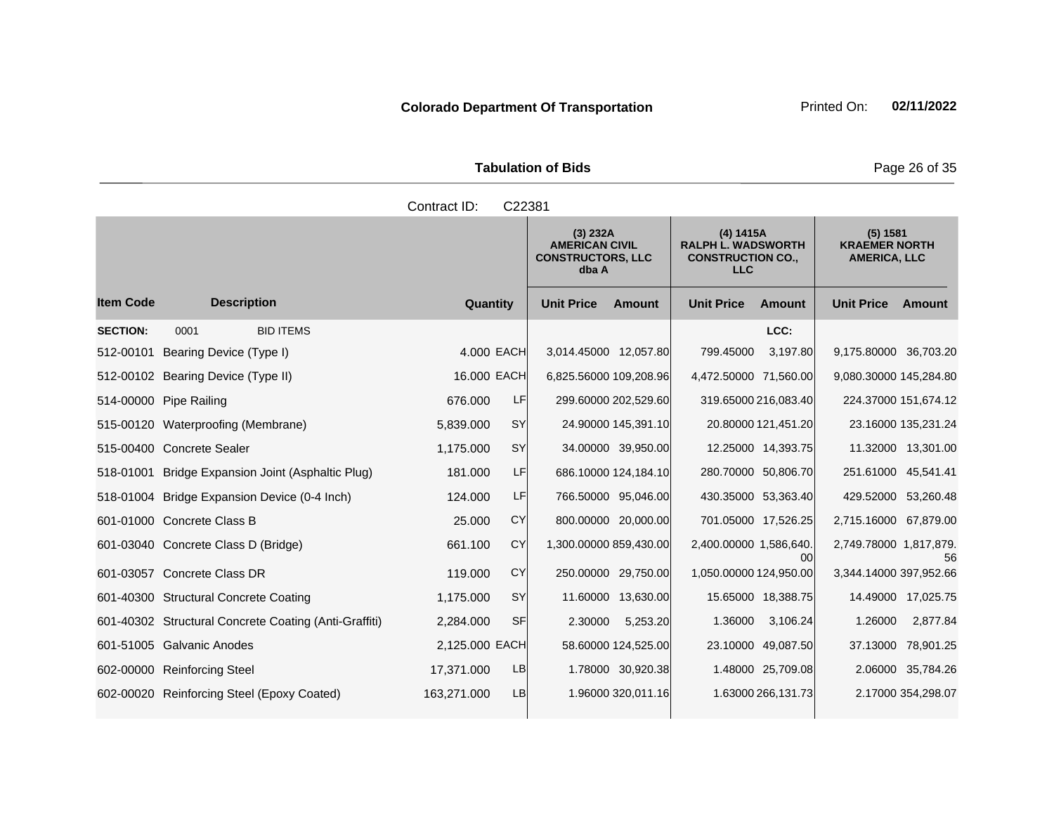**Colorado Department Of Transportation** Printed On: **02/11/2022**

**Tabulation of Bids**

Contract ID: C22381

| | | | | (3) 232A AMERICAN CIVIL CONSTRUCTORS, LLC dba A | | (4) 1415A RALPH L. WADSWORTH CONSTRUCTION CO., LLC | | (5) 1581 KRAEMER NORTH AMERICA, LLC | |
|---|---|---|---|---|---|---|---|---|---|
| **Item Code** | **Description** | **Quantity** | | **Unit Price** | **Amount** | **Unit Price** | **Amount** | **Unit Price** | **Amount** |
| **SECTION:** | 0001 BID ITEMS | | | | | | LCC: | | |
| 512-00101 | Bearing Device (Type I) | 4.000 | EACH | 3,014.45000 | 12,057.80 | 799.45000 | 3,197.80 | 9,175.80000 | 36,703.20 |
| 512-00102 | Bearing Device (Type II) | 16.000 | EACH | 6,825.56000 | 109,208.96 | 4,472.50000 | 71,560.00 | 9,080.30000 | 145,284.80 |
| 514-00000 | Pipe Railing | 676.000 | LF | 299.60000 | 202,529.60 | 319.65000 | 216,083.40 | 224.37000 | 151,674.12 |
| 515-00120 | Waterproofing (Membrane) | 5,839.000 | SY | 24.90000 | 145,391.10 | 20.80000 | 121,451.20 | 23.16000 | 135,231.24 |
| 515-00400 | Concrete Sealer | 1,175.000 | SY | 34.00000 | 39,950.00 | 12.25000 | 14,393.75 | 11.32000 | 13,301.00 |
| 518-01001 | Bridge Expansion Joint (Asphaltic Plug) | 181.000 | LF | 686.10000 | 124,184.10 | 280.70000 | 50,806.70 | 251.61000 | 45,541.41 |
| 518-01004 | Bridge Expansion Device (0-4 Inch) | 124.000 | LF | 766.50000 | 95,046.00 | 430.35000 | 53,363.40 | 429.52000 | 53,260.48 |
| 601-01000 | Concrete Class B | 25.000 | CY | 800.00000 | 20,000.00 | 701.05000 | 17,526.25 | 2,715.16000 | 67,879.00 |
| 601-03040 | Concrete Class D (Bridge) | 661.100 | CY | 1,300.00000 | 859,430.00 | 2,400.00000 | 1,586,640.00 | 2,749.78000 | 1,817,879.56 |
| 601-03057 | Concrete Class DR | 119.000 | CY | 250.00000 | 29,750.00 | 1,050.00000 | 124,950.00 | 3,344.14000 | 397,952.66 |
| 601-40300 | Structural Concrete Coating | 1,175.000 | SY | 11.60000 | 13,630.00 | 15.65000 | 18,388.75 | 14.49000 | 17,025.75 |
| 601-40302 | Structural Concrete Coating (Anti-Graffiti) | 2,284.000 | SF | 2.30000 | 5,253.20 | 1.36000 | 3,106.24 | 1.26000 | 2,877.84 |
| 601-51005 | Galvanic Anodes | 2,125.000 | EACH | 58.60000 | 124,525.00 | 23.10000 | 49,087.50 | 37.13000 | 78,901.25 |
| 602-00000 | Reinforcing Steel | 17,371.000 | LB | 1.78000 | 30,920.38 | 1.48000 | 25,709.08 | 2.06000 | 35,784.26 |
| 602-00020 | Reinforcing Steel (Epoxy Coated) | 163,271.000 | LB | 1.96000 | 320,011.16 | 1.63000 | 266,131.73 | 2.17000 | 354,298.07 |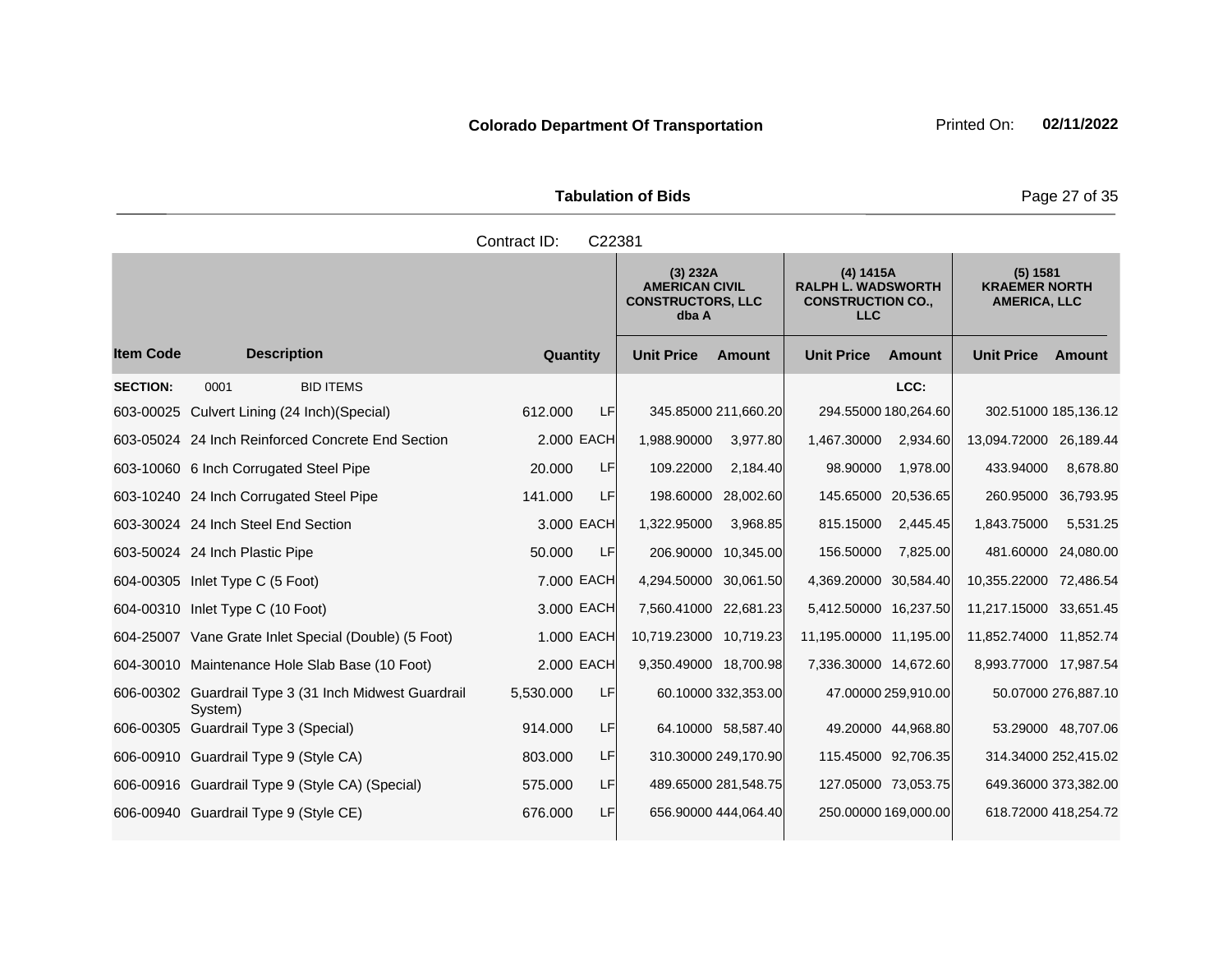**Colorado Department Of Transportation**

Printed On: **02/11/2022**

**Tabulation of Bids**

Contract ID: C22381

| Item Code | Description | Quantity | | (3) 232A AMERICAN CIVIL CONSTRUCTORS, LLC dba A | | (4) 1415A RALPH L. WADSWORTH CONSTRUCTION CO., LLC | | (5) 1581 KRAEMER NORTH AMERICA, LLC | |
|---|---|---|---|---|---|---|---|---|---|
| | | | | Unit Price | Amount | Unit Price | Amount | Unit Price | Amount |
| **SECTION:** | 0001 BID ITEMS | | | | | | LCC: | | |
| 603-00025 | Culvert Lining (24 Inch)(Special) | 612.000 | LF | 345.85000 | 211,660.20 | 294.55000 | 180,264.60 | 302.51000 | 185,136.12 |
| 603-05024 | 24 Inch Reinforced Concrete End Section | 2.000 | EACH | 1,988.90000 | 3,977.80 | 1,467.30000 | 2,934.60 | 13,094.72000 | 26,189.44 |
| 603-10060 | 6 Inch Corrugated Steel Pipe | 20.000 | LF | 109.22000 | 2,184.40 | 98.90000 | 1,978.00 | 433.94000 | 8,678.80 |
| 603-10240 | 24 Inch Corrugated Steel Pipe | 141.000 | LF | 198.60000 | 28,002.60 | 145.65000 | 20,536.65 | 260.95000 | 36,793.95 |
| 603-30024 | 24 Inch Steel End Section | 3.000 | EACH | 1,322.95000 | 3,968.85 | 815.15000 | 2,445.45 | 1,843.75000 | 5,531.25 |
| 603-50024 | 24 Inch Plastic Pipe | 50.000 | LF | 206.90000 | 10,345.00 | 156.50000 | 7,825.00 | 481.60000 | 24,080.00 |
| 604-00305 | Inlet Type C (5 Foot) | 7.000 | EACH | 4,294.50000 | 30,061.50 | 4,369.20000 | 30,584.40 | 10,355.22000 | 72,486.54 |
| 604-00310 | Inlet Type C (10 Foot) | 3.000 | EACH | 7,560.41000 | 22,681.23 | 5,412.50000 | 16,237.50 | 11,217.15000 | 33,651.45 |
| 604-25007 | Vane Grate Inlet Special (Double) (5 Foot) | 1.000 | EACH | 10,719.23000 | 10,719.23 | 11,195.00000 | 11,195.00 | 11,852.74000 | 11,852.74 |
| 604-30010 | Maintenance Hole Slab Base (10 Foot) | 2.000 | EACH | 9,350.49000 | 18,700.98 | 7,336.30000 | 14,672.60 | 8,993.77000 | 17,987.54 |
| 606-00302 | Guardrail Type 3 (31 Inch Midwest Guardrail System) | 5,530.000 | LF | 60.10000 | 332,353.00 | 47.00000 | 259,910.00 | 50.07000 | 276,887.10 |
| 606-00305 | Guardrail Type 3 (Special) | 914.000 | LF | 64.10000 | 58,587.40 | 49.20000 | 44,968.80 | 53.29000 | 48,707.06 |
| 606-00910 | Guardrail Type 9 (Style CA) | 803.000 | LF | 310.30000 | 249,170.90 | 115.45000 | 92,706.35 | 314.34000 | 252,415.02 |
| 606-00916 | Guardrail Type 9 (Style CA) (Special) | 575.000 | LF | 489.65000 | 281,548.75 | 127.05000 | 73,053.75 | 649.36000 | 373,382.00 |
| 606-00940 | Guardrail Type 9 (Style CE) | 676.000 | LF | 656.90000 | 444,064.40 | 250.00000 | 169,000.00 | 618.72000 | 418,254.72 |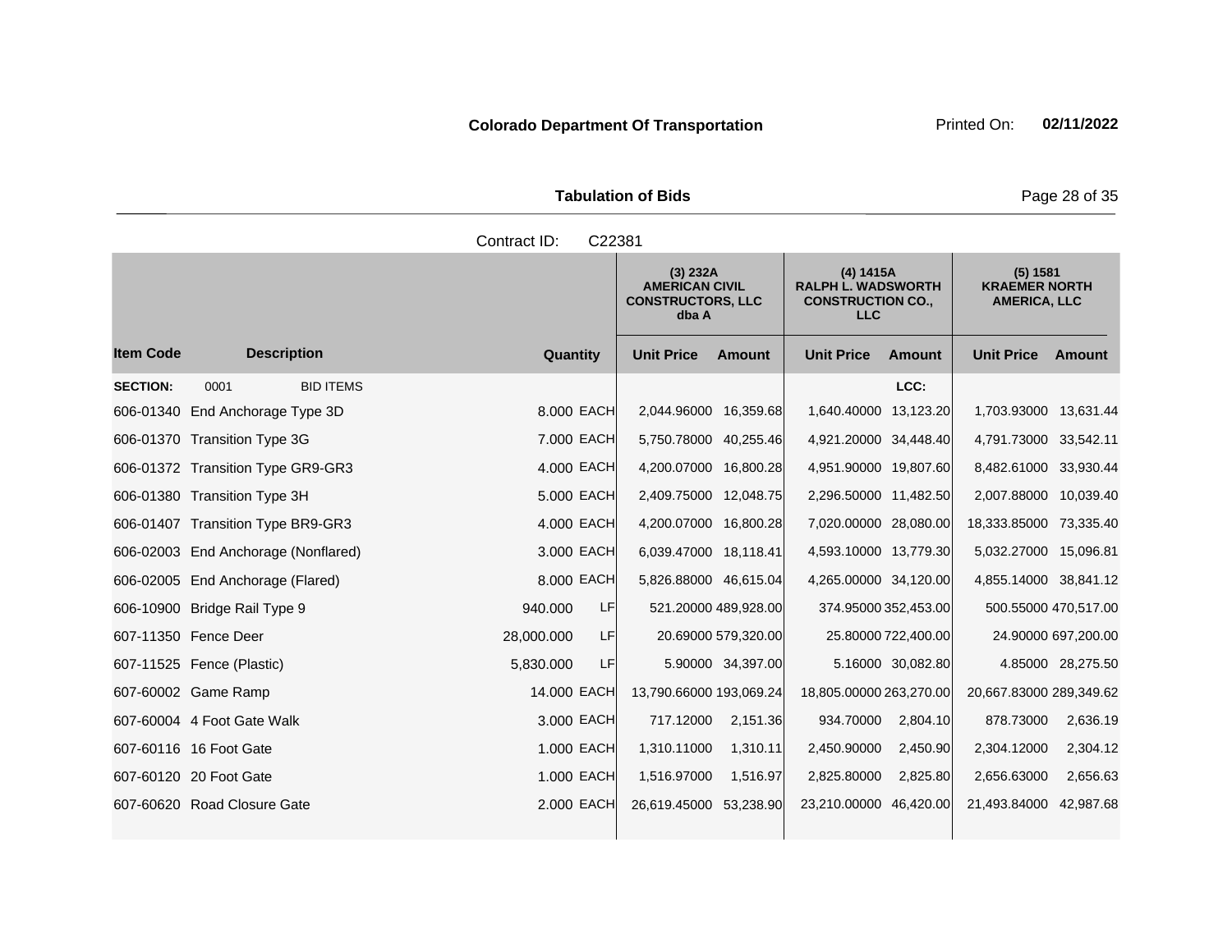**Colorado Department Of Transportation** Printed On: **02/11/2022**

**Tabulation of Bids**

Contract ID: C22381

| Item Code | Description | Quantity | | (3) 232A AMERICAN CIVIL CONSTRUCTORS, LLC dba A | | (4) 1415A RALPH L. WADSWORTH CONSTRUCTION CO., LLC | | (5) 1581 KRAEMER NORTH AMERICA, LLC | |
|---|---|---|---|---|---|---|---|---|---|
| | | | | Unit Price | Amount | Unit Price | Amount | Unit Price | Amount |
| **SECTION:** | 0001 BID ITEMS | | | | | | LCC: | | |
| 606-01340 | End Anchorage Type 3D | 8.000 | EACH | 2,044.96000 | 16,359.68 | 1,640.40000 | 13,123.20 | 1,703.93000 | 13,631.44 |
| 606-01370 | Transition Type 3G | 7.000 | EACH | 5,750.78000 | 40,255.46 | 4,921.20000 | 34,448.40 | 4,791.73000 | 33,542.11 |
| 606-01372 | Transition Type GR9-GR3 | 4.000 | EACH | 4,200.07000 | 16,800.28 | 4,951.90000 | 19,807.60 | 8,482.61000 | 33,930.44 |
| 606-01380 | Transition Type 3H | 5.000 | EACH | 2,409.75000 | 12,048.75 | 2,296.50000 | 11,482.50 | 2,007.88000 | 10,039.40 |
| 606-01407 | Transition Type BR9-GR3 | 4.000 | EACH | 4,200.07000 | 16,800.28 | 7,020.00000 | 28,080.00 | 18,333.85000 | 73,335.40 |
| 606-02003 | End Anchorage (Nonflared) | 3.000 | EACH | 6,039.47000 | 18,118.41 | 4,593.10000 | 13,779.30 | 5,032.27000 | 15,096.81 |
| 606-02005 | End Anchorage (Flared) | 8.000 | EACH | 5,826.88000 | 46,615.04 | 4,265.00000 | 34,120.00 | 4,855.14000 | 38,841.12 |
| 606-10900 | Bridge Rail Type 9 | 940.000 | LF | 521.20000 | 489,928.00 | 374.95000 | 352,453.00 | 500.55000 | 470,517.00 |
| 607-11350 | Fence Deer | 28,000.000 | LF | 20.69000 | 579,320.00 | 25.80000 | 722,400.00 | 24.90000 | 697,200.00 |
| 607-11525 | Fence (Plastic) | 5,830.000 | LF | 5.90000 | 34,397.00 | 5.16000 | 30,082.80 | 4.85000 | 28,275.50 |
| 607-60002 | Game Ramp | 14.000 | EACH | 13,790.66000 | 193,069.24 | 18,805.00000 | 263,270.00 | 20,667.83000 | 289,349.62 |
| 607-60004 | 4 Foot Gate Walk | 3.000 | EACH | 717.12000 | 2,151.36 | 934.70000 | 2,804.10 | 878.73000 | 2,636.19 |
| 607-60116 | 16 Foot Gate | 1.000 | EACH | 1,310.11000 | 1,310.11 | 2,450.90000 | 2,450.90 | 2,304.12000 | 2,304.12 |
| 607-60120 | 20 Foot Gate | 1.000 | EACH | 1,516.97000 | 1,516.97 | 2,825.80000 | 2,825.80 | 2,656.63000 | 2,656.63 |
| 607-60620 | Road Closure Gate | 2.000 | EACH | 26,619.45000 | 53,238.90 | 23,210.00000 | 46,420.00 | 21,493.84000 | 42,987.68 |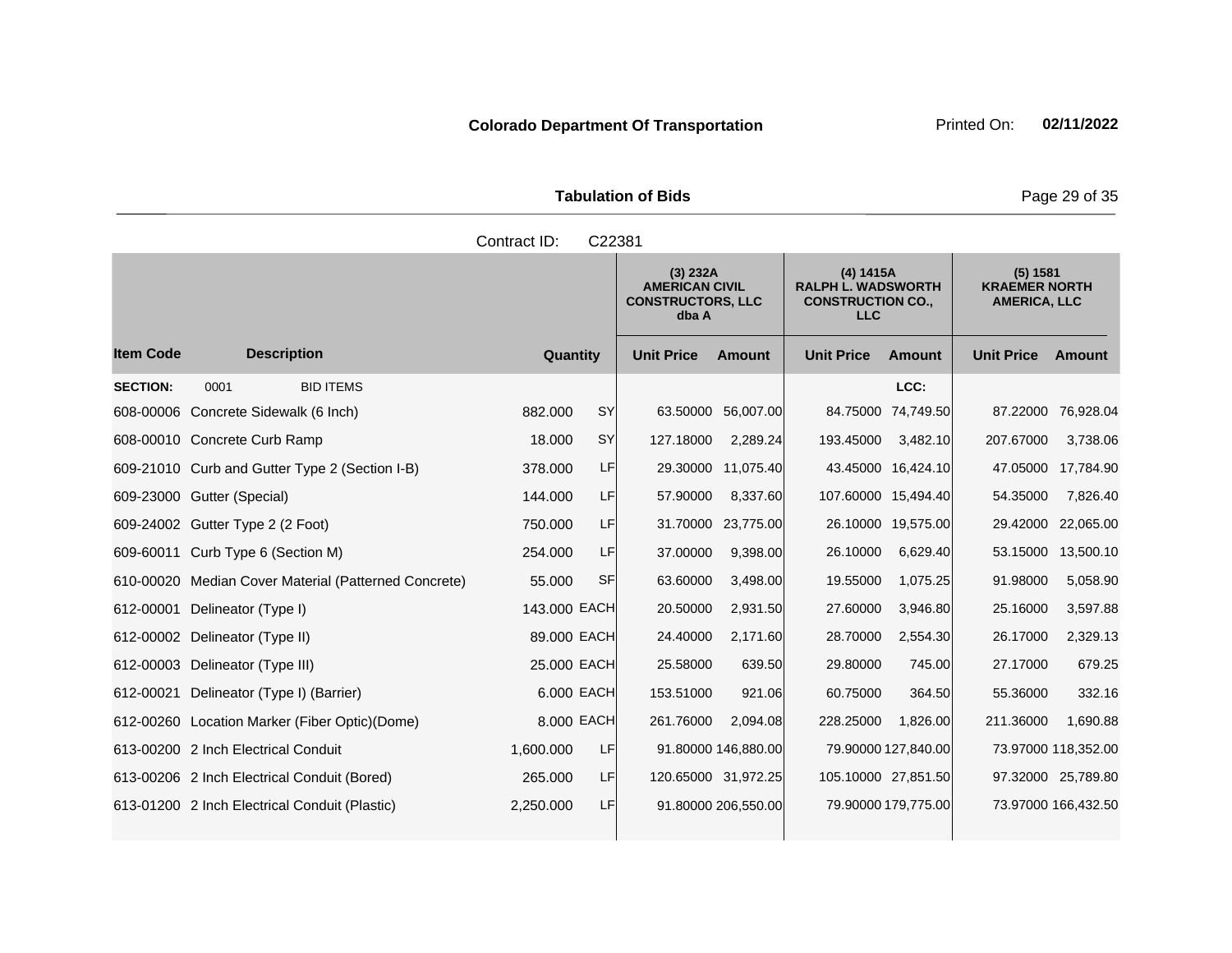**Colorado Department Of Transportation** Printed On: **02/11/2022**

**Tabulation of Bids**

Contract ID: C22381

| Item Code | Description | Quantity | | (3) 232A AMERICAN CIVIL CONSTRUCTORS, LLC dba A | | (4) 1415A RALPH L. WADSWORTH CONSTRUCTION CO., LLC | | (5) 1581 KRAEMER NORTH AMERICA, LLC | |
|---|---|---|---|---|---|---|---|---|---|
| | | | | Unit Price | Amount | Unit Price | Amount | Unit Price | Amount |
| **SECTION:** | 0001 BID ITEMS | | | | | | LCC: | | |
| 608-00006 | Concrete Sidewalk (6 Inch) | 882.000 | SY | 63.50000 | 56,007.00 | 84.75000 | 74,749.50 | 87.22000 | 76,928.04 |
| 608-00010 | Concrete Curb Ramp | 18.000 | SY | 127.18000 | 2,289.24 | 193.45000 | 3,482.10 | 207.67000 | 3,738.06 |
| 609-21010 | Curb and Gutter Type 2 (Section I-B) | 378.000 | LF | 29.30000 | 11,075.40 | 43.45000 | 16,424.10 | 47.05000 | 17,784.90 |
| 609-23000 | Gutter (Special) | 144.000 | LF | 57.90000 | 8,337.60 | 107.60000 | 15,494.40 | 54.35000 | 7,826.40 |
| 609-24002 | Gutter Type 2 (2 Foot) | 750.000 | LF | 31.70000 | 23,775.00 | 26.10000 | 19,575.00 | 29.42000 | 22,065.00 |
| 609-60011 | Curb Type 6 (Section M) | 254.000 | LF | 37.00000 | 9,398.00 | 26.10000 | 6,629.40 | 53.15000 | 13,500.10 |
| 610-00020 | Median Cover Material (Patterned Concrete) | 55.000 | SF | 63.60000 | 3,498.00 | 19.55000 | 1,075.25 | 91.98000 | 5,058.90 |
| 612-00001 | Delineator (Type I) | 143.000 | EACH | 20.50000 | 2,931.50 | 27.60000 | 3,946.80 | 25.16000 | 3,597.88 |
| 612-00002 | Delineator (Type II) | 89.000 | EACH | 24.40000 | 2,171.60 | 28.70000 | 2,554.30 | 26.17000 | 2,329.13 |
| 612-00003 | Delineator (Type III) | 25.000 | EACH | 25.58000 | 639.50 | 29.80000 | 745.00 | 27.17000 | 679.25 |
| 612-00021 | Delineator (Type I) (Barrier) | 6.000 | EACH | 153.51000 | 921.06 | 60.75000 | 364.50 | 55.36000 | 332.16 |
| 612-00260 | Location Marker (Fiber Optic)(Dome) | 8.000 | EACH | 261.76000 | 2,094.08 | 228.25000 | 1,826.00 | 211.36000 | 1,690.88 |
| 613-00200 | 2 Inch Electrical Conduit | 1,600.000 | LF | 91.80000 | 146,880.00 | 79.90000 | 127,840.00 | 73.97000 | 118,352.00 |
| 613-00206 | 2 Inch Electrical Conduit (Bored) | 265.000 | LF | 120.65000 | 31,972.25 | 105.10000 | 27,851.50 | 97.32000 | 25,789.80 |
| 613-01200 | 2 Inch Electrical Conduit (Plastic) | 2,250.000 | LF | 91.80000 | 206,550.00 | 79.90000 | 179,775.00 | 73.97000 | 166,432.50 |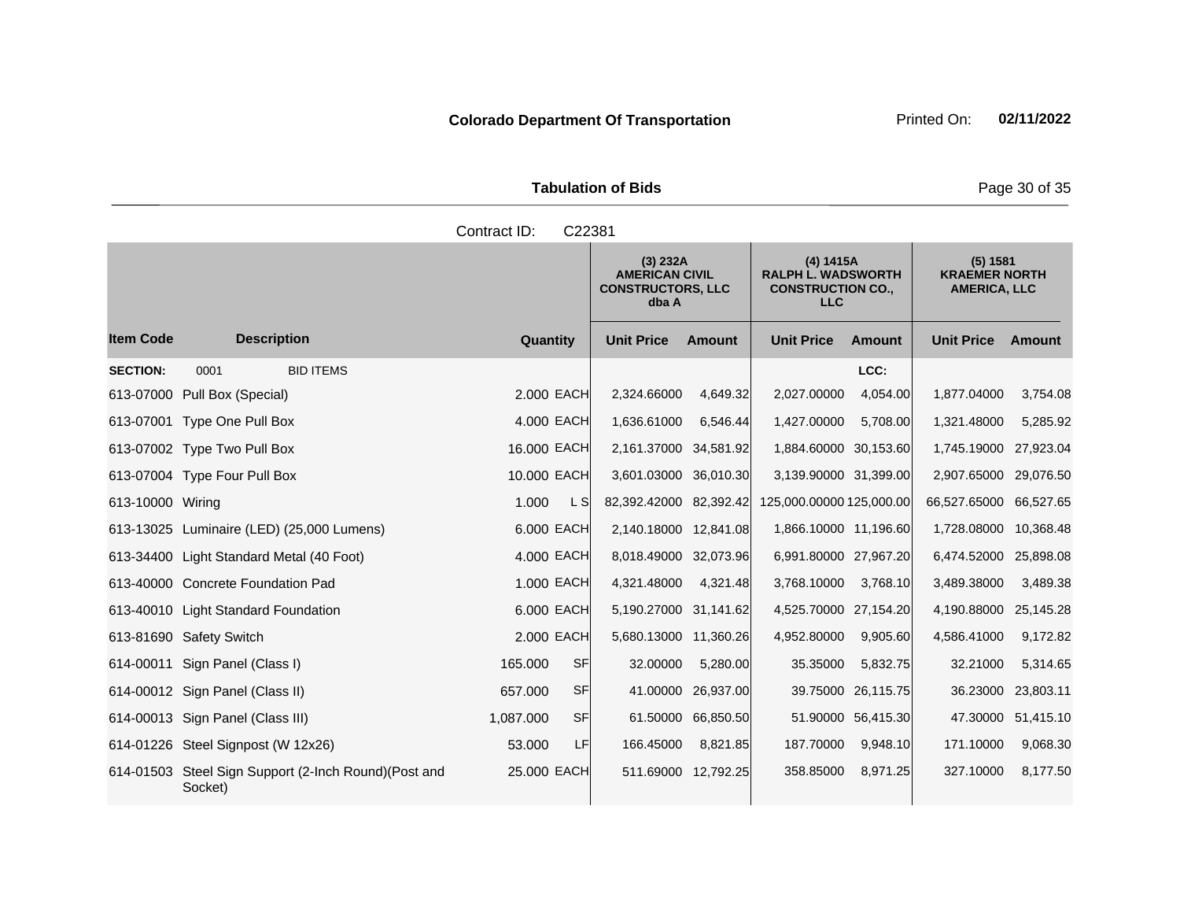**Colorado Department Of Transportation**

Printed On: **02/11/2022**

**Tabulation of Bids**

Contract ID: C22381

| Item Code | Description | Quantity | | (3) 232A AMERICAN CIVIL CONSTRUCTORS, LLC dba A | | (4) 1415A RALPH L. WADSWORTH CONSTRUCTION CO., LLC | | (5) 1581 KRAEMER NORTH AMERICA, LLC | |
|---|---|---|---|---|---|---|---|---|---|
| | | | | Unit Price | Amount | Unit Price | Amount | Unit Price | Amount |
| **SECTION:** | 0001 BID ITEMS | | | | | | LCC: | | |
| 613-07000 | Pull Box (Special) | 2.000 | EACH | 2,324.66000 | 4,649.32 | 2,027.00000 | 4,054.00 | 1,877.04000 | 3,754.08 |
| 613-07001 | Type One Pull Box | 4.000 | EACH | 1,636.61000 | 6,546.44 | 1,427.00000 | 5,708.00 | 1,321.48000 | 5,285.92 |
| 613-07002 | Type Two Pull Box | 16.000 | EACH | 2,161.37000 | 34,581.92 | 1,884.60000 | 30,153.60 | 1,745.19000 | 27,923.04 |
| 613-07004 | Type Four Pull Box | 10.000 | EACH | 3,601.03000 | 36,010.30 | 3,139.90000 | 31,399.00 | 2,907.65000 | 29,076.50 |
| 613-10000 | Wiring | 1.000 | L S | 82,392.42000 | 82,392.42 | 125,000.00000 | 125,000.00 | 66,527.65000 | 66,527.65 |
| 613-13025 | Luminaire (LED) (25,000 Lumens) | 6.000 | EACH | 2,140.18000 | 12,841.08 | 1,866.10000 | 11,196.60 | 1,728.08000 | 10,368.48 |
| 613-34400 | Light Standard Metal (40 Foot) | 4.000 | EACH | 8,018.49000 | 32,073.96 | 6,991.80000 | 27,967.20 | 6,474.52000 | 25,898.08 |
| 613-40000 | Concrete Foundation Pad | 1.000 | EACH | 4,321.48000 | 4,321.48 | 3,768.10000 | 3,768.10 | 3,489.38000 | 3,489.38 |
| 613-40010 | Light Standard Foundation | 6.000 | EACH | 5,190.27000 | 31,141.62 | 4,525.70000 | 27,154.20 | 4,190.88000 | 25,145.28 |
| 613-81690 | Safety Switch | 2.000 | EACH | 5,680.13000 | 11,360.26 | 4,952.80000 | 9,905.60 | 4,586.41000 | 9,172.82 |
| 614-00011 | Sign Panel (Class I) | 165.000 | SF | 32.00000 | 5,280.00 | 35.35000 | 5,832.75 | 32.21000 | 5,314.65 |
| 614-00012 | Sign Panel (Class II) | 657.000 | SF | 41.00000 | 26,937.00 | 39.75000 | 26,115.75 | 36.23000 | 23,803.11 |
| 614-00013 | Sign Panel (Class III) | 1,087.000 | SF | 61.50000 | 66,850.50 | 51.90000 | 56,415.30 | 47.30000 | 51,415.10 |
| 614-01226 | Steel Signpost (W 12x26) | 53.000 | LF | 166.45000 | 8,821.85 | 187.70000 | 9,948.10 | 171.10000 | 9,068.30 |
| 614-01503 | Steel Sign Support (2-Inch Round)(Post and Socket) | 25.000 | EACH | 511.69000 | 12,792.25 | 358.85000 | 8,971.25 | 327.10000 | 8,177.50 |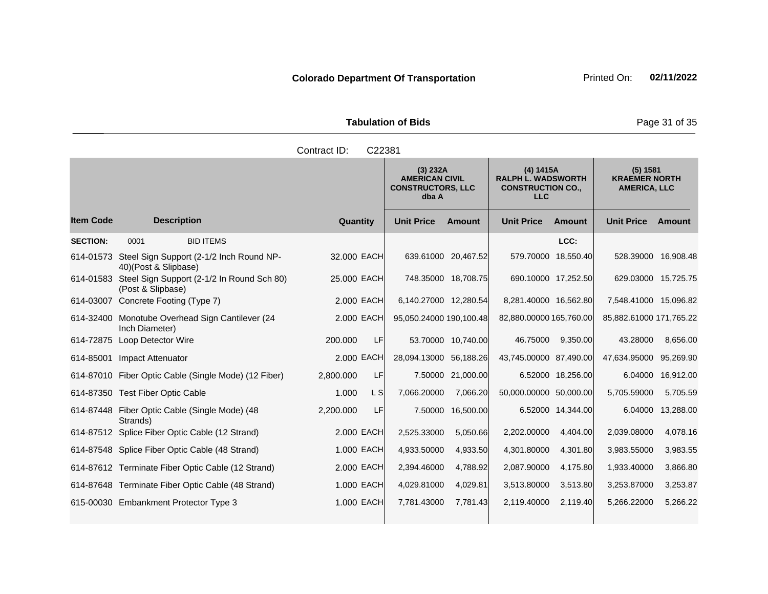**Colorado Department Of Transportation**

Printed On: **02/11/2022**

**Tabulation of Bids**

Contract ID: C22381

| | | | | (3) 232A AMERICAN CIVIL CONSTRUCTORS, LLC dba A | | (4) 1415A RALPH L. WADSWORTH CONSTRUCTION CO., LLC | | (5) 1581 KRAEMER NORTH AMERICA, LLC | |
|---|---|---|---|---|---|---|---|---|---|
| **Item Code** | **Description** | **Quantity** | | **Unit Price** | **Amount** | **Unit Price** | **Amount** | **Unit Price** | **Amount** |
| **SECTION:** | 0001 BID ITEMS | | | | | | LCC: | | |
| 614-01573 | Steel Sign Support (2-1/2 Inch Round NP-40)(Post & Slipbase) | 32.000 | EACH | 639.61000 | 20,467.52 | 579.70000 | 18,550.40 | 528.39000 | 16,908.48 |
| 614-01583 | Steel Sign Support (2-1/2 In Round Sch 80) (Post & Slipbase) | 25.000 | EACH | 748.35000 | 18,708.75 | 690.10000 | 17,252.50 | 629.03000 | 15,725.75 |
| 614-03007 | Concrete Footing (Type 7) | 2.000 | EACH | 6,140.27000 | 12,280.54 | 8,281.40000 | 16,562.80 | 7,548.41000 | 15,096.82 |
| 614-32400 | Monotube Overhead Sign Cantilever (24 Inch Diameter) | 2.000 | EACH | 95,050.24000 | 190,100.48 | 82,880.00000 | 165,760.00 | 85,882.61000 | 171,765.22 |
| 614-72875 | Loop Detector Wire | 200.000 | LF | 53.70000 | 10,740.00 | 46.75000 | 9,350.00 | 43.28000 | 8,656.00 |
| 614-85001 | Impact Attenuator | 2.000 | EACH | 28,094.13000 | 56,188.26 | 43,745.00000 | 87,490.00 | 47,634.95000 | 95,269.90 |
| 614-87010 | Fiber Optic Cable (Single Mode) (12 Fiber) | 2,800.000 | LF | 7.50000 | 21,000.00 | 6.52000 | 18,256.00 | 6.04000 | 16,912.00 |
| 614-87350 | Test Fiber Optic Cable | 1.000 | L S | 7,066.20000 | 7,066.20 | 50,000.00000 | 50,000.00 | 5,705.59000 | 5,705.59 |
| 614-87448 | Fiber Optic Cable (Single Mode) (48 Strands) | 2,200.000 | LF | 7.50000 | 16,500.00 | 6.52000 | 14,344.00 | 6.04000 | 13,288.00 |
| 614-87512 | Splice Fiber Optic Cable (12 Strand) | 2.000 | EACH | 2,525.33000 | 5,050.66 | 2,202.00000 | 4,404.00 | 2,039.08000 | 4,078.16 |
| 614-87548 | Splice Fiber Optic Cable (48 Strand) | 1.000 | EACH | 4,933.50000 | 4,933.50 | 4,301.80000 | 4,301.80 | 3,983.55000 | 3,983.55 |
| 614-87612 | Terminate Fiber Optic Cable (12 Strand) | 2.000 | EACH | 2,394.46000 | 4,788.92 | 2,087.90000 | 4,175.80 | 1,933.40000 | 3,866.80 |
| 614-87648 | Terminate Fiber Optic Cable (48 Strand) | 1.000 | EACH | 4,029.81000 | 4,029.81 | 3,513.80000 | 3,513.80 | 3,253.87000 | 3,253.87 |
| 615-00030 | Embankment Protector Type 3 | 1.000 | EACH | 7,781.43000 | 7,781.43 | 2,119.40000 | 2,119.40 | 5,266.22000 | 5,266.22 |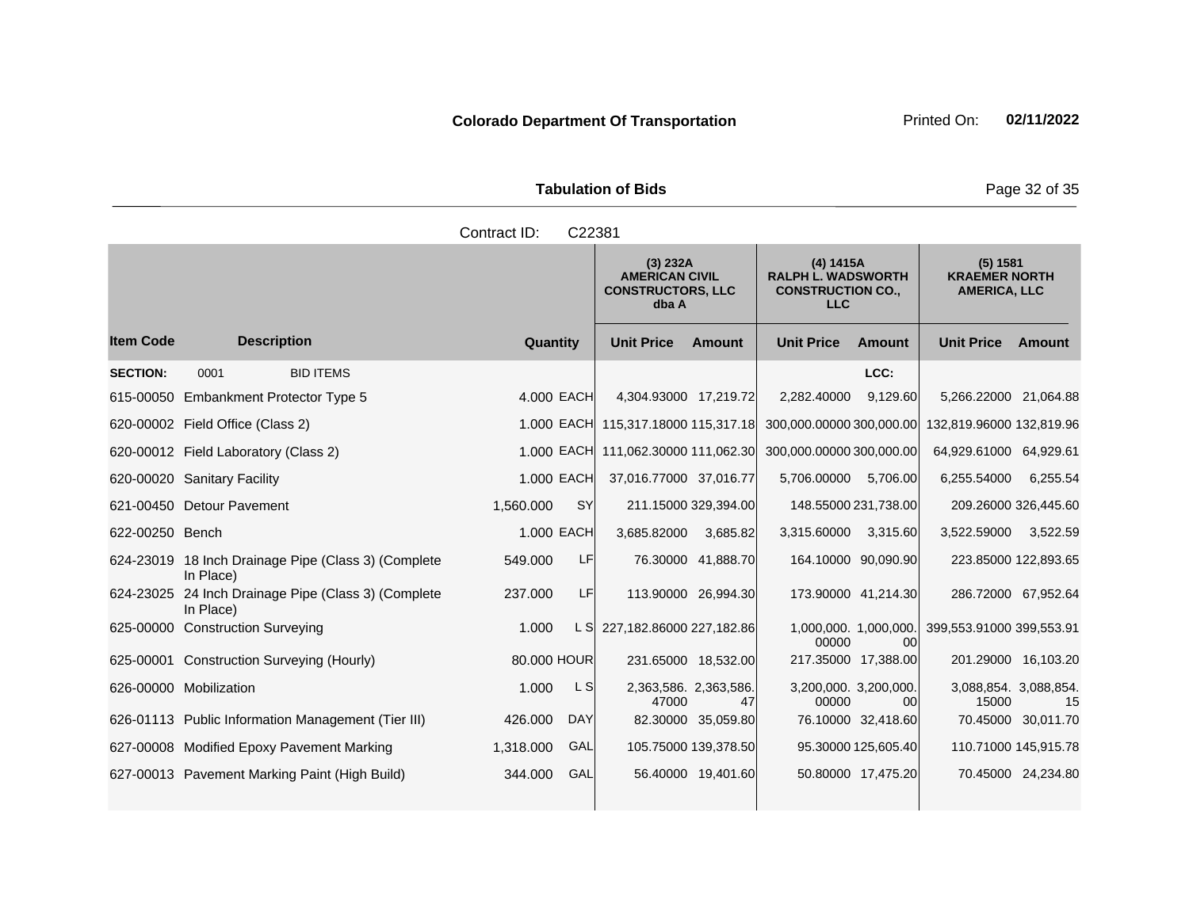**Colorado Department Of Transportation**

Printed On: **02/11/2022**

**Tabulation of Bids**

Contract ID: C22381

| | | | | (3) 232A AMERICAN CIVIL CONSTRUCTORS, LLC dba A | | (4) 1415A RALPH L. WADSWORTH CONSTRUCTION CO., LLC | | (5) 1581 KRAEMER NORTH AMERICA, LLC | |
|---|---|---|---|---|---|---|---|---|---|
| **Item Code** | **Description** | **Quantity** | | **Unit Price** | **Amount** | **Unit Price** | **Amount** | **Unit Price** | **Amount** |
| **SECTION:** | 0001 BID ITEMS | | | | | | LCC: | | |
| 615-00050 | Embankment Protector Type 5 | 4.000 | EACH | 4,304.93000 | 17,219.72 | 2,282.40000 | 9,129.60 | 5,266.22000 | 21,064.88 |
| 620-00002 | Field Office (Class 2) | 1.000 | EACH | 115,317.18000 | 115,317.18 | 300,000.00000 | 300,000.00 | 132,819.96000 | 132,819.96 |
| 620-00012 | Field Laboratory (Class 2) | 1.000 | EACH | 111,062.30000 | 111,062.30 | 300,000.00000 | 300,000.00 | 64,929.61000 | 64,929.61 |
| 620-00020 | Sanitary Facility | 1.000 | EACH | 37,016.77000 | 37,016.77 | 5,706.00000 | 5,706.00 | 6,255.54000 | 6,255.54 |
| 621-00450 | Detour Pavement | 1,560.000 | SY | 211.15000 | 329,394.00 | 148.55000 | 231,738.00 | 209.26000 | 326,445.60 |
| 622-00250 | Bench | 1.000 | EACH | 3,685.82000 | 3,685.82 | 3,315.60000 | 3,315.60 | 3,522.59000 | 3,522.59 |
| 624-23019 | 18 Inch Drainage Pipe (Class 3) (Complete In Place) | 549.000 | LF | 76.30000 | 41,888.70 | 164.10000 | 90,090.90 | 223.85000 | 122,893.65 |
| 624-23025 | 24 Inch Drainage Pipe (Class 3) (Complete In Place) | 237.000 | LF | 113.90000 | 26,994.30 | 173.90000 | 41,214.30 | 286.72000 | 67,952.64 |
| 625-00000 | Construction Surveying | 1.000 | L S | 227,182.86000 | 227,182.86 | 1,000,000.00000 | 1,000,000.00 | 399,553.91000 | 399,553.91 |
| 625-00001 | Construction Surveying (Hourly) | 80.000 | HOUR | 231.65000 | 18,532.00 | 217.35000 | 17,388.00 | 201.29000 | 16,103.20 |
| 626-00000 | Mobilization | 1.000 | L S | 2,363,586.47000 | 2,363,586.47 | 3,200,000.00000 | 3,200,000.00 | 3,088,854.15000 | 3,088,854.15 |
| 626-01113 | Public Information Management (Tier III) | 426.000 | DAY | 82.30000 | 35,059.80 | 76.10000 | 32,418.60 | 70.45000 | 30,011.70 |
| 627-00008 | Modified Epoxy Pavement Marking | 1,318.000 | GAL | 105.75000 | 139,378.50 | 95.30000 | 125,605.40 | 110.71000 | 145,915.78 |
| 627-00013 | Pavement Marking Paint (High Build) | 344.000 | GAL | 56.40000 | 19,401.60 | 50.80000 | 17,475.20 | 70.45000 | 24,234.80 |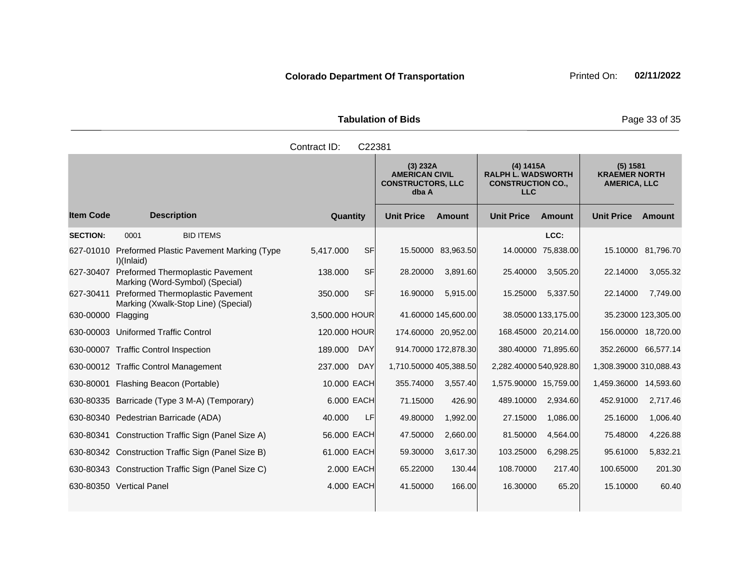**Colorado Department Of Transportation** Printed On: **02/11/2022**

**Tabulation of Bids**

Contract ID: C22381

| | | | | (3) 232A AMERICAN CIVIL CONSTRUCTORS, LLC dba A | | (4) 1415A RALPH L. WADSWORTH CONSTRUCTION CO., LLC | | (5) 1581 KRAEMER NORTH AMERICA, LLC | |
|---|---|---|---|---|---|---|---|---|---|
| **Item Code** | **Description** | **Quantity** | | **Unit Price** | **Amount** | **Unit Price** | **Amount** | **Unit Price** | **Amount** |
| **SECTION:** | 0001 BID ITEMS | | | | | | LCC: | | |
| 627-01010 | Preformed Plastic Pavement Marking (Type I)(Inlaid) | 5,417.000 | SF | 15.50000 | 83,963.50 | 14.00000 | 75,838.00 | 15.10000 | 81,796.70 |
| 627-30407 | Preformed Thermoplastic Pavement Marking (Word-Symbol) (Special) | 138.000 | SF | 28.20000 | 3,891.60 | 25.40000 | 3,505.20 | 22.14000 | 3,055.32 |
| 627-30411 | Preformed Thermoplastic Pavement Marking (Xwalk-Stop Line) (Special) | 350.000 | SF | 16.90000 | 5,915.00 | 15.25000 | 5,337.50 | 22.14000 | 7,749.00 |
| 630-00000 | Flagging | 3,500.000 | HOUR | 41.60000 | 145,600.00 | 38.05000 | 133,175.00 | 35.23000 | 123,305.00 |
| 630-00003 | Uniformed Traffic Control | 120.000 | HOUR | 174.60000 | 20,952.00 | 168.45000 | 20,214.00 | 156.00000 | 18,720.00 |
| 630-00007 | Traffic Control Inspection | 189.000 | DAY | 914.70000 | 172,878.30 | 380.40000 | 71,895.60 | 352.26000 | 66,577.14 |
| 630-00012 | Traffic Control Management | 237.000 | DAY | 1,710.50000 | 405,388.50 | 2,282.40000 | 540,928.80 | 1,308.39000 | 310,088.43 |
| 630-80001 | Flashing Beacon (Portable) | 10.000 | EACH | 355.74000 | 3,557.40 | 1,575.90000 | 15,759.00 | 1,459.36000 | 14,593.60 |
| 630-80335 | Barricade (Type 3 M-A) (Temporary) | 6.000 | EACH | 71.15000 | 426.90 | 489.10000 | 2,934.60 | 452.91000 | 2,717.46 |
| 630-80340 | Pedestrian Barricade (ADA) | 40.000 | LF | 49.80000 | 1,992.00 | 27.15000 | 1,086.00 | 25.16000 | 1,006.40 |
| 630-80341 | Construction Traffic Sign (Panel Size A) | 56.000 | EACH | 47.50000 | 2,660.00 | 81.50000 | 4,564.00 | 75.48000 | 4,226.88 |
| 630-80342 | Construction Traffic Sign (Panel Size B) | 61.000 | EACH | 59.30000 | 3,617.30 | 103.25000 | 6,298.25 | 95.61000 | 5,832.21 |
| 630-80343 | Construction Traffic Sign (Panel Size C) | 2.000 | EACH | 65.22000 | 130.44 | 108.70000 | 217.40 | 100.65000 | 201.30 |
| 630-80350 | Vertical Panel | 4.000 | EACH | 41.50000 | 166.00 | 16.30000 | 65.20 | 15.10000 | 60.40 |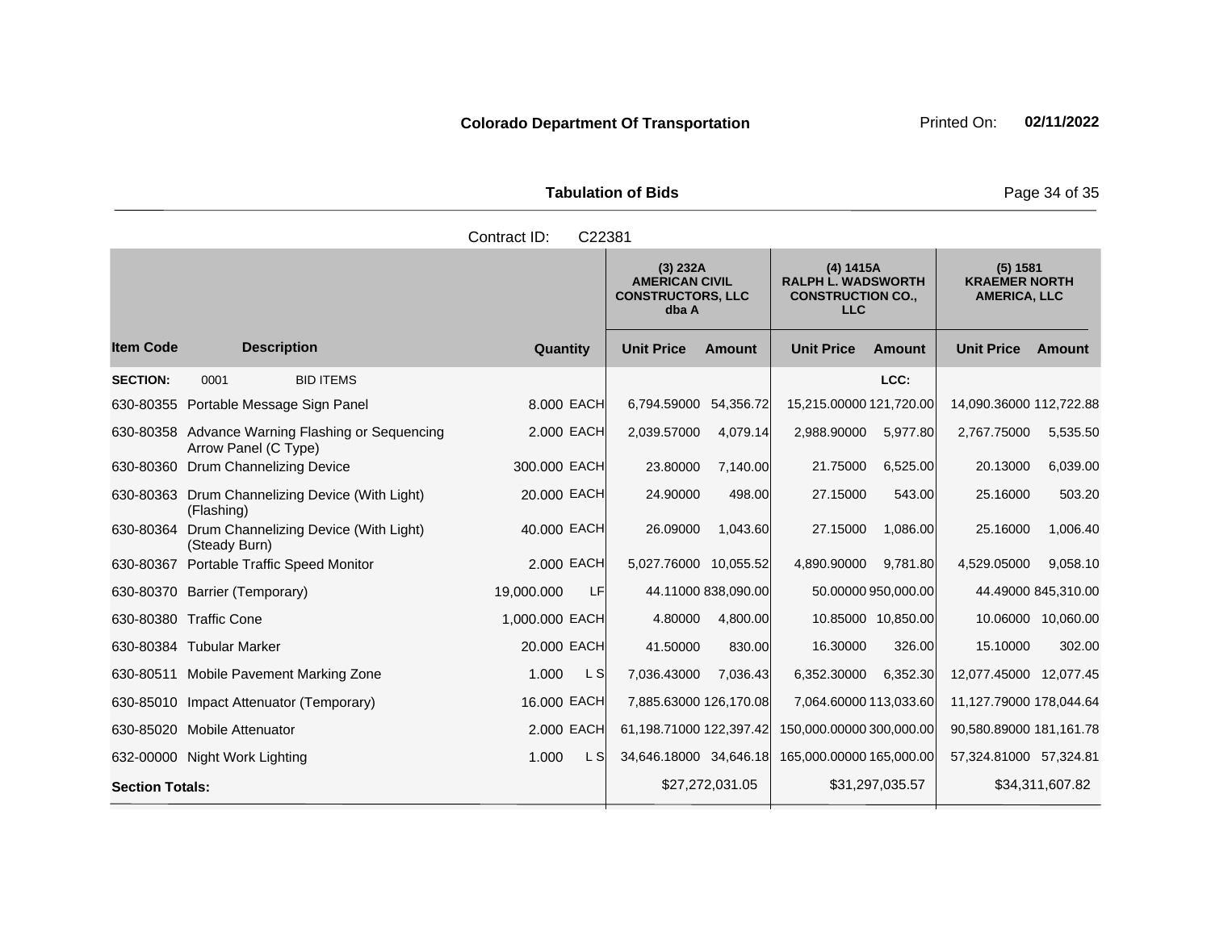**Colorado Department Of Transportation** Printed On: **02/11/2022**

**Tabulation of Bids**

Contract ID: C22381

| | | | | (3) 232A AMERICAN CIVIL CONSTRUCTORS, LLC dba A | | (4) 1415A RALPH L. WADSWORTH CONSTRUCTION CO., LLC | | (5) 1581 KRAEMER NORTH AMERICA, LLC | |
|---|---|---|---|---|---|---|---|---|---|
| **Item Code** | **Description** | **Quantity** | | **Unit Price** | **Amount** | **Unit Price** | **Amount** | **Unit Price** | **Amount** |
| **SECTION:** | 0001 BID ITEMS | | | | | | LCC: | | |
| 630-80355 | Portable Message Sign Panel | 8.000 | EACH | 6,794.59000 | 54,356.72 | 15,215.00000 | 121,720.00 | 14,090.36000 | 112,722.88 |
| 630-80358 | Advance Warning Flashing or Sequencing Arrow Panel (C Type) | 2.000 | EACH | 2,039.57000 | 4,079.14 | 2,988.90000 | 5,977.80 | 2,767.75000 | 5,535.50 |
| 630-80360 | Drum Channelizing Device | 300.000 | EACH | 23.80000 | 7,140.00 | 21.75000 | 6,525.00 | 20.13000 | 6,039.00 |
| 630-80363 | Drum Channelizing Device (With Light) (Flashing) | 20.000 | EACH | 24.90000 | 498.00 | 27.15000 | 543.00 | 25.16000 | 503.20 |
| 630-80364 | Drum Channelizing Device (With Light) (Steady Burn) | 40.000 | EACH | 26.09000 | 1,043.60 | 27.15000 | 1,086.00 | 25.16000 | 1,006.40 |
| 630-80367 | Portable Traffic Speed Monitor | 2.000 | EACH | 5,027.76000 | 10,055.52 | 4,890.90000 | 9,781.80 | 4,529.05000 | 9,058.10 |
| 630-80370 | Barrier (Temporary) | 19,000.000 | LF | 44.11000 | 838,090.00 | 50.00000 | 950,000.00 | 44.49000 | 845,310.00 |
| 630-80380 | Traffic Cone | 1,000.000 | EACH | 4.80000 | 4,800.00 | 10.85000 | 10,850.00 | 10.06000 | 10,060.00 |
| 630-80384 | Tubular Marker | 20.000 | EACH | 41.50000 | 830.00 | 16.30000 | 326.00 | 15.10000 | 302.00 |
| 630-80511 | Mobile Pavement Marking Zone | 1.000 | L S | 7,036.43000 | 7,036.43 | 6,352.30000 | 6,352.30 | 12,077.45000 | 12,077.45 |
| 630-85010 | Impact Attenuator (Temporary) | 16.000 | EACH | 7,885.63000 | 126,170.08 | 7,064.60000 | 113,033.60 | 11,127.79000 | 178,044.64 |
| 630-85020 | Mobile Attenuator | 2.000 | EACH | 61,198.71000 | 122,397.42 | 150,000.00000 | 300,000.00 | 90,580.89000 | 181,161.78 |
| 632-00000 | Night Work Lighting | 1.000 | L S | 34,646.18000 | 34,646.18 | 165,000.00000 | 165,000.00 | 57,324.81000 | 57,324.81 |
| **Section Totals:** | | | | | $27,272,031.05 | | $31,297,035.57 | | $34,311,607.82 |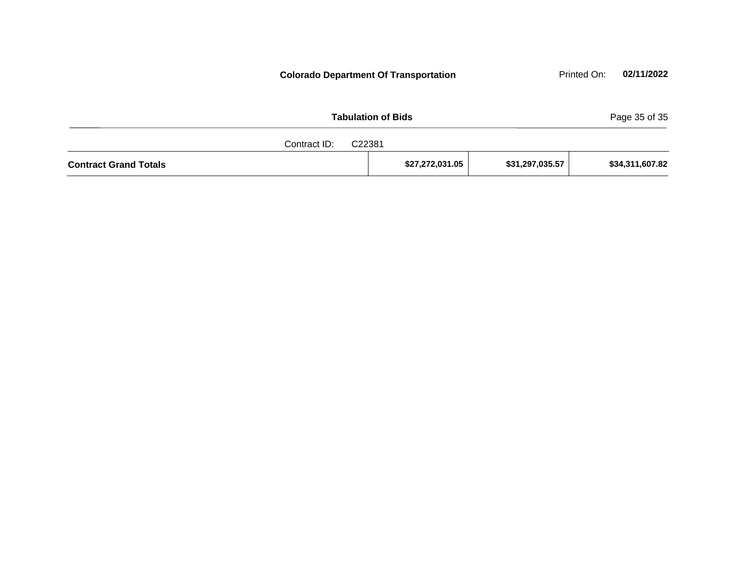Contract ID: C22381

| Contract Grand Totals | $27,272,031.05 | $31,297,035.57 | $34,311,607.82 |
|---|---|---|---|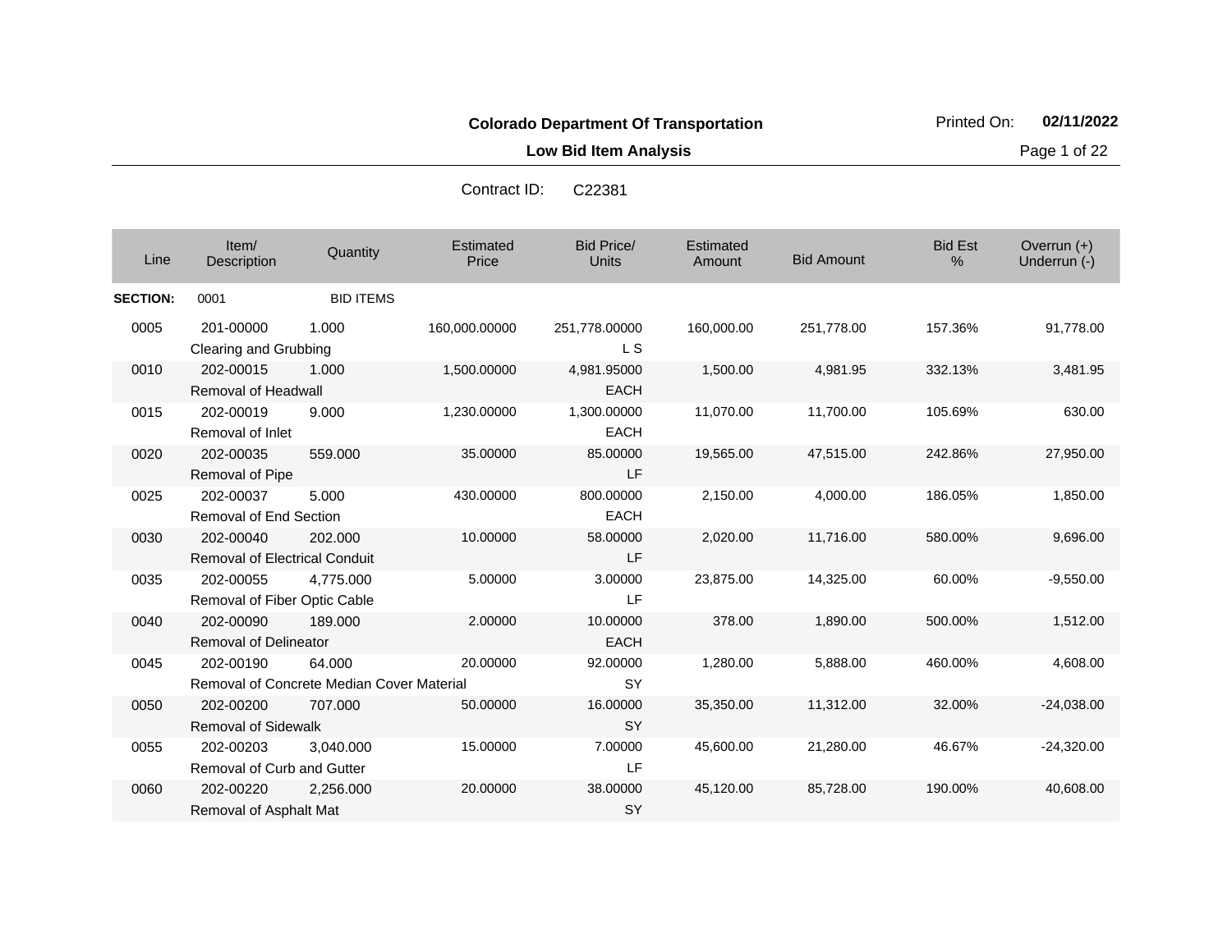**Colorado Department Of Transportation**

**Low Bid Item Analysis**

Printed On: **02/11/2022**

Contract ID: C22381

| Line | Item/ Description | Quantity | Estimated Price | Bid Price/ Units | Estimated Amount | Bid Amount | Bid Est % | Overrun (+) Underrun (-) |
|---|---|---|---|---|---|---|---|---|
| **SECTION:** | 0001 | BID ITEMS | | | | | | |
| 0005 | 201-00000 Clearing and Grubbing | 1.000 | 160,000.00000 | 251,778.00000 L S | 160,000.00 | 251,778.00 | 157.36% | 91,778.00 |
| 0010 | 202-00015 Removal of Headwall | 1.000 | 1,500.00000 | 4,981.95000 EACH | 1,500.00 | 4,981.95 | 332.13% | 3,481.95 |
| 0015 | 202-00019 Removal of Inlet | 9.000 | 1,230.00000 | 1,300.00000 EACH | 11,070.00 | 11,700.00 | 105.69% | 630.00 |
| 0020 | 202-00035 Removal of Pipe | 559.000 | 35.00000 | 85.00000 LF | 19,565.00 | 47,515.00 | 242.86% | 27,950.00 |
| 0025 | 202-00037 Removal of End Section | 5.000 | 430.00000 | 800.00000 EACH | 2,150.00 | 4,000.00 | 186.05% | 1,850.00 |
| 0030 | 202-00040 Removal of Electrical Conduit | 202.000 | 10.00000 | 58.00000 LF | 2,020.00 | 11,716.00 | 580.00% | 9,696.00 |
| 0035 | 202-00055 Removal of Fiber Optic Cable | 4,775.000 | 5.00000 | 3.00000 LF | 23,875.00 | 14,325.00 | 60.00% | -9,550.00 |
| 0040 | 202-00090 Removal of Delineator | 189.000 | 2.00000 | 10.00000 EACH | 378.00 | 1,890.00 | 500.00% | 1,512.00 |
| 0045 | 202-00190 Removal of Concrete Median Cover Material | 64.000 | 20.00000 | 92.00000 SY | 1,280.00 | 5,888.00 | 460.00% | 4,608.00 |
| 0050 | 202-00200 Removal of Sidewalk | 707.000 | 50.00000 | 16.00000 SY | 35,350.00 | 11,312.00 | 32.00% | -24,038.00 |
| 0055 | 202-00203 Removal of Curb and Gutter | 3,040.000 | 15.00000 | 7.00000 LF | 45,600.00 | 21,280.00 | 46.67% | -24,320.00 |
| 0060 | 202-00220 Removal of Asphalt Mat | 2,256.000 | 20.00000 | 38.00000 SY | 45,120.00 | 85,728.00 | 190.00% | 40,608.00 |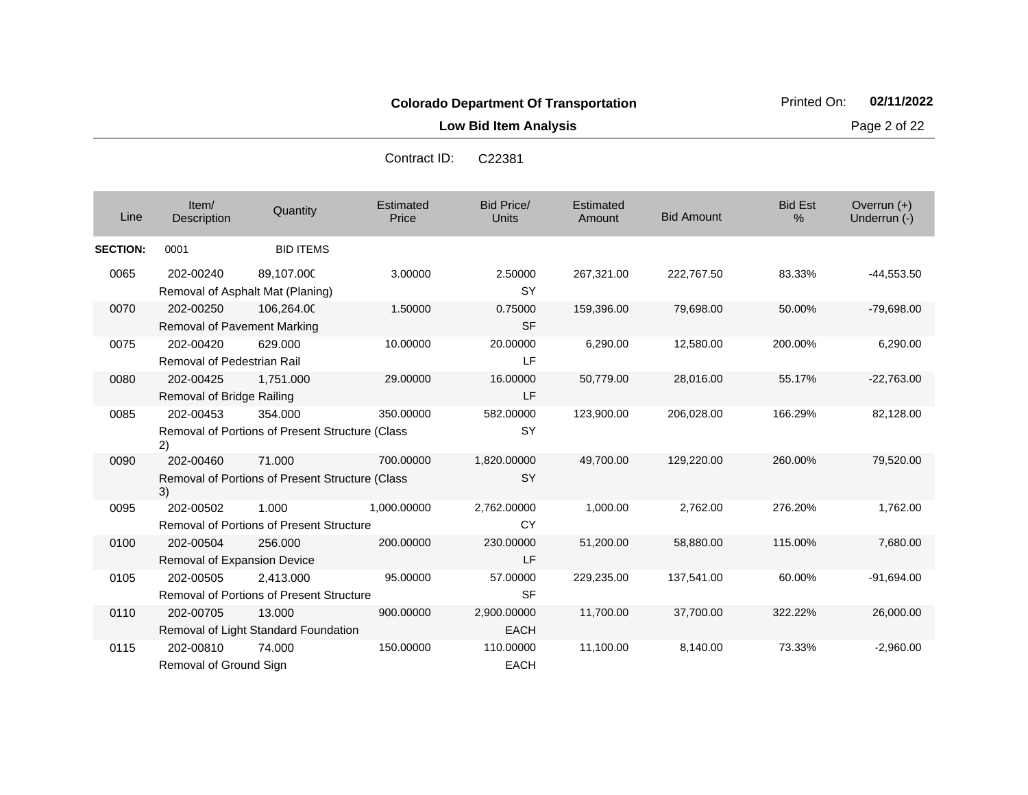**Colorado Department Of Transportation**

**Low Bid Item Analysis**

Printed On: **02/11/2022**

Contract ID: C22381

| Line | Item/ Description | Quantity | Estimated Price | Bid Price/ Units | Estimated Amount | Bid Amount | Bid Est % | Overrun (+) Underrun (-) |
|---|---|---|---|---|---|---|---|---|
| **SECTION:** | 0001 | BID ITEMS | | | | | | |
| 0065 | 202-00240 Removal of Asphalt Mat (Planing) | 89,107.000 | 3.00000 | 2.50000 SY | 267,321.00 | 222,767.50 | 83.33% | -44,553.50 |
| 0070 | 202-00250 Removal of Pavement Marking | 106,264.00 | 1.50000 | 0.75000 SF | 159,396.00 | 79,698.00 | 50.00% | -79,698.00 |
| 0075 | 202-00420 Removal of Pedestrian Rail | 629.000 | 10.00000 | 20.00000 LF | 6,290.00 | 12,580.00 | 200.00% | 6,290.00 |
| 0080 | 202-00425 Removal of Bridge Railing | 1,751.000 | 29.00000 | 16.00000 LF | 50,779.00 | 28,016.00 | 55.17% | -22,763.00 |
| 0085 | 202-00453 Removal of Portions of Present Structure (Class 2) | 354.000 | 350.00000 | 582.00000 SY | 123,900.00 | 206,028.00 | 166.29% | 82,128.00 |
| 0090 | 202-00460 Removal of Portions of Present Structure (Class 3) | 71.000 | 700.00000 | 1,820.00000 SY | 49,700.00 | 129,220.00 | 260.00% | 79,520.00 |
| 0095 | 202-00502 Removal of Portions of Present Structure | 1.000 | 1,000.00000 | 2,762.00000 CY | 1,000.00 | 2,762.00 | 276.20% | 1,762.00 |
| 0100 | 202-00504 Removal of Expansion Device | 256.000 | 200.00000 | 230.00000 LF | 51,200.00 | 58,880.00 | 115.00% | 7,680.00 |
| 0105 | 202-00505 Removal of Portions of Present Structure | 2,413.000 | 95.00000 | 57.00000 SF | 229,235.00 | 137,541.00 | 60.00% | -91,694.00 |
| 0110 | 202-00705 Removal of Light Standard Foundation | 13.000 | 900.00000 | 2,900.00000 EACH | 11,700.00 | 37,700.00 | 322.22% | 26,000.00 |
| 0115 | 202-00810 Removal of Ground Sign | 74.000 | 150.00000 | 110.00000 EACH | 11,100.00 | 8,140.00 | 73.33% | -2,960.00 |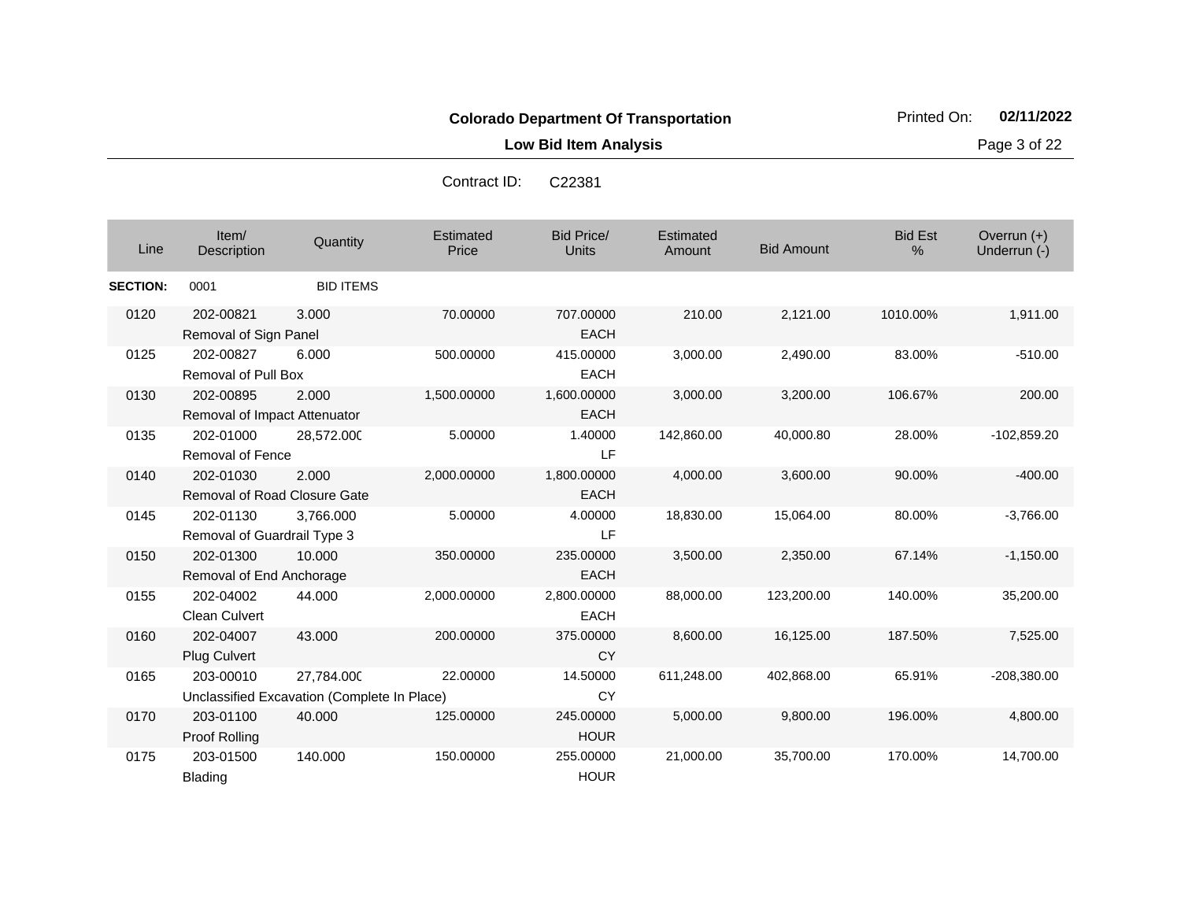**Colorado Department Of Transportation**

**Low Bid Item Analysis**

Printed On: **02/11/2022**

Contract ID: C22381

| Line | Item/ Description | Quantity | Estimated Price | Bid Price/ Units | Estimated Amount | Bid Amount | Bid Est % | Overrun (+) Underrun (-) |
|---|---|---|---|---|---|---|---|---|
| **SECTION:** | 0001 | BID ITEMS | | | | | | |
| 0120 | 202-00821 Removal of Sign Panel | 3.000 | 70.00000 | 707.00000 EACH | 210.00 | 2,121.00 | 1010.00% | 1,911.00 |
| 0125 | 202-00827 Removal of Pull Box | 6.000 | 500.00000 | 415.00000 EACH | 3,000.00 | 2,490.00 | 83.00% | -510.00 |
| 0130 | 202-00895 Removal of Impact Attenuator | 2.000 | 1,500.00000 | 1,600.00000 EACH | 3,000.00 | 3,200.00 | 106.67% | 200.00 |
| 0135 | 202-01000 Removal of Fence | 28,572.000 | 5.00000 | 1.40000 LF | 142,860.00 | 40,000.80 | 28.00% | -102,859.20 |
| 0140 | 202-01030 Removal of Road Closure Gate | 2.000 | 2,000.00000 | 1,800.00000 EACH | 4,000.00 | 3,600.00 | 90.00% | -400.00 |
| 0145 | 202-01130 Removal of Guardrail Type 3 | 3,766.000 | 5.00000 | 4.00000 LF | 18,830.00 | 15,064.00 | 80.00% | -3,766.00 |
| 0150 | 202-01300 Removal of End Anchorage | 10.000 | 350.00000 | 235.00000 EACH | 3,500.00 | 2,350.00 | 67.14% | -1,150.00 |
| 0155 | 202-04002 Clean Culvert | 44.000 | 2,000.00000 | 2,800.00000 EACH | 88,000.00 | 123,200.00 | 140.00% | 35,200.00 |
| 0160 | 202-04007 Plug Culvert | 43.000 | 200.00000 | 375.00000 CY | 8,600.00 | 16,125.00 | 187.50% | 7,525.00 |
| 0165 | 203-00010 Unclassified Excavation (Complete In Place) | 27,784.000 | 22.00000 | 14.50000 CY | 611,248.00 | 402,868.00 | 65.91% | -208,380.00 |
| 0170 | 203-01100 Proof Rolling | 40.000 | 125.00000 | 245.00000 HOUR | 5,000.00 | 9,800.00 | 196.00% | 4,800.00 |
| 0175 | 203-01500 Blading | 140.000 | 150.00000 | 255.00000 HOUR | 21,000.00 | 35,700.00 | 170.00% | 14,700.00 |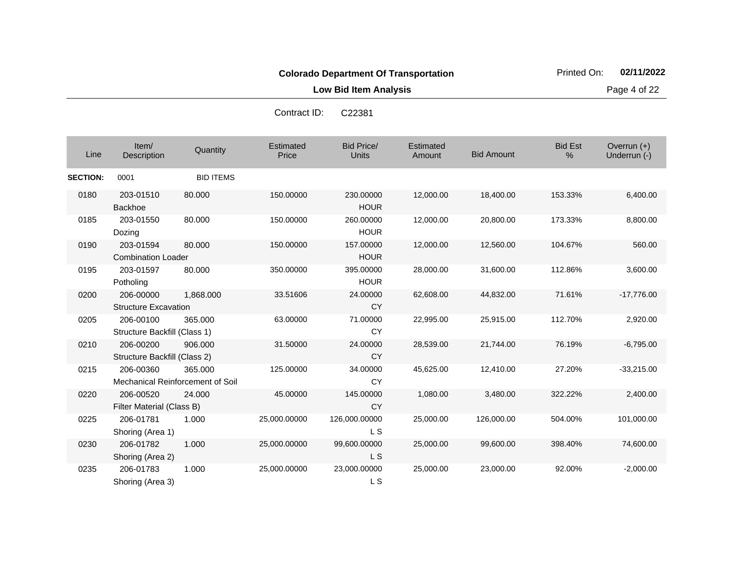**Colorado Department Of Transportation**

**Low Bid Item Analysis**

Contract ID: C22381

| Line | Item/ Description | Quantity | Estimated Price | Bid Price/ Units | Estimated Amount | Bid Amount | Bid Est % | Overrun (+) Underrun (-) |
|---|---|---|---|---|---|---|---|---|
| **SECTION:** | 0001 | BID ITEMS | | | | | | |
| 0180 | 203-01510 Backhoe | 80.000 | 150.00000 | 230.00000 HOUR | 12,000.00 | 18,400.00 | 153.33% | 6,400.00 |
| 0185 | 203-01550 Dozing | 80.000 | 150.00000 | 260.00000 HOUR | 12,000.00 | 20,800.00 | 173.33% | 8,800.00 |
| 0190 | 203-01594 Combination Loader | 80.000 | 150.00000 | 157.00000 HOUR | 12,000.00 | 12,560.00 | 104.67% | 560.00 |
| 0195 | 203-01597 Potholing | 80.000 | 350.00000 | 395.00000 HOUR | 28,000.00 | 31,600.00 | 112.86% | 3,600.00 |
| 0200 | 206-00000 Structure Excavation | 1,868.000 | 33.51606 | 24.00000 CY | 62,608.00 | 44,832.00 | 71.61% | -17,776.00 |
| 0205 | 206-00100 Structure Backfill (Class 1) | 365.000 | 63.00000 | 71.00000 CY | 22,995.00 | 25,915.00 | 112.70% | 2,920.00 |
| 0210 | 206-00200 Structure Backfill (Class 2) | 906.000 | 31.50000 | 24.00000 CY | 28,539.00 | 21,744.00 | 76.19% | -6,795.00 |
| 0215 | 206-00360 Mechanical Reinforcement of Soil | 365.000 | 125.00000 | 34.00000 CY | 45,625.00 | 12,410.00 | 27.20% | -33,215.00 |
| 0220 | 206-00520 Filter Material (Class B) | 24.000 | 45.00000 | 145.00000 CY | 1,080.00 | 3,480.00 | 322.22% | 2,400.00 |
| 0225 | 206-01781 Shoring (Area 1) | 1.000 | 25,000.00000 | 126,000.00000 L S | 25,000.00 | 126,000.00 | 504.00% | 101,000.00 |
| 0230 | 206-01782 Shoring (Area 2) | 1.000 | 25,000.00000 | 99,600.00000 L S | 25,000.00 | 99,600.00 | 398.40% | 74,600.00 |
| 0235 | 206-01783 Shoring (Area 3) | 1.000 | 25,000.00000 | 23,000.00000 L S | 25,000.00 | 23,000.00 | 92.00% | -2,000.00 |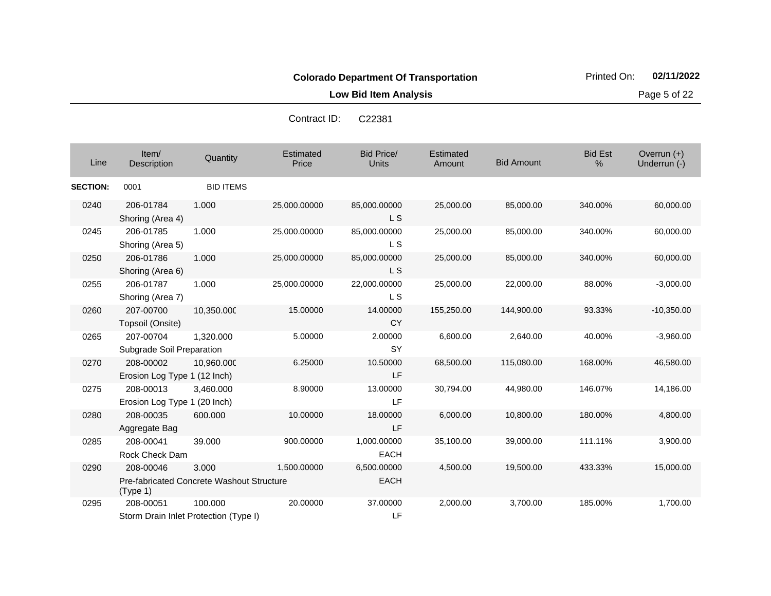**Colorado Department Of Transportation**

Printed On: **02/11/2022**

**Low Bid Item Analysis**

Contract ID: C22381

| Line | Item/ Description | Quantity | Estimated Price | Bid Price/ Units | Estimated Amount | Bid Amount | Bid Est % | Overrun (+) Underrun (-) |
|---|---|---|---|---|---|---|---|---|
| **SECTION:** | 0001 | BID ITEMS | | | | | | |
| 0240 | 206-01784 Shoring (Area 4) | 1.000 | 25,000.00000 | 85,000.00000 L S | 25,000.00 | 85,000.00 | 340.00% | 60,000.00 |
| 0245 | 206-01785 Shoring (Area 5) | 1.000 | 25,000.00000 | 85,000.00000 L S | 25,000.00 | 85,000.00 | 340.00% | 60,000.00 |
| 0250 | 206-01786 Shoring (Area 6) | 1.000 | 25,000.00000 | 85,000.00000 L S | 25,000.00 | 85,000.00 | 340.00% | 60,000.00 |
| 0255 | 206-01787 Shoring (Area 7) | 1.000 | 25,000.00000 | 22,000.00000 L S | 25,000.00 | 22,000.00 | 88.00% | -3,000.00 |
| 0260 | 207-00700 Topsoil (Onsite) | 10,350.000 | 15.00000 | 14.00000 CY | 155,250.00 | 144,900.00 | 93.33% | -10,350.00 |
| 0265 | 207-00704 Subgrade Soil Preparation | 1,320.000 | 5.00000 | 2.00000 SY | 6,600.00 | 2,640.00 | 40.00% | -3,960.00 |
| 0270 | 208-00002 Erosion Log Type 1 (12 Inch) | 10,960.000 | 6.25000 | 10.50000 LF | 68,500.00 | 115,080.00 | 168.00% | 46,580.00 |
| 0275 | 208-00013 Erosion Log Type 1 (20 Inch) | 3,460.000 | 8.90000 | 13.00000 LF | 30,794.00 | 44,980.00 | 146.07% | 14,186.00 |
| 0280 | 208-00035 Aggregate Bag | 600.000 | 10.00000 | 18.00000 LF | 6,000.00 | 10,800.00 | 180.00% | 4,800.00 |
| 0285 | 208-00041 Rock Check Dam | 39.000 | 900.00000 | 1,000.00000 EACH | 35,100.00 | 39,000.00 | 111.11% | 3,900.00 |
| 0290 | 208-00046 Pre-fabricated Concrete Washout Structure (Type 1) | 3.000 | 1,500.00000 | 6,500.00000 EACH | 4,500.00 | 19,500.00 | 433.33% | 15,000.00 |
| 0295 | 208-00051 Storm Drain Inlet Protection (Type I) | 100.000 | 20.00000 | 37.00000 LF | 2,000.00 | 3,700.00 | 185.00% | 1,700.00 |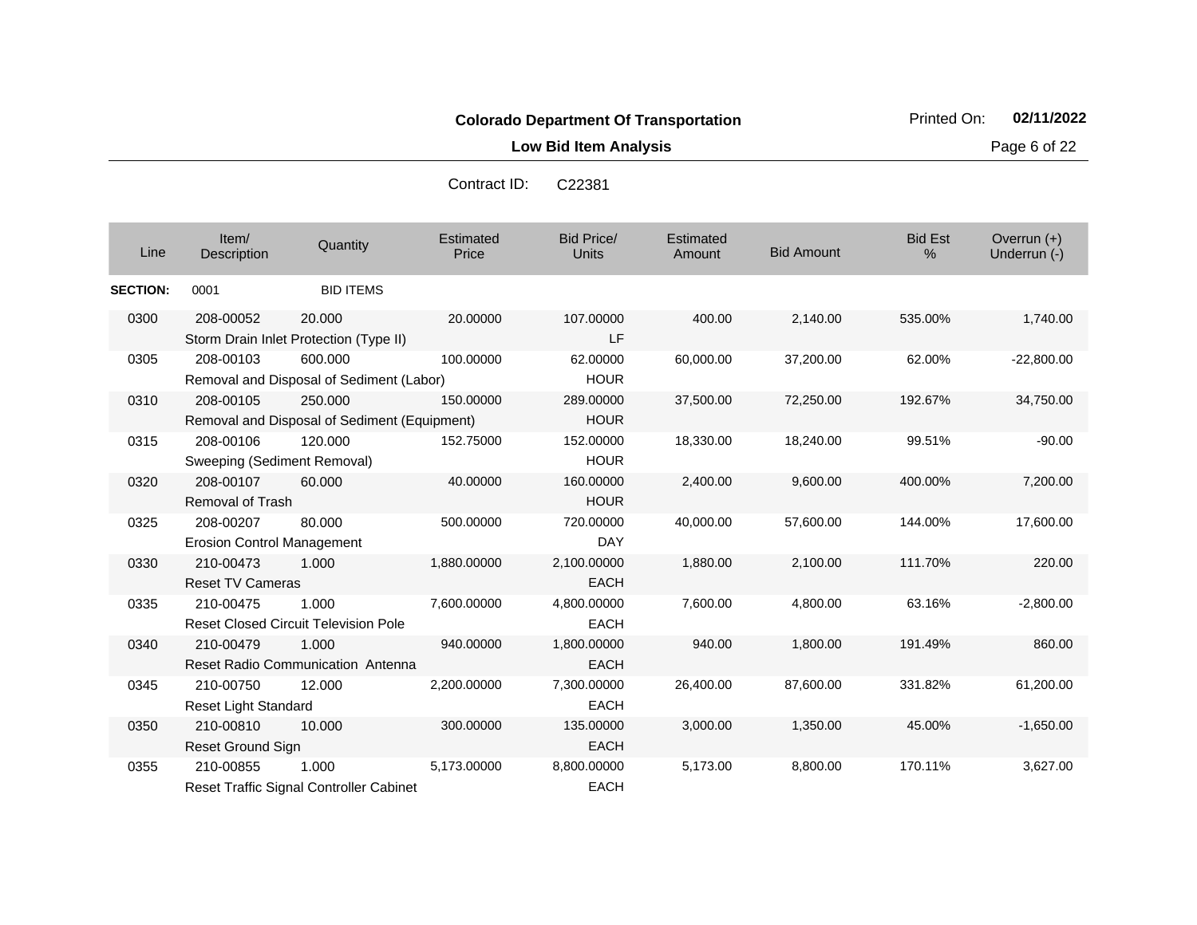**Colorado Department Of Transportation**

**Low Bid Item Analysis**

Printed On: **02/11/2022**

Contract ID: C22381

| Line | Item/ Description | Quantity | Estimated Price | Bid Price/ Units | Estimated Amount | Bid Amount | Bid Est % | Overrun (+) Underrun (-) |
|---|---|---|---|---|---|---|---|---|
| **SECTION:** | 0001 | BID ITEMS | | | | | | |
| 0300 | 208-00052 Storm Drain Inlet Protection (Type II) | 20.000 | 20.00000 | 107.00000 LF | 400.00 | 2,140.00 | 535.00% | 1,740.00 |
| 0305 | 208-00103 Removal and Disposal of Sediment (Labor) | 600.000 | 100.00000 | 62.00000 HOUR | 60,000.00 | 37,200.00 | 62.00% | -22,800.00 |
| 0310 | 208-00105 Removal and Disposal of Sediment (Equipment) | 250.000 | 150.00000 | 289.00000 HOUR | 37,500.00 | 72,250.00 | 192.67% | 34,750.00 |
| 0315 | 208-00106 Sweeping (Sediment Removal) | 120.000 | 152.75000 | 152.00000 HOUR | 18,330.00 | 18,240.00 | 99.51% | -90.00 |
| 0320 | 208-00107 Removal of Trash | 60.000 | 40.00000 | 160.00000 HOUR | 2,400.00 | 9,600.00 | 400.00% | 7,200.00 |
| 0325 | 208-00207 Erosion Control Management | 80.000 | 500.00000 | 720.00000 DAY | 40,000.00 | 57,600.00 | 144.00% | 17,600.00 |
| 0330 | 210-00473 Reset TV Cameras | 1.000 | 1,880.00000 | 2,100.00000 EACH | 1,880.00 | 2,100.00 | 111.70% | 220.00 |
| 0335 | 210-00475 Reset Closed Circuit Television Pole | 1.000 | 7,600.00000 | 4,800.00000 EACH | 7,600.00 | 4,800.00 | 63.16% | -2,800.00 |
| 0340 | 210-00479 Reset Radio Communication Antenna | 1.000 | 940.00000 | 1,800.00000 EACH | 940.00 | 1,800.00 | 191.49% | 860.00 |
| 0345 | 210-00750 Reset Light Standard | 12.000 | 2,200.00000 | 7,300.00000 EACH | 26,400.00 | 87,600.00 | 331.82% | 61,200.00 |
| 0350 | 210-00810 Reset Ground Sign | 10.000 | 300.00000 | 135.00000 EACH | 3,000.00 | 1,350.00 | 45.00% | -1,650.00 |
| 0355 | 210-00855 Reset Traffic Signal Controller Cabinet | 1.000 | 5,173.00000 | 8,800.00000 EACH | 5,173.00 | 8,800.00 | 170.11% | 3,627.00 |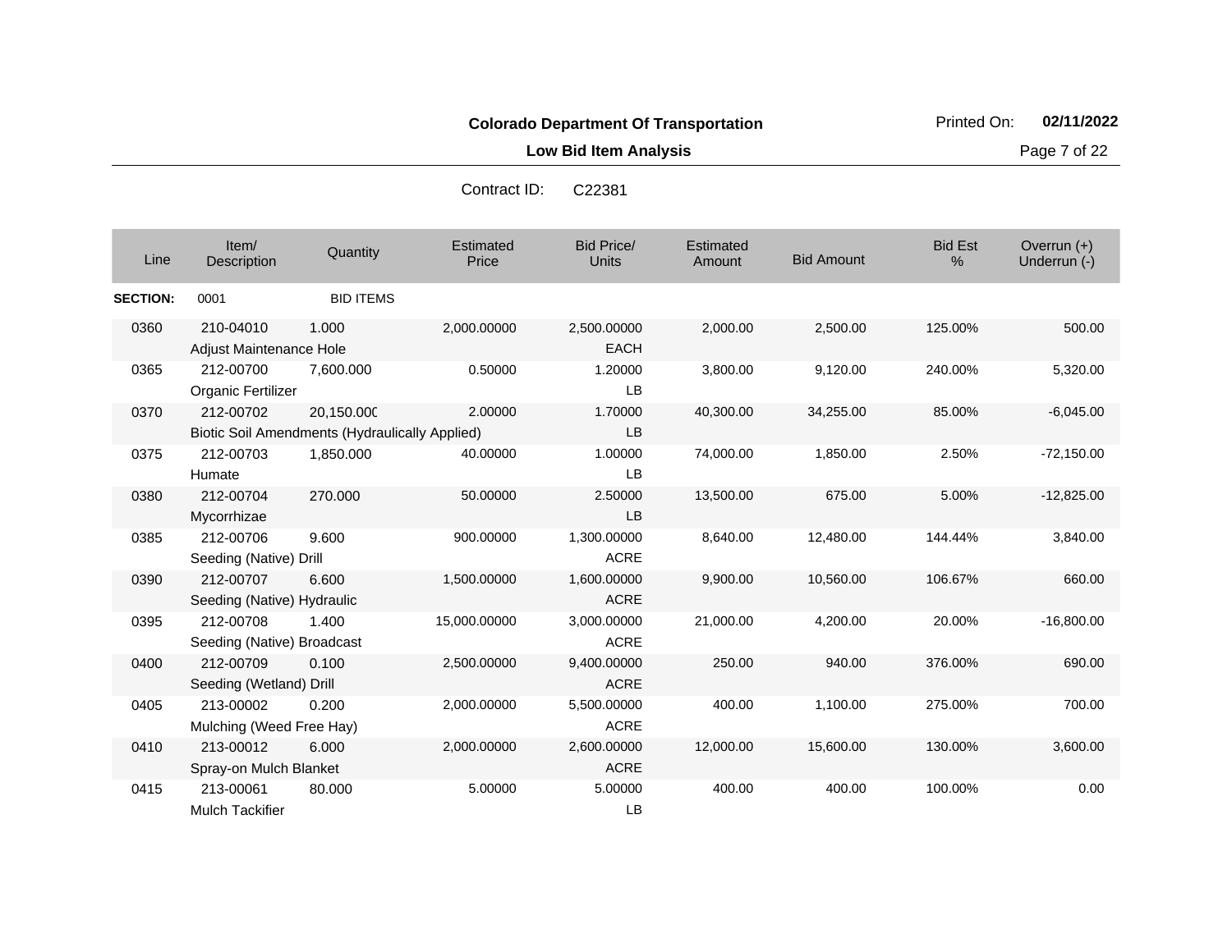**Colorado Department Of Transportation**

**Low Bid Item Analysis**

Printed On: **02/11/2022**

Contract ID: C22381

| Line | Item/ Description | Quantity | Estimated Price | Bid Price/ Units | Estimated Amount | Bid Amount | Bid Est % | Overrun (+) Underrun (-) |
|---|---|---|---|---|---|---|---|---|
| **SECTION:** | 0001 | BID ITEMS | | | | | | |
| 0360 | 210-04010 Adjust Maintenance Hole | 1.000 | 2,000.00000 | 2,500.00000 EACH | 2,000.00 | 2,500.00 | 125.00% | 500.00 |
| 0365 | 212-00700 Organic Fertilizer | 7,600.000 | 0.50000 | 1.20000 LB | 3,800.00 | 9,120.00 | 240.00% | 5,320.00 |
| 0370 | 212-00702 Biotic Soil Amendments (Hydraulically Applied) | 20,150.000 | 2.00000 | 1.70000 LB | 40,300.00 | 34,255.00 | 85.00% | -6,045.00 |
| 0375 | 212-00703 Humate | 1,850.000 | 40.00000 | 1.00000 LB | 74,000.00 | 1,850.00 | 2.50% | -72,150.00 |
| 0380 | 212-00704 Mycorrhizae | 270.000 | 50.00000 | 2.50000 LB | 13,500.00 | 675.00 | 5.00% | -12,825.00 |
| 0385 | 212-00706 Seeding (Native) Drill | 9.600 | 900.00000 | 1,300.00000 ACRE | 8,640.00 | 12,480.00 | 144.44% | 3,840.00 |
| 0390 | 212-00707 Seeding (Native) Hydraulic | 6.600 | 1,500.00000 | 1,600.00000 ACRE | 9,900.00 | 10,560.00 | 106.67% | 660.00 |
| 0395 | 212-00708 Seeding (Native) Broadcast | 1.400 | 15,000.00000 | 3,000.00000 ACRE | 21,000.00 | 4,200.00 | 20.00% | -16,800.00 |
| 0400 | 212-00709 Seeding (Wetland) Drill | 0.100 | 2,500.00000 | 9,400.00000 ACRE | 250.00 | 940.00 | 376.00% | 690.00 |
| 0405 | 213-00002 Mulching (Weed Free Hay) | 0.200 | 2,000.00000 | 5,500.00000 ACRE | 400.00 | 1,100.00 | 275.00% | 700.00 |
| 0410 | 213-00012 Spray-on Mulch Blanket | 6.000 | 2,000.00000 | 2,600.00000 ACRE | 12,000.00 | 15,600.00 | 130.00% | 3,600.00 |
| 0415 | 213-00061 Mulch Tackifier | 80.000 | 5.00000 | 5.00000 LB | 400.00 | 400.00 | 100.00% | 0.00 |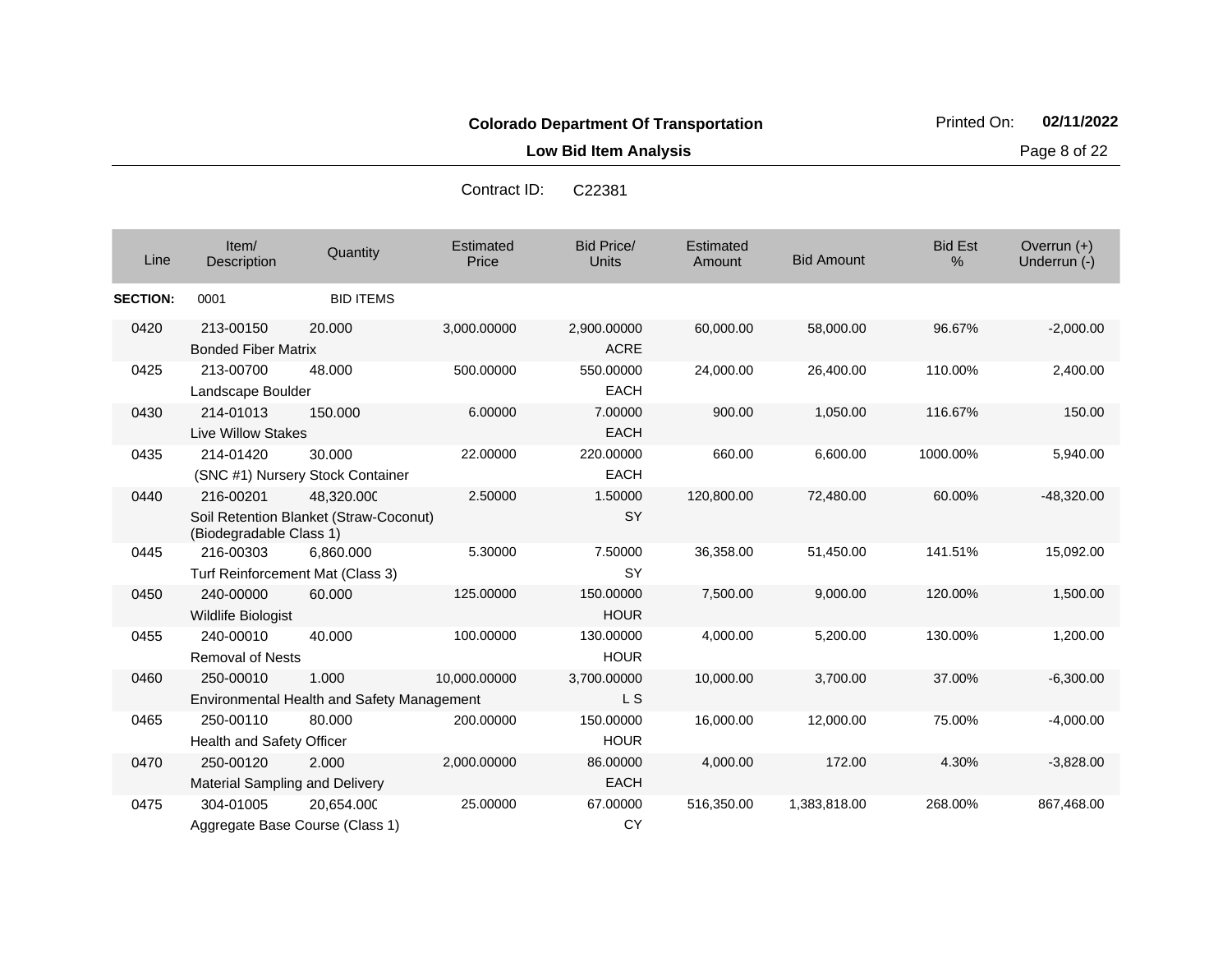**Colorado Department Of Transportation**

Printed On: **02/11/2022**

**Low Bid Item Analysis**

Contract ID: C22381

| Line | Item/ Description | Quantity | Estimated Price | Bid Price/ Units | Estimated Amount | Bid Amount | Bid Est % | Overrun (+) Underrun (-) |
|---|---|---|---|---|---|---|---|---|
| **SECTION:** | 0001 | BID ITEMS | | | | | | |
| 0420 | 213-00150 Bonded Fiber Matrix | 20.000 | 3,000.00000 | 2,900.00000 ACRE | 60,000.00 | 58,000.00 | 96.67% | -2,000.00 |
| 0425 | 213-00700 Landscape Boulder | 48.000 | 500.00000 | 550.00000 EACH | 24,000.00 | 26,400.00 | 110.00% | 2,400.00 |
| 0430 | 214-01013 Live Willow Stakes | 150.000 | 6.00000 | 7.00000 EACH | 900.00 | 1,050.00 | 116.67% | 150.00 |
| 0435 | 214-01420 (SNC #1) Nursery Stock Container | 30.000 | 22.00000 | 220.00000 EACH | 660.00 | 6,600.00 | 1000.00% | 5,940.00 |
| 0440 | 216-00201 Soil Retention Blanket (Straw-Coconut) (Biodegradable Class 1) | 48,320.000 | 2.50000 | 1.50000 SY | 120,800.00 | 72,480.00 | 60.00% | -48,320.00 |
| 0445 | 216-00303 Turf Reinforcement Mat (Class 3) | 6,860.000 | 5.30000 | 7.50000 SY | 36,358.00 | 51,450.00 | 141.51% | 15,092.00 |
| 0450 | 240-00000 Wildlife Biologist | 60.000 | 125.00000 | 150.00000 HOUR | 7,500.00 | 9,000.00 | 120.00% | 1,500.00 |
| 0455 | 240-00010 Removal of Nests | 40.000 | 100.00000 | 130.00000 HOUR | 4,000.00 | 5,200.00 | 130.00% | 1,200.00 |
| 0460 | 250-00010 Environmental Health and Safety Management | 1.000 | 10,000.00000 | 3,700.00000 L S | 10,000.00 | 3,700.00 | 37.00% | -6,300.00 |
| 0465 | 250-00110 Health and Safety Officer | 80.000 | 200.00000 | 150.00000 HOUR | 16,000.00 | 12,000.00 | 75.00% | -4,000.00 |
| 0470 | 250-00120 Material Sampling and Delivery | 2.000 | 2,000.00000 | 86.00000 EACH | 4,000.00 | 172.00 | 4.30% | -3,828.00 |
| 0475 | 304-01005 Aggregate Base Course (Class 1) | 20,654.000 | 25.00000 | 67.00000 CY | 516,350.00 | 1,383,818.00 | 268.00% | 867,468.00 |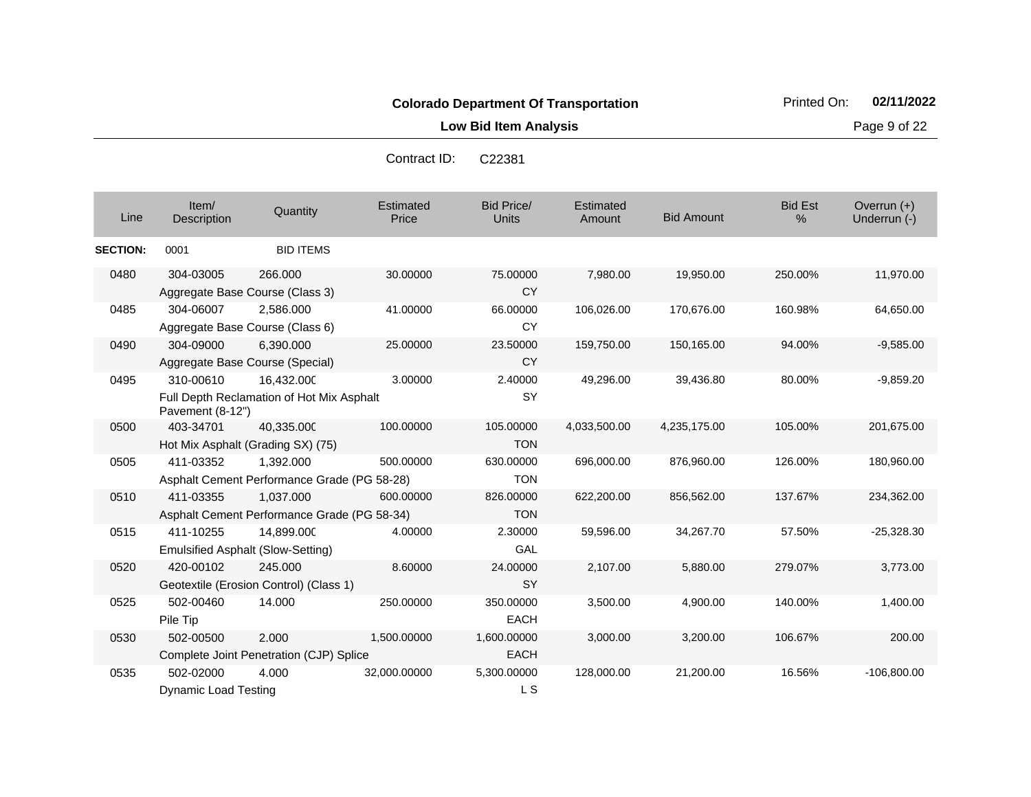**Colorado Department Of Transportation**

Printed On: **02/11/2022**

**Low Bid Item Analysis**

Contract ID: C22381

| Line | Item/ Description | Quantity | Estimated Price | Bid Price/ Units | Estimated Amount | Bid Amount | Bid Est % | Overrun (+) Underrun (-) |
|---|---|---|---|---|---|---|---|---|
| **SECTION:** | 0001 | BID ITEMS | | | | | | |
| 0480 | 304-03005 Aggregate Base Course (Class 3) | 266.000 | 30.00000 | 75.00000 CY | 7,980.00 | 19,950.00 | 250.00% | 11,970.00 |
| 0485 | 304-06007 Aggregate Base Course (Class 6) | 2,586.000 | 41.00000 | 66.00000 CY | 106,026.00 | 170,676.00 | 160.98% | 64,650.00 |
| 0490 | 304-09000 Aggregate Base Course (Special) | 6,390.000 | 25.00000 | 23.50000 CY | 159,750.00 | 150,165.00 | 94.00% | -9,585.00 |
| 0495 | 310-00610 Full Depth Reclamation of Hot Mix Asphalt Pavement (8-12") | 16,432.000 | 3.00000 | 2.40000 SY | 49,296.00 | 39,436.80 | 80.00% | -9,859.20 |
| 0500 | 403-34701 Hot Mix Asphalt (Grading SX) (75) | 40,335.000 | 100.00000 | 105.00000 TON | 4,033,500.00 | 4,235,175.00 | 105.00% | 201,675.00 |
| 0505 | 411-03352 Asphalt Cement Performance Grade (PG 58-28) | 1,392.000 | 500.00000 | 630.00000 TON | 696,000.00 | 876,960.00 | 126.00% | 180,960.00 |
| 0510 | 411-03355 Asphalt Cement Performance Grade (PG 58-34) | 1,037.000 | 600.00000 | 826.00000 TON | 622,200.00 | 856,562.00 | 137.67% | 234,362.00 |
| 0515 | 411-10255 Emulsified Asphalt (Slow-Setting) | 14,899.000 | 4.00000 | 2.30000 GAL | 59,596.00 | 34,267.70 | 57.50% | -25,328.30 |
| 0520 | 420-00102 Geotextile (Erosion Control) (Class 1) | 245.000 | 8.60000 | 24.00000 SY | 2,107.00 | 5,880.00 | 279.07% | 3,773.00 |
| 0525 | 502-00460 Pile Tip | 14.000 | 250.00000 | 350.00000 EACH | 3,500.00 | 4,900.00 | 140.00% | 1,400.00 |
| 0530 | 502-00500 Complete Joint Penetration (CJP) Splice | 2.000 | 1,500.00000 | 1,600.00000 EACH | 3,000.00 | 3,200.00 | 106.67% | 200.00 |
| 0535 | 502-02000 Dynamic Load Testing | 4.000 | 32,000.00000 | 5,300.00000 L S | 128,000.00 | 21,200.00 | 16.56% | -106,800.00 |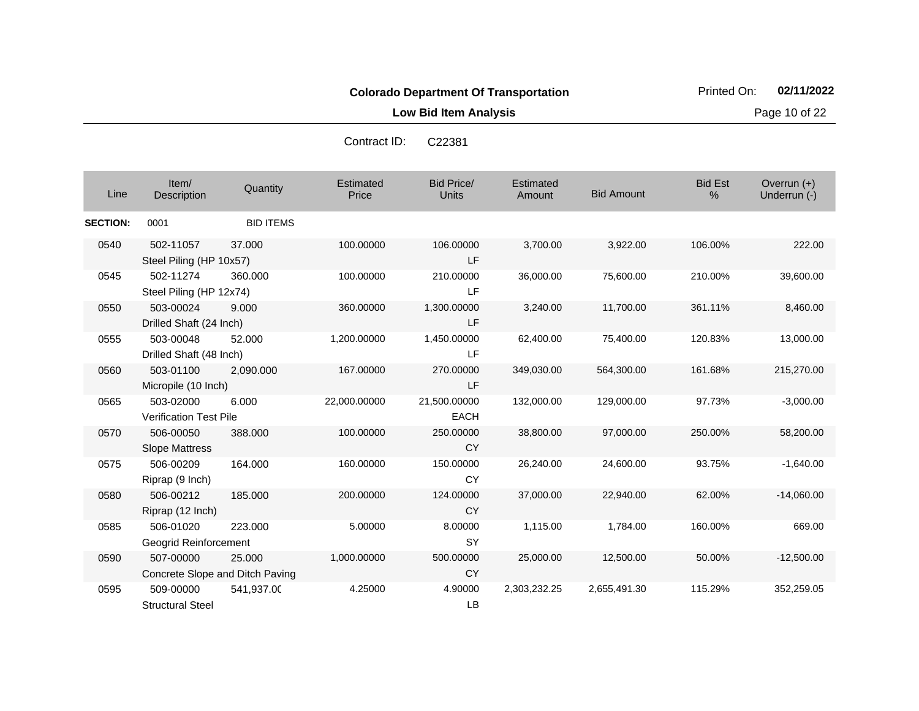**Colorado Department Of Transportation**

**Low Bid Item Analysis**

Contract ID: C22381

| Line | Item/ Description | Quantity | Estimated Price | Bid Price/ Units | Estimated Amount | Bid Amount | Bid Est % | Overrun (+) Underrun (-) |
|---|---|---|---|---|---|---|---|---|
| **SECTION:** | 0001 | BID ITEMS | | | | | | |
| 0540 | 502-11057 Steel Piling (HP 10x57) | 37.000 | 100.00000 | 106.00000 LF | 3,700.00 | 3,922.00 | 106.00% | 222.00 |
| 0545 | 502-11274 Steel Piling (HP 12x74) | 360.000 | 100.00000 | 210.00000 LF | 36,000.00 | 75,600.00 | 210.00% | 39,600.00 |
| 0550 | 503-00024 Drilled Shaft (24 Inch) | 9.000 | 360.00000 | 1,300.00000 LF | 3,240.00 | 11,700.00 | 361.11% | 8,460.00 |
| 0555 | 503-00048 Drilled Shaft (48 Inch) | 52.000 | 1,200.00000 | 1,450.00000 LF | 62,400.00 | 75,400.00 | 120.83% | 13,000.00 |
| 0560 | 503-01100 Micropile (10 Inch) | 2,090.000 | 167.00000 | 270.00000 LF | 349,030.00 | 564,300.00 | 161.68% | 215,270.00 |
| 0565 | 503-02000 Verification Test Pile | 6.000 | 22,000.00000 | 21,500.00000 EACH | 132,000.00 | 129,000.00 | 97.73% | -3,000.00 |
| 0570 | 506-00050 Slope Mattress | 388.000 | 100.00000 | 250.00000 CY | 38,800.00 | 97,000.00 | 250.00% | 58,200.00 |
| 0575 | 506-00209 Riprap (9 Inch) | 164.000 | 160.00000 | 150.00000 CY | 26,240.00 | 24,600.00 | 93.75% | -1,640.00 |
| 0580 | 506-00212 Riprap (12 Inch) | 185.000 | 200.00000 | 124.00000 CY | 37,000.00 | 22,940.00 | 62.00% | -14,060.00 |
| 0585 | 506-01020 Geogrid Reinforcement | 223.000 | 5.00000 | 8.00000 SY | 1,115.00 | 1,784.00 | 160.00% | 669.00 |
| 0590 | 507-00000 Concrete Slope and Ditch Paving | 25.000 | 1,000.00000 | 500.00000 CY | 25,000.00 | 12,500.00 | 50.00% | -12,500.00 |
| 0595 | 509-00000 Structural Steel | 541,937.00 | 4.25000 | 4.90000 LB | 2,303,232.25 | 2,655,491.30 | 115.29% | 352,259.05 |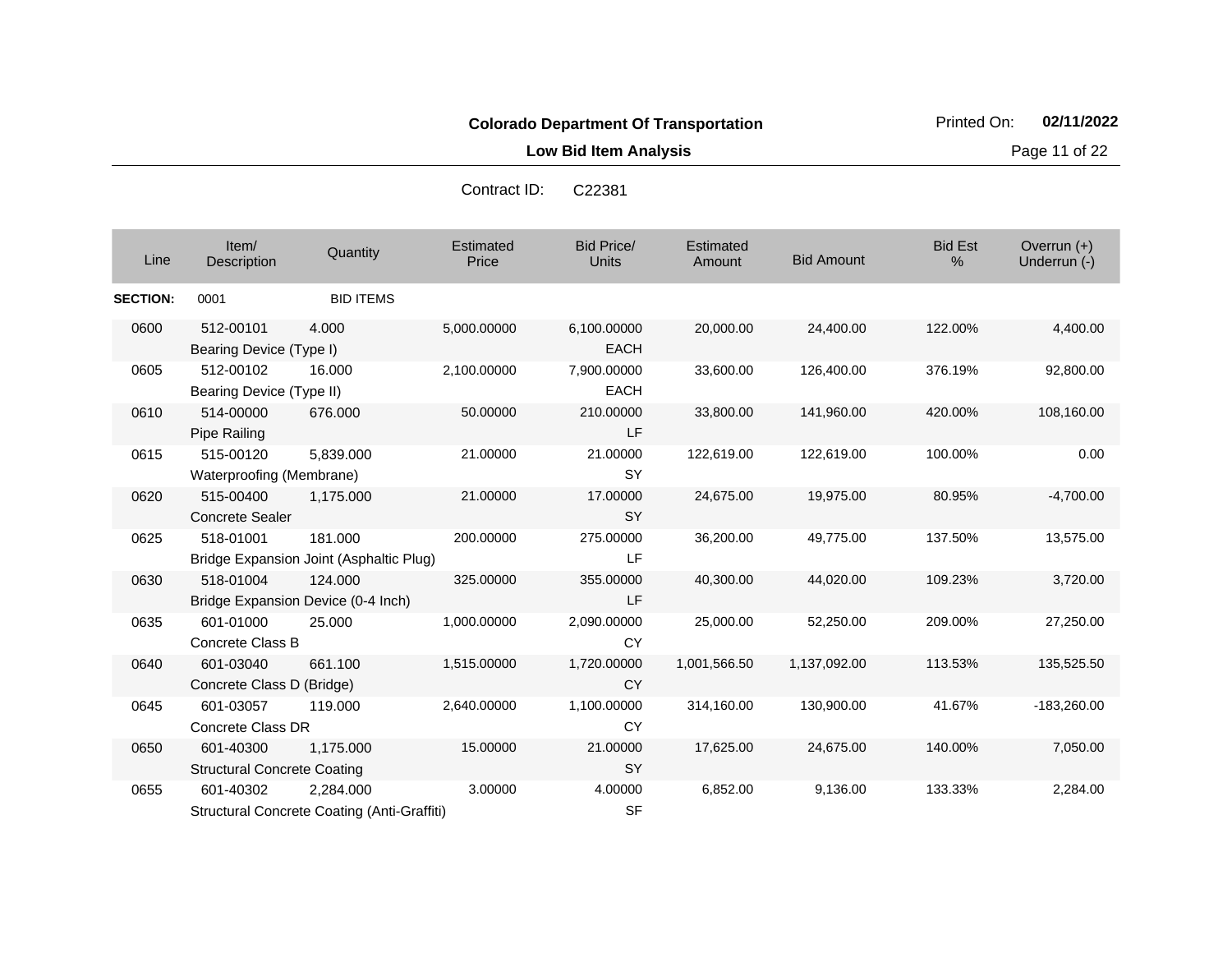**Colorado Department Of Transportation**

**Low Bid Item Analysis**

Printed On: **02/11/2022**

Contract ID: C22381

| Line | Item/ Description | Quantity | Estimated Price | Bid Price/ Units | Estimated Amount | Bid Amount | Bid Est % | Overrun (+) Underrun (-) |
|---|---|---|---|---|---|---|---|---|
| **SECTION:** | 0001 | BID ITEMS | | | | | | |
| 0600 | 512-00101 Bearing Device (Type I) | 4.000 | 5,000.00000 | 6,100.00000 EACH | 20,000.00 | 24,400.00 | 122.00% | 4,400.00 |
| 0605 | 512-00102 Bearing Device (Type II) | 16.000 | 2,100.00000 | 7,900.00000 EACH | 33,600.00 | 126,400.00 | 376.19% | 92,800.00 |
| 0610 | 514-00000 Pipe Railing | 676.000 | 50.00000 | 210.00000 LF | 33,800.00 | 141,960.00 | 420.00% | 108,160.00 |
| 0615 | 515-00120 Waterproofing (Membrane) | 5,839.000 | 21.00000 | 21.00000 SY | 122,619.00 | 122,619.00 | 100.00% | 0.00 |
| 0620 | 515-00400 Concrete Sealer | 1,175.000 | 21.00000 | 17.00000 SY | 24,675.00 | 19,975.00 | 80.95% | -4,700.00 |
| 0625 | 518-01001 Bridge Expansion Joint (Asphaltic Plug) | 181.000 | 200.00000 | 275.00000 LF | 36,200.00 | 49,775.00 | 137.50% | 13,575.00 |
| 0630 | 518-01004 Bridge Expansion Device (0-4 Inch) | 124.000 | 325.00000 | 355.00000 LF | 40,300.00 | 44,020.00 | 109.23% | 3,720.00 |
| 0635 | 601-01000 Concrete Class B | 25.000 | 1,000.00000 | 2,090.00000 CY | 25,000.00 | 52,250.00 | 209.00% | 27,250.00 |
| 0640 | 601-03040 Concrete Class D (Bridge) | 661.100 | 1,515.00000 | 1,720.00000 CY | 1,001,566.50 | 1,137,092.00 | 113.53% | 135,525.50 |
| 0645 | 601-03057 Concrete Class DR | 119.000 | 2,640.00000 | 1,100.00000 CY | 314,160.00 | 130,900.00 | 41.67% | -183,260.00 |
| 0650 | 601-40300 Structural Concrete Coating | 1,175.000 | 15.00000 | 21.00000 SY | 17,625.00 | 24,675.00 | 140.00% | 7,050.00 |
| 0655 | 601-40302 Structural Concrete Coating (Anti-Graffiti) | 2,284.000 | 3.00000 | 4.00000 SF | 6,852.00 | 9,136.00 | 133.33% | 2,284.00 |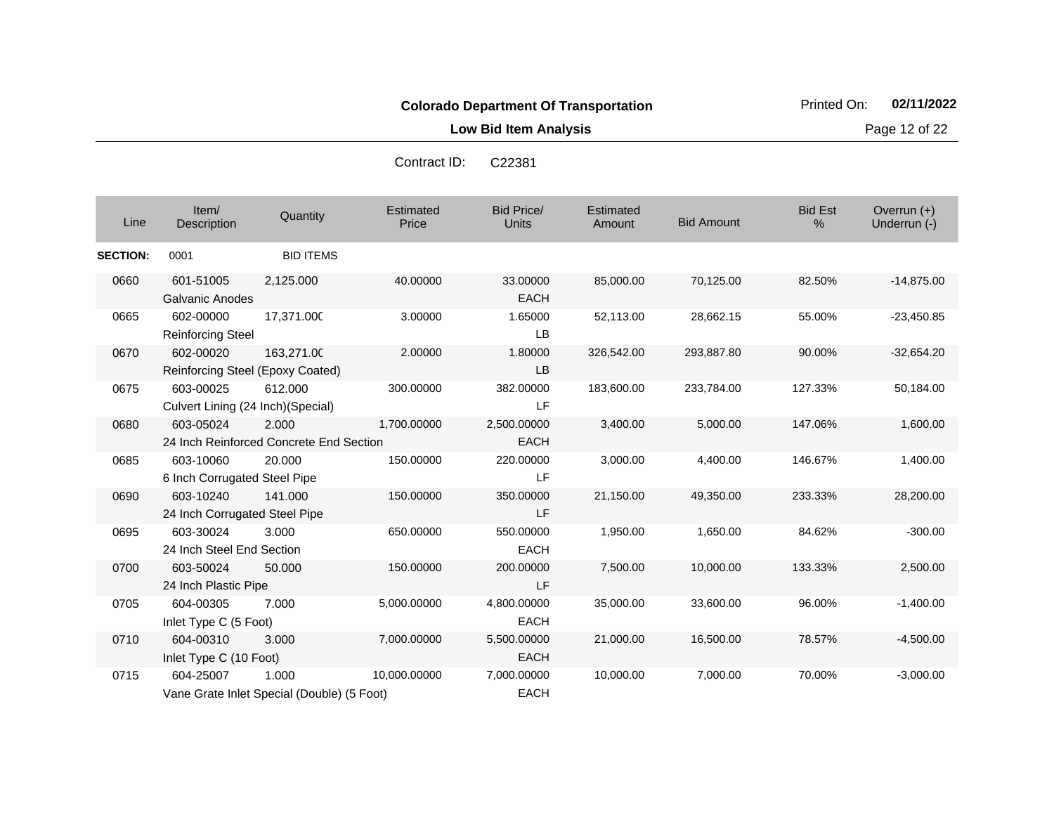**Colorado Department Of Transportation**

**Low Bid Item Analysis**

Contract ID: C22381

| Line | Item/ Description | Quantity | Estimated Price | Bid Price/ Units | Estimated Amount | Bid Amount | Bid Est % | Overrun (+) Underrun (-) |
|---|---|---|---|---|---|---|---|---|
| **SECTION:** | 0001 | BID ITEMS | | | | | | |
| 0660 | 601-51005 Galvanic Anodes | 2,125.000 | 40.00000 | 33.00000 EACH | 85,000.00 | 70,125.00 | 82.50% | -14,875.00 |
| 0665 | 602-00000 Reinforcing Steel | 17,371.000 | 3.00000 | 1.65000 LB | 52,113.00 | 28,662.15 | 55.00% | -23,450.85 |
| 0670 | 602-00020 Reinforcing Steel (Epoxy Coated) | 163,271.000 | 2.00000 | 1.80000 LB | 326,542.00 | 293,887.80 | 90.00% | -32,654.20 |
| 0675 | 603-00025 Culvert Lining (24 Inch)(Special) | 612.000 | 300.00000 | 382.00000 LF | 183,600.00 | 233,784.00 | 127.33% | 50,184.00 |
| 0680 | 603-05024 24 Inch Reinforced Concrete End Section | 2.000 | 1,700.00000 | 2,500.00000 EACH | 3,400.00 | 5,000.00 | 147.06% | 1,600.00 |
| 0685 | 603-10060 6 Inch Corrugated Steel Pipe | 20.000 | 150.00000 | 220.00000 LF | 3,000.00 | 4,400.00 | 146.67% | 1,400.00 |
| 0690 | 603-10240 24 Inch Corrugated Steel Pipe | 141.000 | 150.00000 | 350.00000 LF | 21,150.00 | 49,350.00 | 233.33% | 28,200.00 |
| 0695 | 603-30024 24 Inch Steel End Section | 3.000 | 650.00000 | 550.00000 EACH | 1,950.00 | 1,650.00 | 84.62% | -300.00 |
| 0700 | 603-50024 24 Inch Plastic Pipe | 50.000 | 150.00000 | 200.00000 LF | 7,500.00 | 10,000.00 | 133.33% | 2,500.00 |
| 0705 | 604-00305 Inlet Type C (5 Foot) | 7.000 | 5,000.00000 | 4,800.00000 EACH | 35,000.00 | 33,600.00 | 96.00% | -1,400.00 |
| 0710 | 604-00310 Inlet Type C (10 Foot) | 3.000 | 7,000.00000 | 5,500.00000 EACH | 21,000.00 | 16,500.00 | 78.57% | -4,500.00 |
| 0715 | 604-25007 Vane Grate Inlet Special (Double) (5 Foot) | 1.000 | 10,000.00000 | 7,000.00000 EACH | 10,000.00 | 7,000.00 | 70.00% | -3,000.00 |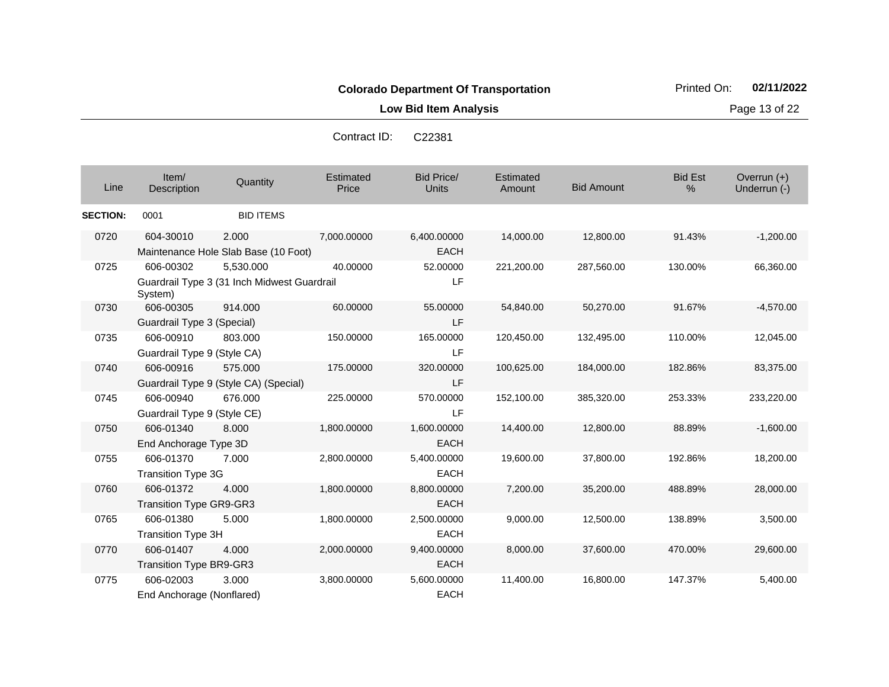**Colorado Department Of Transportation**

Printed On: **02/11/2022**

**Low Bid Item Analysis**

Contract ID: C22381

| Line | Item/ Description | Quantity | Estimated Price | Bid Price/ Units | Estimated Amount | Bid Amount | Bid Est % | Overrun (+) Underrun (-) |
|---|---|---|---|---|---|---|---|---|
| **SECTION:** | 0001 | BID ITEMS | | | | | | |
| 0720 | 604-30010 Maintenance Hole Slab Base (10 Foot) | 2.000 | 7,000.00000 | 6,400.00000 EACH | 14,000.00 | 12,800.00 | 91.43% | -1,200.00 |
| 0725 | 606-00302 Guardrail Type 3 (31 Inch Midwest Guardrail System) | 5,530.000 | 40.00000 | 52.00000 LF | 221,200.00 | 287,560.00 | 130.00% | 66,360.00 |
| 0730 | 606-00305 Guardrail Type 3 (Special) | 914.000 | 60.00000 | 55.00000 LF | 54,840.00 | 50,270.00 | 91.67% | -4,570.00 |
| 0735 | 606-00910 Guardrail Type 9 (Style CA) | 803.000 | 150.00000 | 165.00000 LF | 120,450.00 | 132,495.00 | 110.00% | 12,045.00 |
| 0740 | 606-00916 Guardrail Type 9 (Style CA) (Special) | 575.000 | 175.00000 | 320.00000 LF | 100,625.00 | 184,000.00 | 182.86% | 83,375.00 |
| 0745 | 606-00940 Guardrail Type 9 (Style CE) | 676.000 | 225.00000 | 570.00000 LF | 152,100.00 | 385,320.00 | 253.33% | 233,220.00 |
| 0750 | 606-01340 End Anchorage Type 3D | 8.000 | 1,800.00000 | 1,600.00000 EACH | 14,400.00 | 12,800.00 | 88.89% | -1,600.00 |
| 0755 | 606-01370 Transition Type 3G | 7.000 | 2,800.00000 | 5,400.00000 EACH | 19,600.00 | 37,800.00 | 192.86% | 18,200.00 |
| 0760 | 606-01372 Transition Type GR9-GR3 | 4.000 | 1,800.00000 | 8,800.00000 EACH | 7,200.00 | 35,200.00 | 488.89% | 28,000.00 |
| 0765 | 606-01380 Transition Type 3H | 5.000 | 1,800.00000 | 2,500.00000 EACH | 9,000.00 | 12,500.00 | 138.89% | 3,500.00 |
| 0770 | 606-01407 Transition Type BR9-GR3 | 4.000 | 2,000.00000 | 9,400.00000 EACH | 8,000.00 | 37,600.00 | 470.00% | 29,600.00 |
| 0775 | 606-02003 End Anchorage (Nonflared) | 3.000 | 3,800.00000 | 5,600.00000 EACH | 11,400.00 | 16,800.00 | 147.37% | 5,400.00 |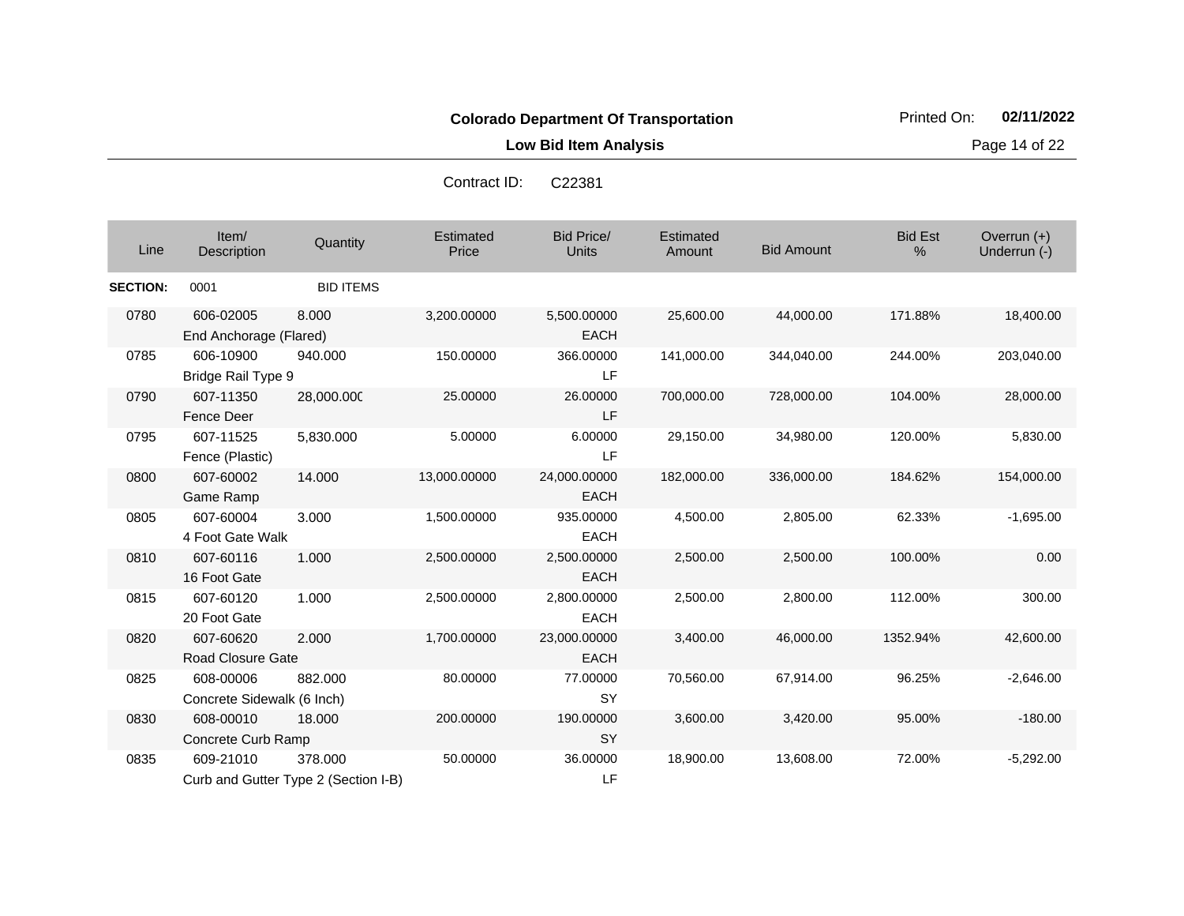**Colorado Department Of Transportation**

**Low Bid Item Analysis**

Contract ID: C22381

| Line | Item/ Description | Quantity | Estimated Price | Bid Price/ Units | Estimated Amount | Bid Amount | Bid Est % | Overrun (+) Underrun (-) |
|---|---|---|---|---|---|---|---|---|
| **SECTION:** | 0001 | BID ITEMS | | | | | | |
| 0780 | 606-02005 End Anchorage (Flared) | 8.000 | 3,200.00000 | 5,500.00000 EACH | 25,600.00 | 44,000.00 | 171.88% | 18,400.00 |
| 0785 | 606-10900 Bridge Rail Type 9 | 940.000 | 150.00000 | 366.00000 LF | 141,000.00 | 344,040.00 | 244.00% | 203,040.00 |
| 0790 | 607-11350 Fence Deer | 28,000.000 | 25.00000 | 26.00000 LF | 700,000.00 | 728,000.00 | 104.00% | 28,000.00 |
| 0795 | 607-11525 Fence (Plastic) | 5,830.000 | 5.00000 | 6.00000 LF | 29,150.00 | 34,980.00 | 120.00% | 5,830.00 |
| 0800 | 607-60002 Game Ramp | 14.000 | 13,000.00000 | 24,000.00000 EACH | 182,000.00 | 336,000.00 | 184.62% | 154,000.00 |
| 0805 | 607-60004 4 Foot Gate Walk | 3.000 | 1,500.00000 | 935.00000 EACH | 4,500.00 | 2,805.00 | 62.33% | -1,695.00 |
| 0810 | 607-60116 16 Foot Gate | 1.000 | 2,500.00000 | 2,500.00000 EACH | 2,500.00 | 2,500.00 | 100.00% | 0.00 |
| 0815 | 607-60120 20 Foot Gate | 1.000 | 2,500.00000 | 2,800.00000 EACH | 2,500.00 | 2,800.00 | 112.00% | 300.00 |
| 0820 | 607-60620 Road Closure Gate | 2.000 | 1,700.00000 | 23,000.00000 EACH | 3,400.00 | 46,000.00 | 1352.94% | 42,600.00 |
| 0825 | 608-00006 Concrete Sidewalk (6 Inch) | 882.000 | 80.00000 | 77.00000 SY | 70,560.00 | 67,914.00 | 96.25% | -2,646.00 |
| 0830 | 608-00010 Concrete Curb Ramp | 18.000 | 200.00000 | 190.00000 SY | 3,600.00 | 3,420.00 | 95.00% | -180.00 |
| 0835 | 609-21010 Curb and Gutter Type 2 (Section I-B) | 378.000 | 50.00000 | 36.00000 LF | 18,900.00 | 13,608.00 | 72.00% | -5,292.00 |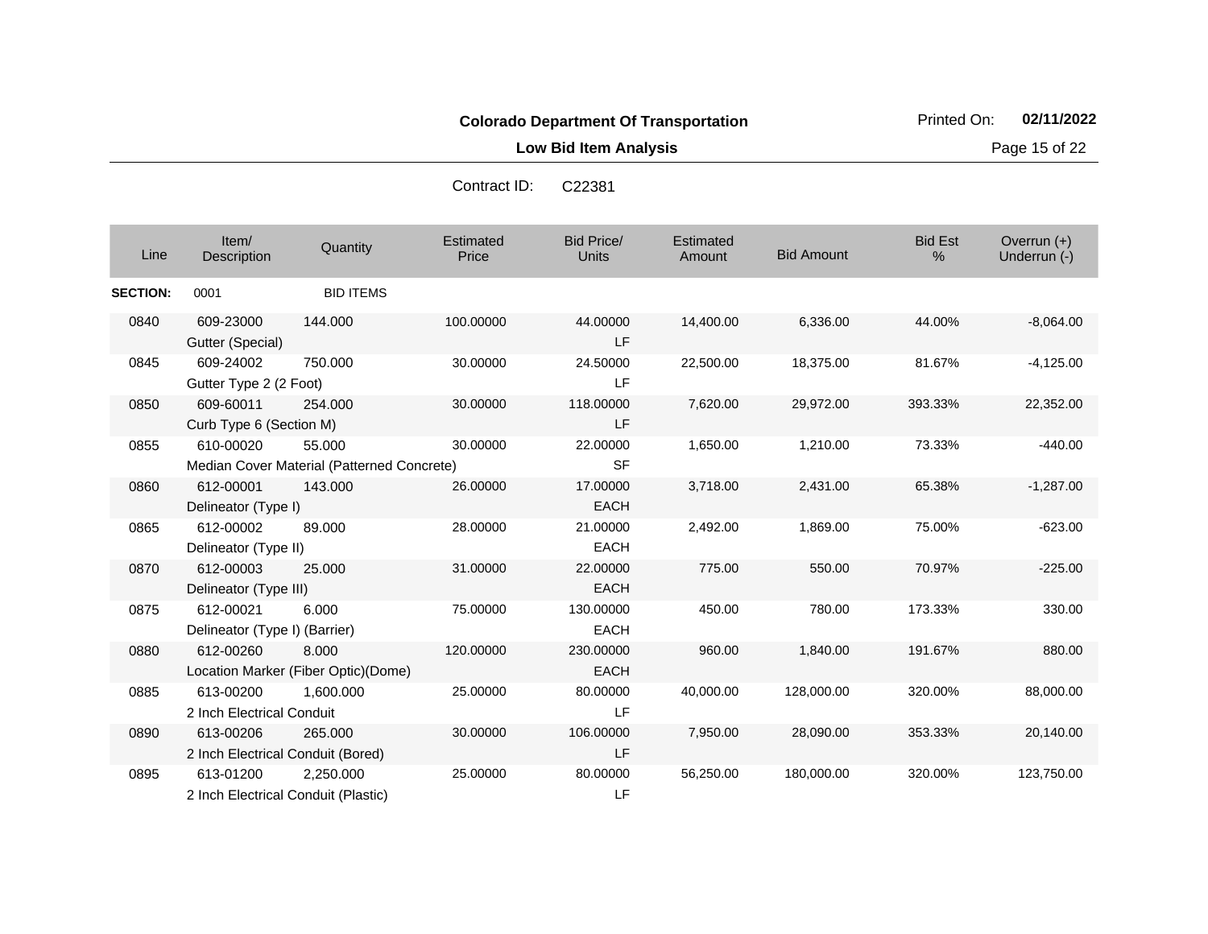**Colorado Department Of Transportation**

**Low Bid Item Analysis**

Printed On: **02/11/2022**

Contract ID: C22381

| Line | Item/ Description | Quantity | Estimated Price | Bid Price/ Units | Estimated Amount | Bid Amount | Bid Est % | Overrun (+) Underrun (-) |
|---|---|---|---|---|---|---|---|---|
| **SECTION:** | 0001 | BID ITEMS | | | | | | |
| 0840 | 609-23000 Gutter (Special) | 144.000 | 100.00000 | 44.00000 LF | 14,400.00 | 6,336.00 | 44.00% | -8,064.00 |
| 0845 | 609-24002 Gutter Type 2 (2 Foot) | 750.000 | 30.00000 | 24.50000 LF | 22,500.00 | 18,375.00 | 81.67% | -4,125.00 |
| 0850 | 609-60011 Curb Type 6 (Section M) | 254.000 | 30.00000 | 118.00000 LF | 7,620.00 | 29,972.00 | 393.33% | 22,352.00 |
| 0855 | 610-00020 Median Cover Material (Patterned Concrete) | 55.000 | 30.00000 | 22.00000 SF | 1,650.00 | 1,210.00 | 73.33% | -440.00 |
| 0860 | 612-00001 Delineator (Type I) | 143.000 | 26.00000 | 17.00000 EACH | 3,718.00 | 2,431.00 | 65.38% | -1,287.00 |
| 0865 | 612-00002 Delineator (Type II) | 89.000 | 28.00000 | 21.00000 EACH | 2,492.00 | 1,869.00 | 75.00% | -623.00 |
| 0870 | 612-00003 Delineator (Type III) | 25.000 | 31.00000 | 22.00000 EACH | 775.00 | 550.00 | 70.97% | -225.00 |
| 0875 | 612-00021 Delineator (Type I) (Barrier) | 6.000 | 75.00000 | 130.00000 EACH | 450.00 | 780.00 | 173.33% | 330.00 |
| 0880 | 612-00260 Location Marker (Fiber Optic)(Dome) | 8.000 | 120.00000 | 230.00000 EACH | 960.00 | 1,840.00 | 191.67% | 880.00 |
| 0885 | 613-00200 2 Inch Electrical Conduit | 1,600.000 | 25.00000 | 80.00000 LF | 40,000.00 | 128,000.00 | 320.00% | 88,000.00 |
| 0890 | 613-00206 2 Inch Electrical Conduit (Bored) | 265.000 | 30.00000 | 106.00000 LF | 7,950.00 | 28,090.00 | 353.33% | 20,140.00 |
| 0895 | 613-01200 2 Inch Electrical Conduit (Plastic) | 2,250.000 | 25.00000 | 80.00000 LF | 56,250.00 | 180,000.00 | 320.00% | 123,750.00 |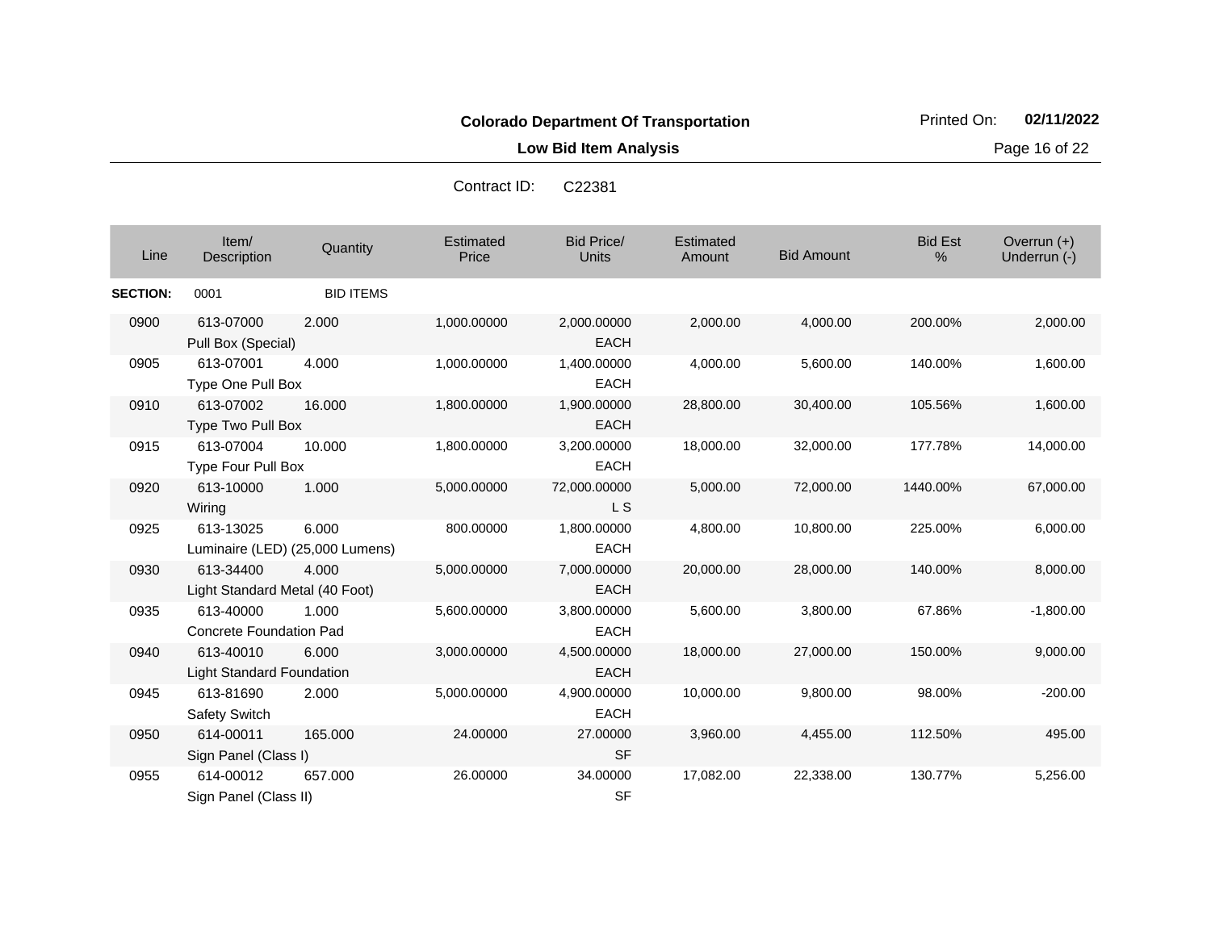**Colorado Department Of Transportation**

Printed On: **02/11/2022**

**Low Bid Item Analysis**

Contract ID: C22381

| Line | Item/ Description | Quantity | Estimated Price | Bid Price/ Units | Estimated Amount | Bid Amount | Bid Est % | Overrun (+) Underrun (-) |
|---|---|---|---|---|---|---|---|---|
| **SECTION:** | 0001 | BID ITEMS | | | | | | |
| 0900 | 613-07000 Pull Box (Special) | 2.000 | 1,000.00000 | 2,000.00000 EACH | 2,000.00 | 4,000.00 | 200.00% | 2,000.00 |
| 0905 | 613-07001 Type One Pull Box | 4.000 | 1,000.00000 | 1,400.00000 EACH | 4,000.00 | 5,600.00 | 140.00% | 1,600.00 |
| 0910 | 613-07002 Type Two Pull Box | 16.000 | 1,800.00000 | 1,900.00000 EACH | 28,800.00 | 30,400.00 | 105.56% | 1,600.00 |
| 0915 | 613-07004 Type Four Pull Box | 10.000 | 1,800.00000 | 3,200.00000 EACH | 18,000.00 | 32,000.00 | 177.78% | 14,000.00 |
| 0920 | 613-10000 Wiring | 1.000 | 5,000.00000 | 72,000.00000 L S | 5,000.00 | 72,000.00 | 1440.00% | 67,000.00 |
| 0925 | 613-13025 Luminaire (LED) (25,000 Lumens) | 6.000 | 800.00000 | 1,800.00000 EACH | 4,800.00 | 10,800.00 | 225.00% | 6,000.00 |
| 0930 | 613-34400 Light Standard Metal (40 Foot) | 4.000 | 5,000.00000 | 7,000.00000 EACH | 20,000.00 | 28,000.00 | 140.00% | 8,000.00 |
| 0935 | 613-40000 Concrete Foundation Pad | 1.000 | 5,600.00000 | 3,800.00000 EACH | 5,600.00 | 3,800.00 | 67.86% | -1,800.00 |
| 0940 | 613-40010 Light Standard Foundation | 6.000 | 3,000.00000 | 4,500.00000 EACH | 18,000.00 | 27,000.00 | 150.00% | 9,000.00 |
| 0945 | 613-81690 Safety Switch | 2.000 | 5,000.00000 | 4,900.00000 EACH | 10,000.00 | 9,800.00 | 98.00% | -200.00 |
| 0950 | 614-00011 Sign Panel (Class I) | 165.000 | 24.00000 | 27.00000 SF | 3,960.00 | 4,455.00 | 112.50% | 495.00 |
| 0955 | 614-00012 Sign Panel (Class II) | 657.000 | 26.00000 | 34.00000 SF | 17,082.00 | 22,338.00 | 130.77% | 5,256.00 |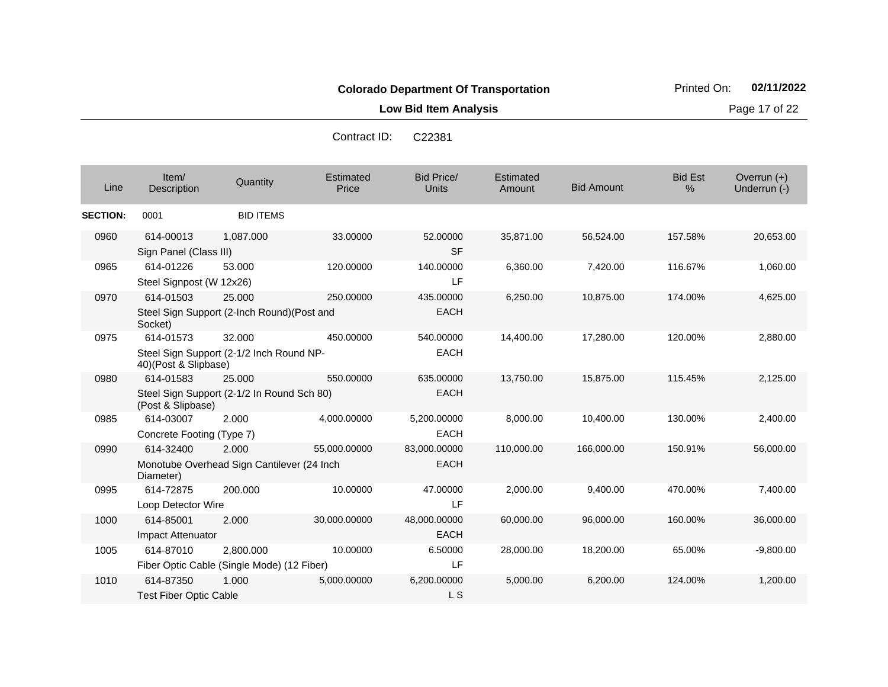**Colorado Department Of Transportation**

Printed On: **02/11/2022**

**Low Bid Item Analysis**

Contract ID: C22381

| Line | Item/ Description | Quantity | Estimated Price | Bid Price/ Units | Estimated Amount | Bid Amount | Bid Est % | Overrun (+) Underrun (-) |
|---|---|---|---|---|---|---|---|---|
| **SECTION:** | 0001 | BID ITEMS | | | | | | |
| 0960 | 614-00013 Sign Panel (Class III) | 1,087.000 | 33.00000 | 52.00000 SF | 35,871.00 | 56,524.00 | 157.58% | 20,653.00 |
| 0965 | 614-01226 Steel Signpost (W 12x26) | 53.000 | 120.00000 | 140.00000 LF | 6,360.00 | 7,420.00 | 116.67% | 1,060.00 |
| 0970 | 614-01503 Steel Sign Support (2-Inch Round)(Post and Socket) | 25.000 | 250.00000 | 435.00000 EACH | 6,250.00 | 10,875.00 | 174.00% | 4,625.00 |
| 0975 | 614-01573 Steel Sign Support (2-1/2 Inch Round NP-40)(Post & Slipbase) | 32.000 | 450.00000 | 540.00000 EACH | 14,400.00 | 17,280.00 | 120.00% | 2,880.00 |
| 0980 | 614-01583 Steel Sign Support (2-1/2 In Round Sch 80)(Post & Slipbase) | 25.000 | 550.00000 | 635.00000 EACH | 13,750.00 | 15,875.00 | 115.45% | 2,125.00 |
| 0985 | 614-03007 Concrete Footing (Type 7) | 2.000 | 4,000.00000 | 5,200.00000 EACH | 8,000.00 | 10,400.00 | 130.00% | 2,400.00 |
| 0990 | 614-32400 Monotube Overhead Sign Cantilever (24 Inch Diameter) | 2.000 | 55,000.00000 | 83,000.00000 EACH | 110,000.00 | 166,000.00 | 150.91% | 56,000.00 |
| 0995 | 614-72875 Loop Detector Wire | 200.000 | 10.00000 | 47.00000 LF | 2,000.00 | 9,400.00 | 470.00% | 7,400.00 |
| 1000 | 614-85001 Impact Attenuator | 2.000 | 30,000.00000 | 48,000.00000 EACH | 60,000.00 | 96,000.00 | 160.00% | 36,000.00 |
| 1005 | 614-87010 Fiber Optic Cable (Single Mode) (12 Fiber) | 2,800.000 | 10.00000 | 6.50000 LF | 28,000.00 | 18,200.00 | 65.00% | -9,800.00 |
| 1010 | 614-87350 Test Fiber Optic Cable | 1.000 | 5,000.00000 | 6,200.00000 L S | 5,000.00 | 6,200.00 | 124.00% | 1,200.00 |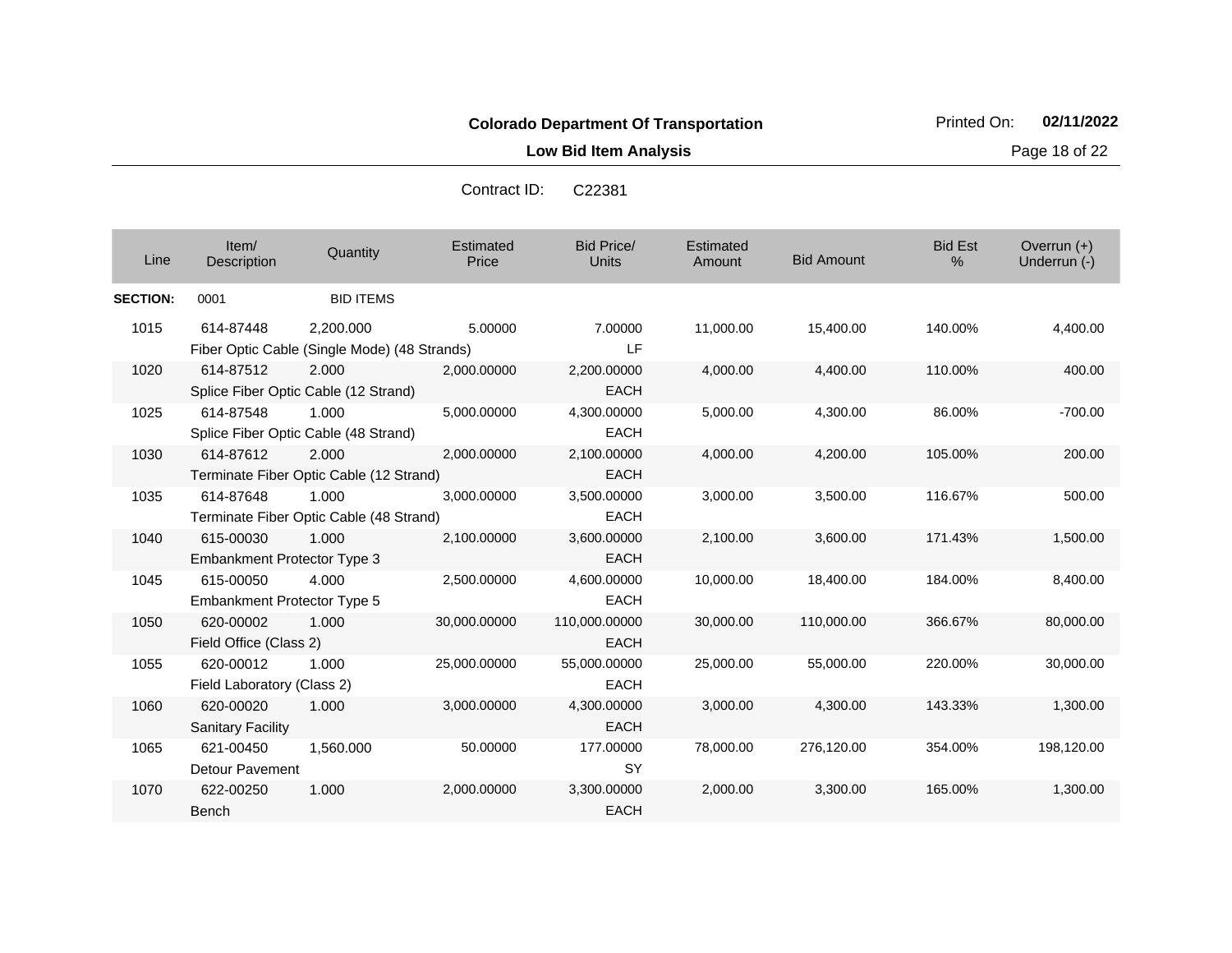**Colorado Department Of Transportation**

**Low Bid Item Analysis**

Printed On: **02/11/2022**

Contract ID: C22381

| Line | Item/ Description | Quantity | Estimated Price | Bid Price/ Units | Estimated Amount | Bid Amount | Bid Est % | Overrun (+) Underrun (-) |
|---|---|---|---|---|---|---|---|---|
| **SECTION:** | 0001 | BID ITEMS | | | | | | |
| 1015 | 614-87448 Fiber Optic Cable (Single Mode) (48 Strands) | 2,200.000 | 5.00000 | 7.00000 LF | 11,000.00 | 15,400.00 | 140.00% | 4,400.00 |
| 1020 | 614-87512 Splice Fiber Optic Cable (12 Strand) | 2.000 | 2,000.00000 | 2,200.00000 EACH | 4,000.00 | 4,400.00 | 110.00% | 400.00 |
| 1025 | 614-87548 Splice Fiber Optic Cable (48 Strand) | 1.000 | 5,000.00000 | 4,300.00000 EACH | 5,000.00 | 4,300.00 | 86.00% | -700.00 |
| 1030 | 614-87612 Terminate Fiber Optic Cable (12 Strand) | 2.000 | 2,000.00000 | 2,100.00000 EACH | 4,000.00 | 4,200.00 | 105.00% | 200.00 |
| 1035 | 614-87648 Terminate Fiber Optic Cable (48 Strand) | 1.000 | 3,000.00000 | 3,500.00000 EACH | 3,000.00 | 3,500.00 | 116.67% | 500.00 |
| 1040 | 615-00030 Embankment Protector Type 3 | 1.000 | 2,100.00000 | 3,600.00000 EACH | 2,100.00 | 3,600.00 | 171.43% | 1,500.00 |
| 1045 | 615-00050 Embankment Protector Type 5 | 4.000 | 2,500.00000 | 4,600.00000 EACH | 10,000.00 | 18,400.00 | 184.00% | 8,400.00 |
| 1050 | 620-00002 Field Office (Class 2) | 1.000 | 30,000.00000 | 110,000.00000 EACH | 30,000.00 | 110,000.00 | 366.67% | 80,000.00 |
| 1055 | 620-00012 Field Laboratory (Class 2) | 1.000 | 25,000.00000 | 55,000.00000 EACH | 25,000.00 | 55,000.00 | 220.00% | 30,000.00 |
| 1060 | 620-00020 Sanitary Facility | 1.000 | 3,000.00000 | 4,300.00000 EACH | 3,000.00 | 4,300.00 | 143.33% | 1,300.00 |
| 1065 | 621-00450 Detour Pavement | 1,560.000 | 50.00000 | 177.00000 SY | 78,000.00 | 276,120.00 | 354.00% | 198,120.00 |
| 1070 | 622-00250 Bench | 1.000 | 2,000.00000 | 3,300.00000 EACH | 2,000.00 | 3,300.00 | 165.00% | 1,300.00 |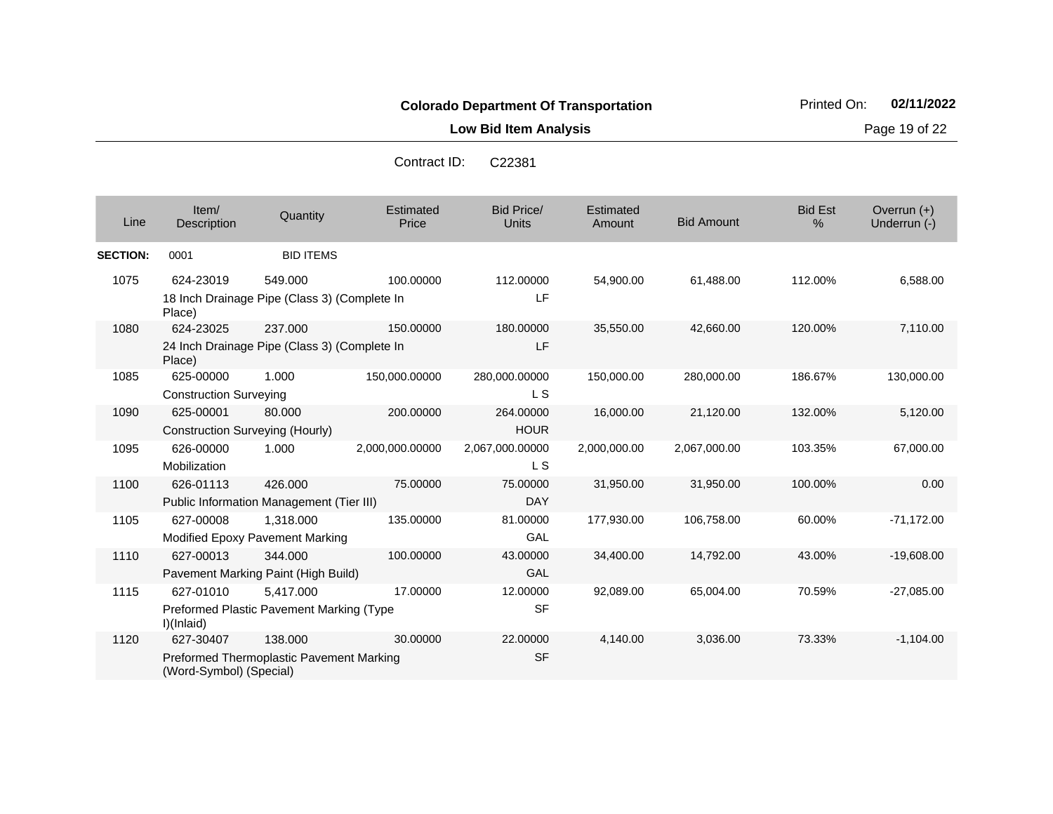**Colorado Department Of Transportation**

**Low Bid Item Analysis**

Printed On: **02/11/2022**

Contract ID: C22381

| Line | Item/ Description | Quantity | Estimated Price | Bid Price/ Units | Estimated Amount | Bid Amount | Bid Est % | Overrun (+) Underrun (-) |
|---|---|---|---|---|---|---|---|---|
| **SECTION:** | 0001 | BID ITEMS | | | | | | |
| 1075 | 624-23019 18 Inch Drainage Pipe (Class 3) (Complete In Place) | 549.000 | 100.00000 | 112.00000 LF | 54,900.00 | 61,488.00 | 112.00% | 6,588.00 |
| 1080 | 624-23025 24 Inch Drainage Pipe (Class 3) (Complete In Place) | 237.000 | 150.00000 | 180.00000 LF | 35,550.00 | 42,660.00 | 120.00% | 7,110.00 |
| 1085 | 625-00000 Construction Surveying | 1.000 | 150,000.00000 | 280,000.00000 L S | 150,000.00 | 280,000.00 | 186.67% | 130,000.00 |
| 1090 | 625-00001 Construction Surveying (Hourly) | 80.000 | 200.00000 | 264.00000 HOUR | 16,000.00 | 21,120.00 | 132.00% | 5,120.00 |
| 1095 | 626-00000 Mobilization | 1.000 | 2,000,000.00000 | 2,067,000.00000 L S | 2,000,000.00 | 2,067,000.00 | 103.35% | 67,000.00 |
| 1100 | 626-01113 Public Information Management (Tier III) | 426.000 | 75.00000 | 75.00000 DAY | 31,950.00 | 31,950.00 | 100.00% | 0.00 |
| 1105 | 627-00008 Modified Epoxy Pavement Marking | 1,318.000 | 135.00000 | 81.00000 GAL | 177,930.00 | 106,758.00 | 60.00% | -71,172.00 |
| 1110 | 627-00013 Pavement Marking Paint (High Build) | 344.000 | 100.00000 | 43.00000 GAL | 34,400.00 | 14,792.00 | 43.00% | -19,608.00 |
| 1115 | 627-01010 Preformed Plastic Pavement Marking (Type I)(Inlaid) | 5,417.000 | 17.00000 | 12.00000 SF | 92,089.00 | 65,004.00 | 70.59% | -27,085.00 |
| 1120 | 627-30407 Preformed Thermoplastic Pavement Marking (Word-Symbol) (Special) | 138.000 | 30.00000 | 22.00000 SF | 4,140.00 | 3,036.00 | 73.33% | -1,104.00 |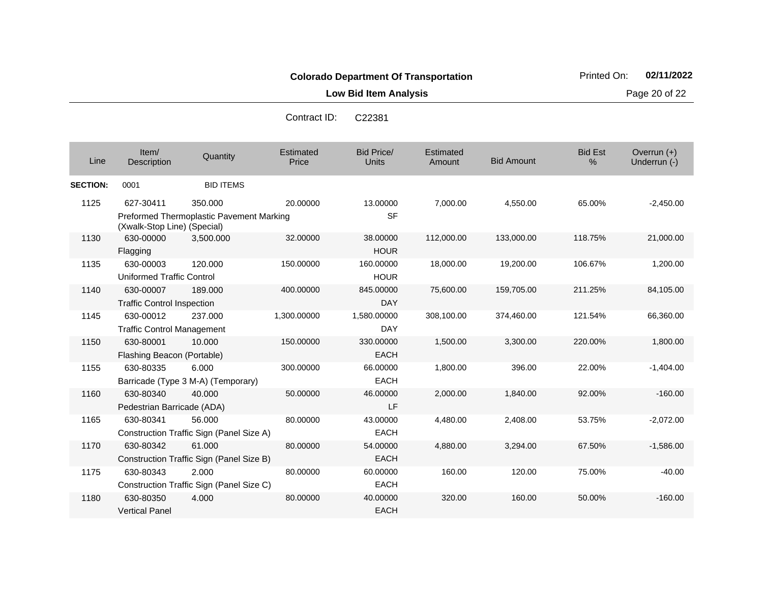**Colorado Department Of Transportation**

**Low Bid Item Analysis**

Printed On: **02/11/2022**

Contract ID: C22381

| Line | Item/ Description | Quantity | Estimated Price | Bid Price/ Units | Estimated Amount | Bid Amount | Bid Est % | Overrun (+) Underrun (-) |
|---|---|---|---|---|---|---|---|---|
| **SECTION:** | 0001 | BID ITEMS | | | | | | |
| 1125 | 627-30411 Preformed Thermoplastic Pavement Marking (Xwalk-Stop Line) (Special) | 350.000 | 20.00000 | 13.00000 SF | 7,000.00 | 4,550.00 | 65.00% | -2,450.00 |
| 1130 | 630-00000 Flagging | 3,500.000 | 32.00000 | 38.00000 HOUR | 112,000.00 | 133,000.00 | 118.75% | 21,000.00 |
| 1135 | 630-00003 Uniformed Traffic Control | 120.000 | 150.00000 | 160.00000 HOUR | 18,000.00 | 19,200.00 | 106.67% | 1,200.00 |
| 1140 | 630-00007 Traffic Control Inspection | 189.000 | 400.00000 | 845.00000 DAY | 75,600.00 | 159,705.00 | 211.25% | 84,105.00 |
| 1145 | 630-00012 Traffic Control Management | 237.000 | 1,300.00000 | 1,580.00000 DAY | 308,100.00 | 374,460.00 | 121.54% | 66,360.00 |
| 1150 | 630-80001 Flashing Beacon (Portable) | 10.000 | 150.00000 | 330.00000 EACH | 1,500.00 | 3,300.00 | 220.00% | 1,800.00 |
| 1155 | 630-80335 Barricade (Type 3 M-A) (Temporary) | 6.000 | 300.00000 | 66.00000 EACH | 1,800.00 | 396.00 | 22.00% | -1,404.00 |
| 1160 | 630-80340 Pedestrian Barricade (ADA) | 40.000 | 50.00000 | 46.00000 LF | 2,000.00 | 1,840.00 | 92.00% | -160.00 |
| 1165 | 630-80341 Construction Traffic Sign (Panel Size A) | 56.000 | 80.00000 | 43.00000 EACH | 4,480.00 | 2,408.00 | 53.75% | -2,072.00 |
| 1170 | 630-80342 Construction Traffic Sign (Panel Size B) | 61.000 | 80.00000 | 54.00000 EACH | 4,880.00 | 3,294.00 | 67.50% | -1,586.00 |
| 1175 | 630-80343 Construction Traffic Sign (Panel Size C) | 2.000 | 80.00000 | 60.00000 EACH | 160.00 | 120.00 | 75.00% | -40.00 |
| 1180 | 630-80350 Vertical Panel | 4.000 | 80.00000 | 40.00000 EACH | 320.00 | 160.00 | 50.00% | -160.00 |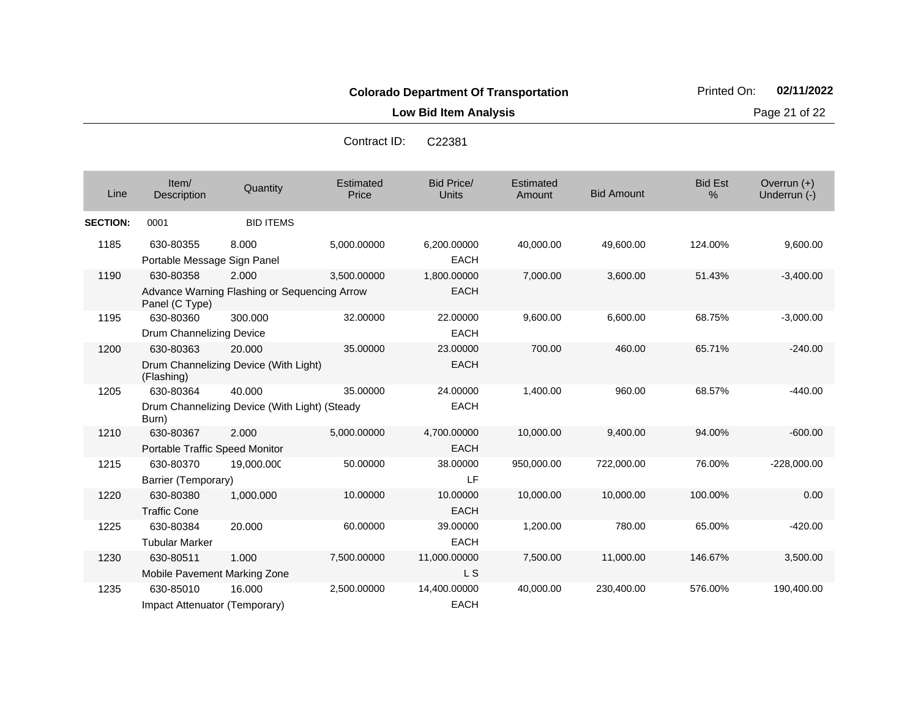**Colorado Department Of Transportation**

Printed On: **02/11/2022**

**Low Bid Item Analysis**

Contract ID: C22381

| Line | Item/ Description | Quantity | Estimated Price | Bid Price/ Units | Estimated Amount | Bid Amount | Bid Est % | Overrun (+) Underrun (-) |
|---|---|---|---|---|---|---|---|---|
| **SECTION:** | 0001 | BID ITEMS | | | | | | |
| 1185 | 630-80355 Portable Message Sign Panel | 8.000 | 5,000.00000 | 6,200.00000 EACH | 40,000.00 | 49,600.00 | 124.00% | 9,600.00 |
| 1190 | 630-80358 Advance Warning Flashing or Sequencing Arrow Panel (C Type) | 2.000 | 3,500.00000 | 1,800.00000 EACH | 7,000.00 | 3,600.00 | 51.43% | -3,400.00 |
| 1195 | 630-80360 Drum Channelizing Device | 300.000 | 32.00000 | 22.00000 EACH | 9,600.00 | 6,600.00 | 68.75% | -3,000.00 |
| 1200 | 630-80363 Drum Channelizing Device (With Light) (Flashing) | 20.000 | 35.00000 | 23.00000 EACH | 700.00 | 460.00 | 65.71% | -240.00 |
| 1205 | 630-80364 Drum Channelizing Device (With Light) (Steady Burn) | 40.000 | 35.00000 | 24.00000 EACH | 1,400.00 | 960.00 | 68.57% | -440.00 |
| 1210 | 630-80367 Portable Traffic Speed Monitor | 2.000 | 5,000.00000 | 4,700.00000 EACH | 10,000.00 | 9,400.00 | 94.00% | -600.00 |
| 1215 | 630-80370 Barrier (Temporary) | 19,000.000 | 50.00000 | 38.00000 LF | 950,000.00 | 722,000.00 | 76.00% | -228,000.00 |
| 1220 | 630-80380 Traffic Cone | 1,000.000 | 10.00000 | 10.00000 EACH | 10,000.00 | 10,000.00 | 100.00% | 0.00 |
| 1225 | 630-80384 Tubular Marker | 20.000 | 60.00000 | 39.00000 EACH | 1,200.00 | 780.00 | 65.00% | -420.00 |
| 1230 | 630-80511 Mobile Pavement Marking Zone | 1.000 | 7,500.00000 | 11,000.00000 L S | 7,500.00 | 11,000.00 | 146.67% | 3,500.00 |
| 1235 | 630-85010 Impact Attenuator (Temporary) | 16.000 | 2,500.00000 | 14,400.00000 EACH | 40,000.00 | 230,400.00 | 576.00% | 190,400.00 |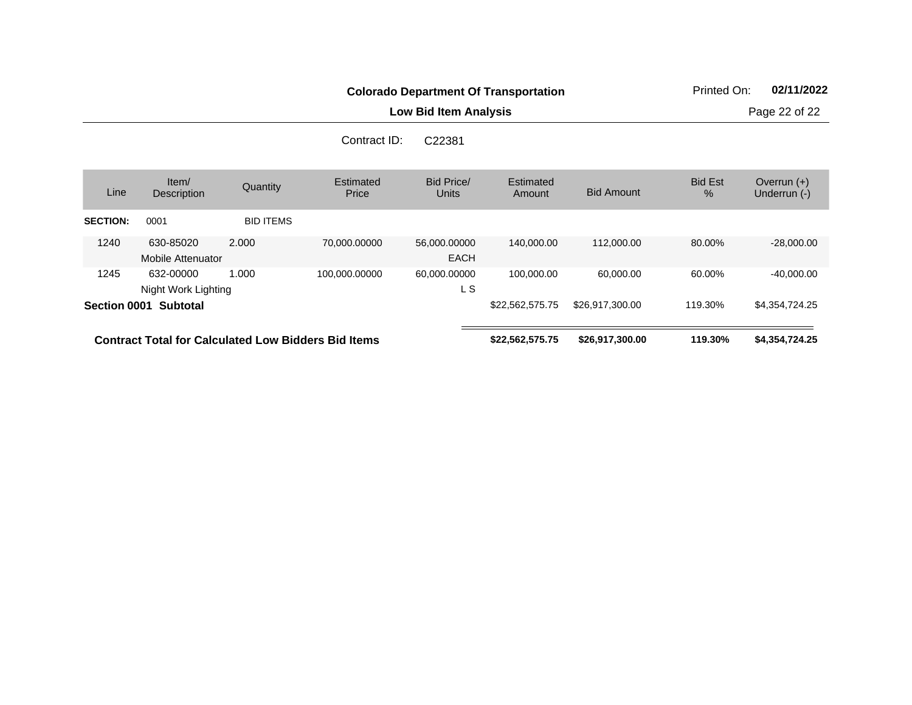**Colorado Department Of Transportation**

**Low Bid Item Analysis**

Printed On: **02/11/2022**

Contract ID: C22381

| Line | Item/ Description | Quantity | Estimated Price | Bid Price/ Units | Estimated Amount | Bid Amount | Bid Est % | Overrun (+) Underrun (-) |
|---|---|---|---|---|---|---|---|---|
| **SECTION:** | 0001 | BID ITEMS | | | | | | |
| 1240 | 630-85020 Mobile Attenuator | 2.000 | 70,000.00000 | 56,000.00000 EACH | 140,000.00 | 112,000.00 | 80.00% | -28,000.00 |
| 1245 | 632-00000 Night Work Lighting | 1.000 | 100,000.00000 | 60,000.00000 L S | 100,000.00 | 60,000.00 | 60.00% | -40,000.00 |
| **Section 0001 Subtotal** | | | | | $22,562,575.75 | $26,917,300.00 | 119.30% | $4,354,724.25 |
| **Contract Total for Calculated Low Bidders Bid Items** | | | | | **$22,562,575.75** | **$26,917,300.00** | **119.30%** | **$4,354,724.25** |